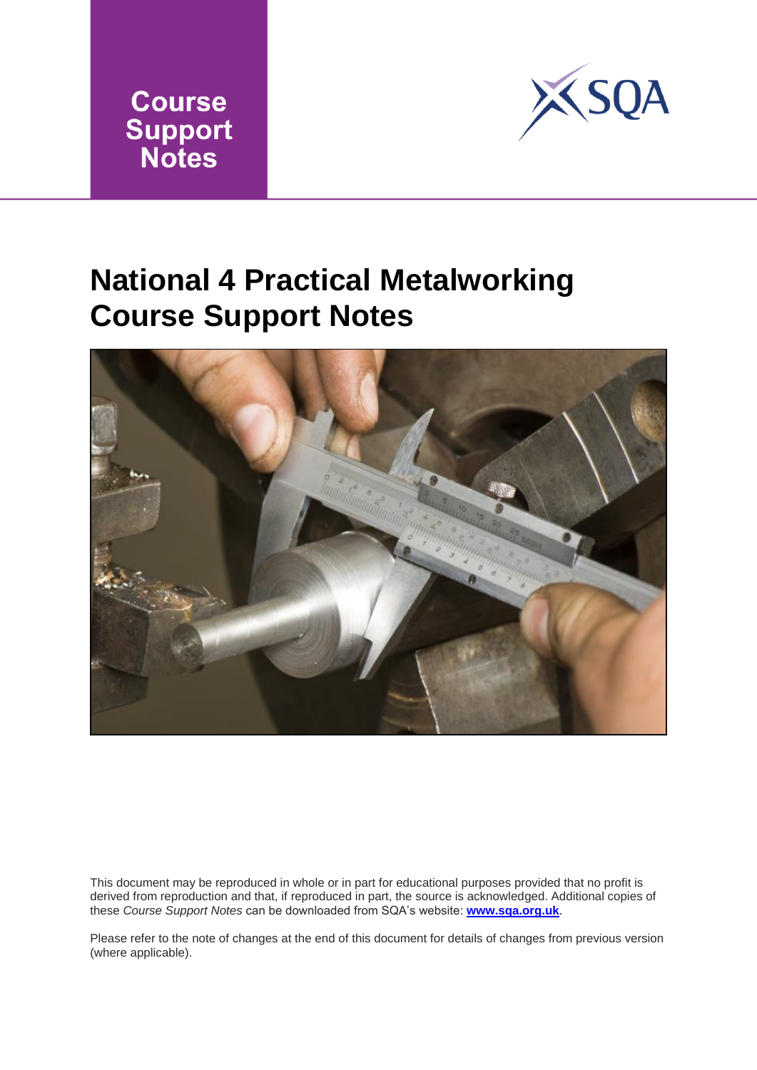Course Support Notes

# National 4 Practical Metalworking Course Support Notes

This document may be reproduced in whole or in part for educational purposes provided that no profit is derived from reproduction and that, if reproduced in part, the source is acknowledged. Additional copies of these *Course Support Notes* can be downloaded from SQA's website: **www.sqa.org.uk**.

Please refer to the note of changes at the end of this document for details of changes from previous version (where applicable).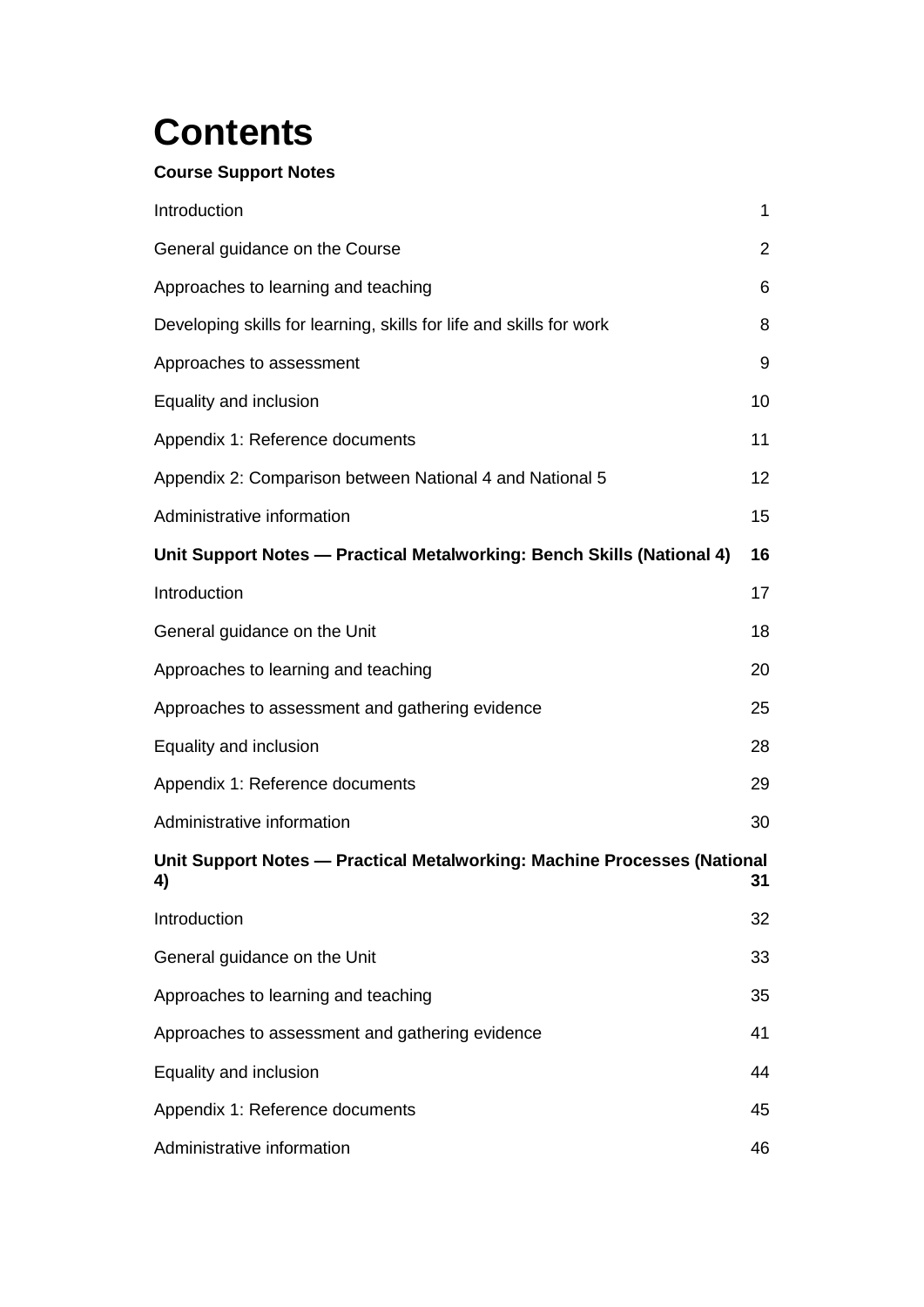# Contents

**Course Support Notes**

| | |
|---|---|
| Introduction | 1 |
| General guidance on the Course | 2 |
| Approaches to learning and teaching | 6 |
| Developing skills for learning, skills for life and skills for work | 8 |
| Approaches to assessment | 9 |
| Equality and inclusion | 10 |
| Appendix 1: Reference documents | 11 |
| Appendix 2: Comparison between National 4 and National 5 | 12 |
| Administrative information | 15 |
| **Unit Support Notes — Practical Metalworking: Bench Skills (National 4)** | **16** |
| Introduction | 17 |
| General guidance on the Unit | 18 |
| Approaches to learning and teaching | 20 |
| Approaches to assessment and gathering evidence | 25 |
| Equality and inclusion | 28 |
| Appendix 1: Reference documents | 29 |
| Administrative information | 30 |
| **Unit Support Notes — Practical Metalworking: Machine Processes (National 4)** | **31** |
| Introduction | 32 |
| General guidance on the Unit | 33 |
| Approaches to learning and teaching | 35 |
| Approaches to assessment and gathering evidence | 41 |
| Equality and inclusion | 44 |
| Appendix 1: Reference documents | 45 |
| Administrative information | 46 |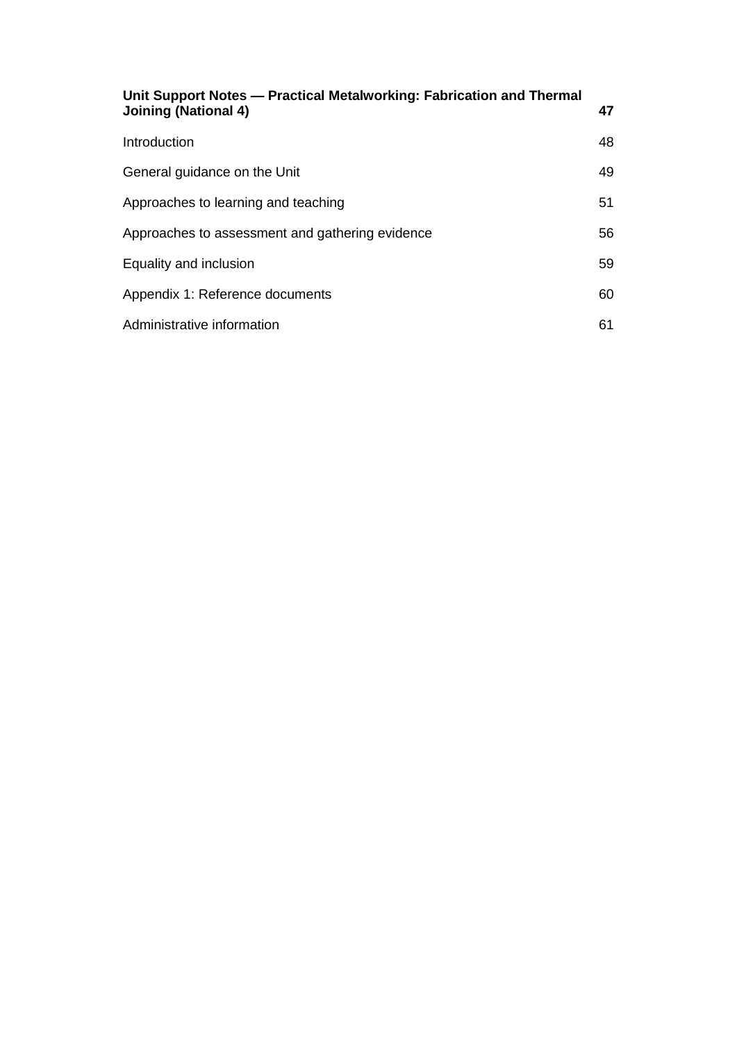| | |
|---|---|
| **Unit Support Notes — Practical Metalworking: Fabrication and Thermal Joining (National 4)** | **47** |
| Introduction | 48 |
| General guidance on the Unit | 49 |
| Approaches to learning and teaching | 51 |
| Approaches to assessment and gathering evidence | 56 |
| Equality and inclusion | 59 |
| Appendix 1: Reference documents | 60 |
| Administrative information | 61 |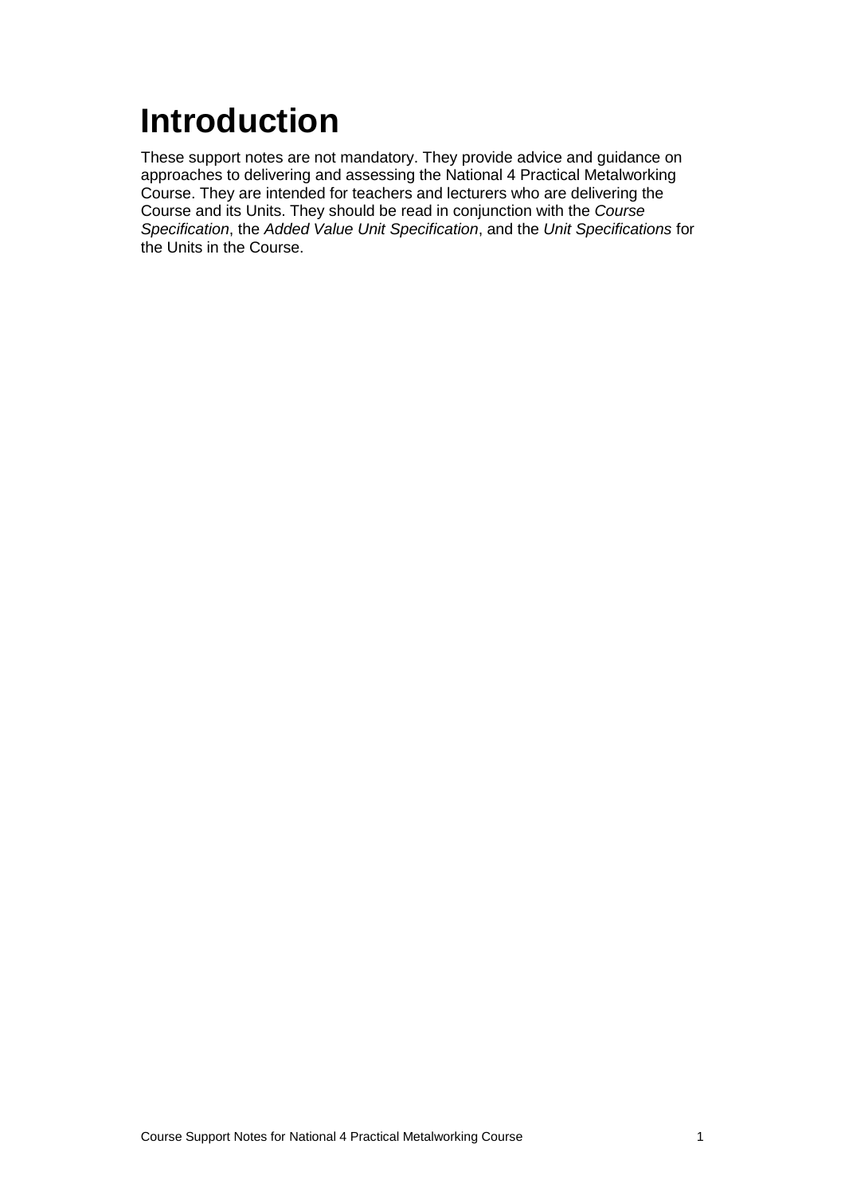# Introduction

These support notes are not mandatory. They provide advice and guidance on approaches to delivering and assessing the National 4 Practical Metalworking Course. They are intended for teachers and lecturers who are delivering the Course and its Units. They should be read in conjunction with the *Course Specification*, the *Added Value Unit Specification*, and the *Unit Specifications* for the Units in the Course.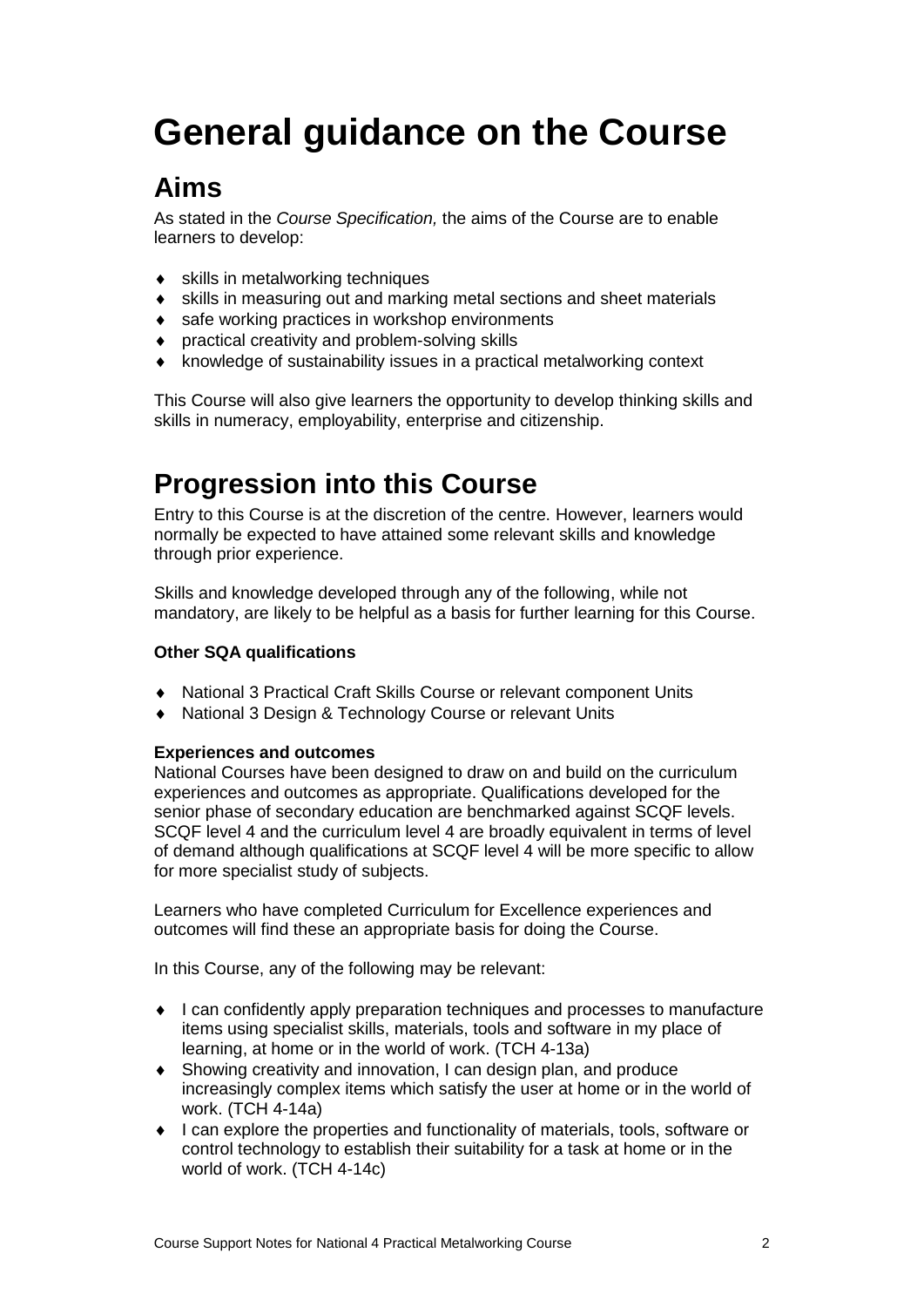# General guidance on the Course

## Aims

As stated in the *Course Specification,* the aims of the Course are to enable learners to develop:

- skills in metalworking techniques
- skills in measuring out and marking metal sections and sheet materials
- safe working practices in workshop environments
- practical creativity and problem-solving skills
- knowledge of sustainability issues in a practical metalworking context

This Course will also give learners the opportunity to develop thinking skills and skills in numeracy, employability, enterprise and citizenship.

## Progression into this Course

Entry to this Course is at the discretion of the centre. However, learners would normally be expected to have attained some relevant skills and knowledge through prior experience.

Skills and knowledge developed through any of the following, while not mandatory, are likely to be helpful as a basis for further learning for this Course.

**Other SQA qualifications**

- National 3 Practical Craft Skills Course or relevant component Units
- National 3 Design & Technology Course or relevant Units

**Experiences and outcomes**

National Courses have been designed to draw on and build on the curriculum experiences and outcomes as appropriate. Qualifications developed for the senior phase of secondary education are benchmarked against SCQF levels. SCQF level 4 and the curriculum level 4 are broadly equivalent in terms of level of demand although qualifications at SCQF level 4 will be more specific to allow for more specialist study of subjects.

Learners who have completed Curriculum for Excellence experiences and outcomes will find these an appropriate basis for doing the Course.

In this Course, any of the following may be relevant:

- I can confidently apply preparation techniques and processes to manufacture items using specialist skills, materials, tools and software in my place of learning, at home or in the world of work. (TCH 4-13a)
- Showing creativity and innovation, I can design plan, and produce increasingly complex items which satisfy the user at home or in the world of work. (TCH 4-14a)
- I can explore the properties and functionality of materials, tools, software or control technology to establish their suitability for a task at home or in the world of work. (TCH 4-14c)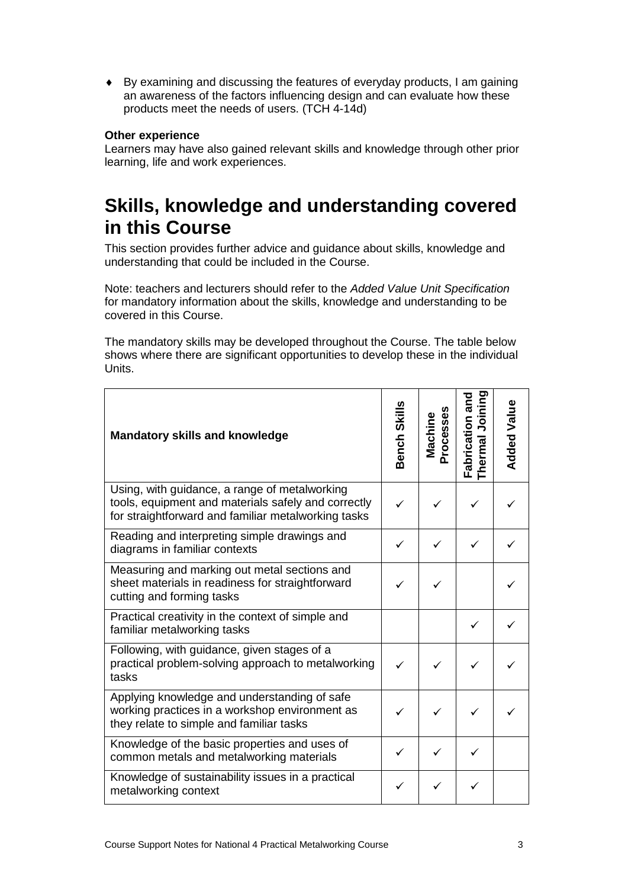- By examining and discussing the features of everyday products, I am gaining an awareness of the factors influencing design and can evaluate how these products meet the needs of users. (TCH 4-14d)

**Other experience**

Learners may have also gained relevant skills and knowledge through other prior learning, life and work experiences.

# Skills, knowledge and understanding covered in this Course

This section provides further advice and guidance about skills, knowledge and understanding that could be included in the Course.

Note: teachers and lecturers should refer to the *Added Value Unit Specification* for mandatory information about the skills, knowledge and understanding to be covered in this Course.

The mandatory skills may be developed throughout the Course. The table below shows where there are significant opportunities to develop these in the individual Units.

| Mandatory skills and knowledge | Bench Skills | Machine Processes | Fabrication and Thermal Joining | Added Value |
|---|---|---|---|---|
| Using, with guidance, a range of metalworking tools, equipment and materials safely and correctly for straightforward and familiar metalworking tasks | ✓ | ✓ | ✓ | ✓ |
| Reading and interpreting simple drawings and diagrams in familiar contexts | ✓ | ✓ | ✓ | ✓ |
| Measuring and marking out metal sections and sheet materials in readiness for straightforward cutting and forming tasks | ✓ | ✓ | | ✓ |
| Practical creativity in the context of simple and familiar metalworking tasks | | | ✓ | ✓ |
| Following, with guidance, given stages of a practical problem-solving approach to metalworking tasks | ✓ | ✓ | ✓ | ✓ |
| Applying knowledge and understanding of safe working practices in a workshop environment as they relate to simple and familiar tasks | ✓ | ✓ | ✓ | ✓ |
| Knowledge of the basic properties and uses of common metals and metalworking materials | ✓ | ✓ | ✓ | |
| Knowledge of sustainability issues in a practical metalworking context | ✓ | ✓ | ✓ | |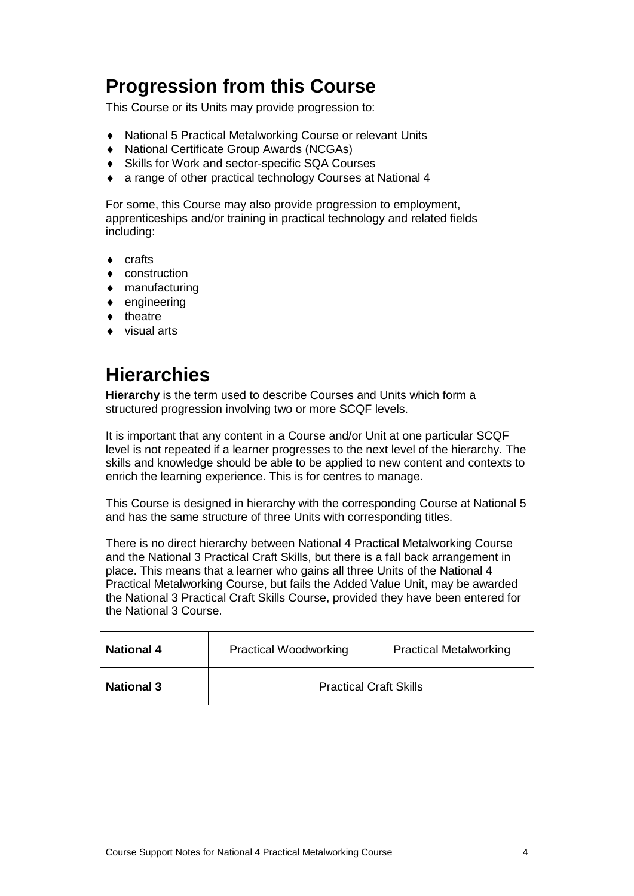## Progression from this Course

This Course or its Units may provide progression to:

- National 5 Practical Metalworking Course or relevant Units
- National Certificate Group Awards (NCGAs)
- Skills for Work and sector-specific SQA Courses
- a range of other practical technology Courses at National 4

For some, this Course may also provide progression to employment, apprenticeships and/or training in practical technology and related fields including:

- crafts
- construction
- manufacturing
- engineering
- theatre
- visual arts

## Hierarchies

**Hierarchy** is the term used to describe Courses and Units which form a structured progression involving two or more SCQF levels.

It is important that any content in a Course and/or Unit at one particular SCQF level is not repeated if a learner progresses to the next level of the hierarchy. The skills and knowledge should be able to be applied to new content and contexts to enrich the learning experience. This is for centres to manage.

This Course is designed in hierarchy with the corresponding Course at National 5 and has the same structure of three Units with corresponding titles.

There is no direct hierarchy between National 4 Practical Metalworking Course and the National 3 Practical Craft Skills, but there is a fall back arrangement in place. This means that a learner who gains all three Units of the National 4 Practical Metalworking Course, but fails the Added Value Unit, may be awarded the National 3 Practical Craft Skills Course, provided they have been entered for the National 3 Course.

| | | |
|---|---|---|
| **National 4** | Practical Woodworking | Practical Metalworking |
| **National 3** | Practical Craft Skills | |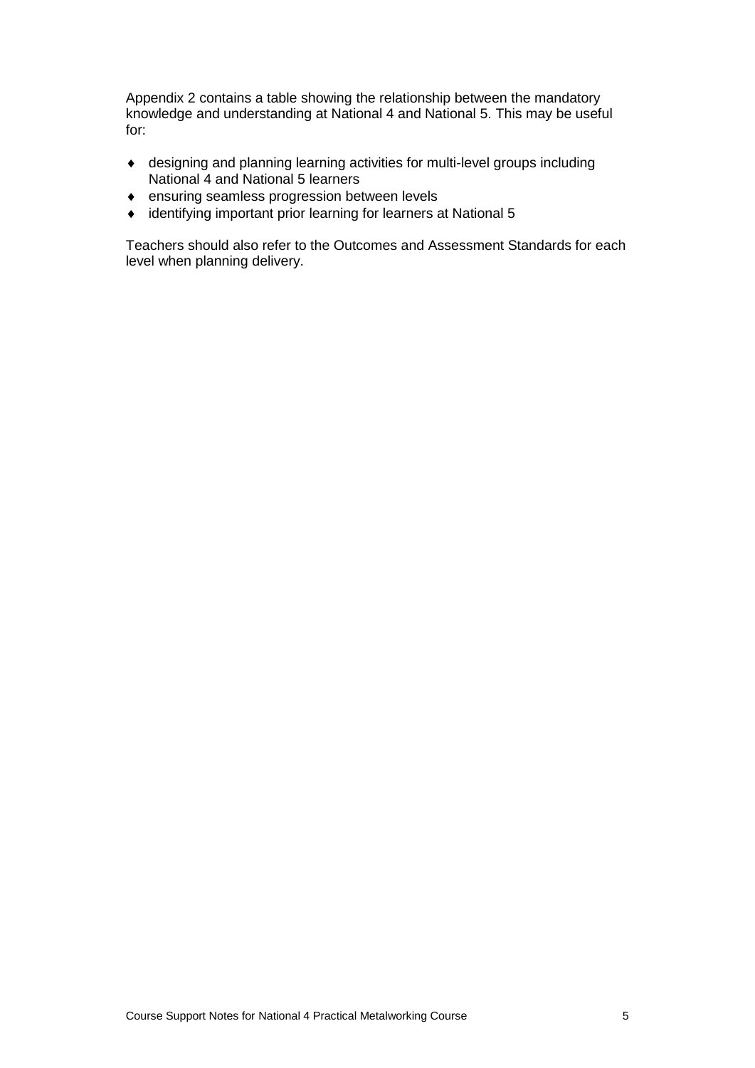Appendix 2 contains a table showing the relationship between the mandatory knowledge and understanding at National 4 and National 5. This may be useful for:

- designing and planning learning activities for multi-level groups including National 4 and National 5 learners
- ensuring seamless progression between levels
- identifying important prior learning for learners at National 5

Teachers should also refer to the Outcomes and Assessment Standards for each level when planning delivery.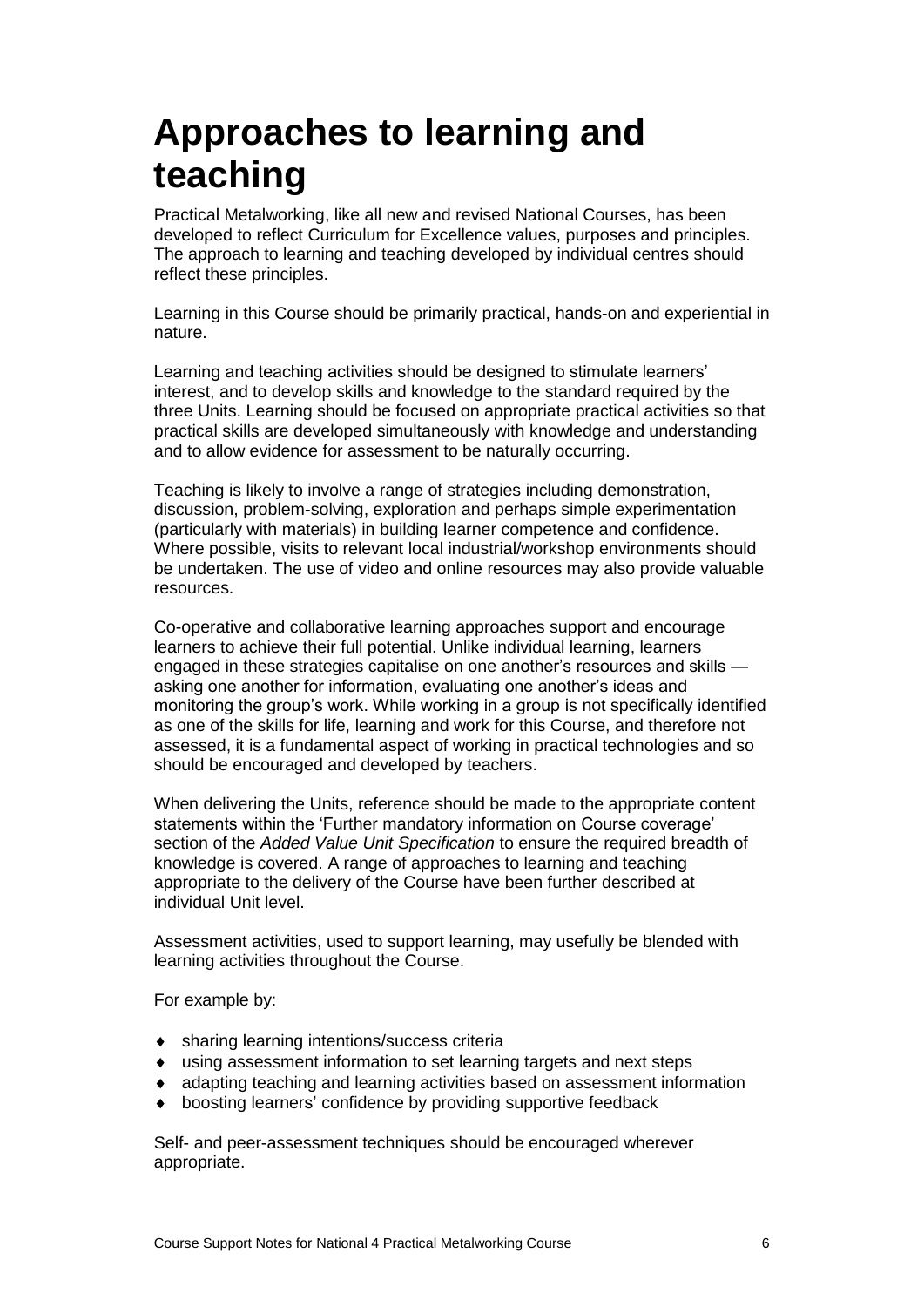# Approaches to learning and teaching

Practical Metalworking, like all new and revised National Courses, has been developed to reflect Curriculum for Excellence values, purposes and principles. The approach to learning and teaching developed by individual centres should reflect these principles.

Learning in this Course should be primarily practical, hands-on and experiential in nature.

Learning and teaching activities should be designed to stimulate learners' interest, and to develop skills and knowledge to the standard required by the three Units. Learning should be focused on appropriate practical activities so that practical skills are developed simultaneously with knowledge and understanding and to allow evidence for assessment to be naturally occurring.

Teaching is likely to involve a range of strategies including demonstration, discussion, problem-solving, exploration and perhaps simple experimentation (particularly with materials) in building learner competence and confidence. Where possible, visits to relevant local industrial/workshop environments should be undertaken. The use of video and online resources may also provide valuable resources.

Co-operative and collaborative learning approaches support and encourage learners to achieve their full potential. Unlike individual learning, learners engaged in these strategies capitalise on one another's resources and skills — asking one another for information, evaluating one another's ideas and monitoring the group's work. While working in a group is not specifically identified as one of the skills for life, learning and work for this Course, and therefore not assessed, it is a fundamental aspect of working in practical technologies and so should be encouraged and developed by teachers.

When delivering the Units, reference should be made to the appropriate content statements within the 'Further mandatory information on Course coverage' section of the *Added Value Unit Specification* to ensure the required breadth of knowledge is covered. A range of approaches to learning and teaching appropriate to the delivery of the Course have been further described at individual Unit level.

Assessment activities, used to support learning, may usefully be blended with learning activities throughout the Course.

For example by:

- sharing learning intentions/success criteria
- using assessment information to set learning targets and next steps
- adapting teaching and learning activities based on assessment information
- boosting learners' confidence by providing supportive feedback

Self- and peer-assessment techniques should be encouraged wherever appropriate.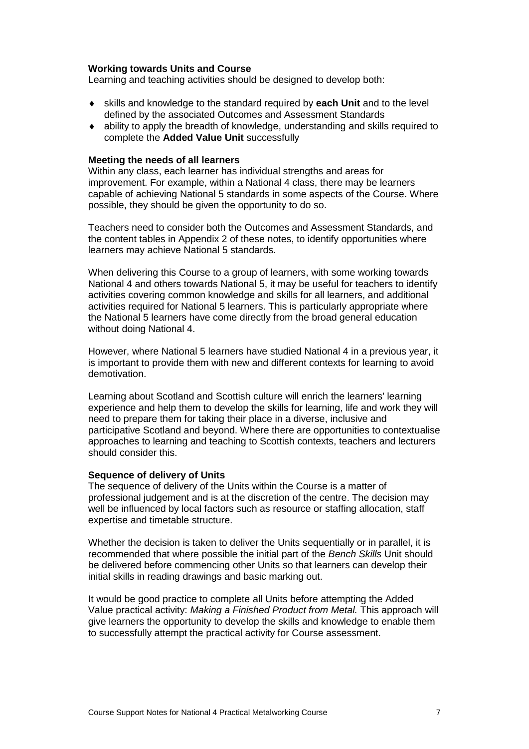**Working towards Units and Course**

Learning and teaching activities should be designed to develop both:

- skills and knowledge to the standard required by **each Unit** and to the level defined by the associated Outcomes and Assessment Standards
- ability to apply the breadth of knowledge, understanding and skills required to complete the **Added Value Unit** successfully

**Meeting the needs of all learners**

Within any class, each learner has individual strengths and areas for improvement. For example, within a National 4 class, there may be learners capable of achieving National 5 standards in some aspects of the Course. Where possible, they should be given the opportunity to do so.

Teachers need to consider both the Outcomes and Assessment Standards, and the content tables in Appendix 2 of these notes, to identify opportunities where learners may achieve National 5 standards.

When delivering this Course to a group of learners, with some working towards National 4 and others towards National 5, it may be useful for teachers to identify activities covering common knowledge and skills for all learners, and additional activities required for National 5 learners. This is particularly appropriate where the National 5 learners have come directly from the broad general education without doing National 4.

However, where National 5 learners have studied National 4 in a previous year, it is important to provide them with new and different contexts for learning to avoid demotivation.

Learning about Scotland and Scottish culture will enrich the learners' learning experience and help them to develop the skills for learning, life and work they will need to prepare them for taking their place in a diverse, inclusive and participative Scotland and beyond. Where there are opportunities to contextualise approaches to learning and teaching to Scottish contexts, teachers and lecturers should consider this.

**Sequence of delivery of Units**

The sequence of delivery of the Units within the Course is a matter of professional judgement and is at the discretion of the centre. The decision may well be influenced by local factors such as resource or staffing allocation, staff expertise and timetable structure.

Whether the decision is taken to deliver the Units sequentially or in parallel, it is recommended that where possible the initial part of the *Bench Skills* Unit should be delivered before commencing other Units so that learners can develop their initial skills in reading drawings and basic marking out.

It would be good practice to complete all Units before attempting the Added Value practical activity: *Making a Finished Product from Metal.* This approach will give learners the opportunity to develop the skills and knowledge to enable them to successfully attempt the practical activity for Course assessment.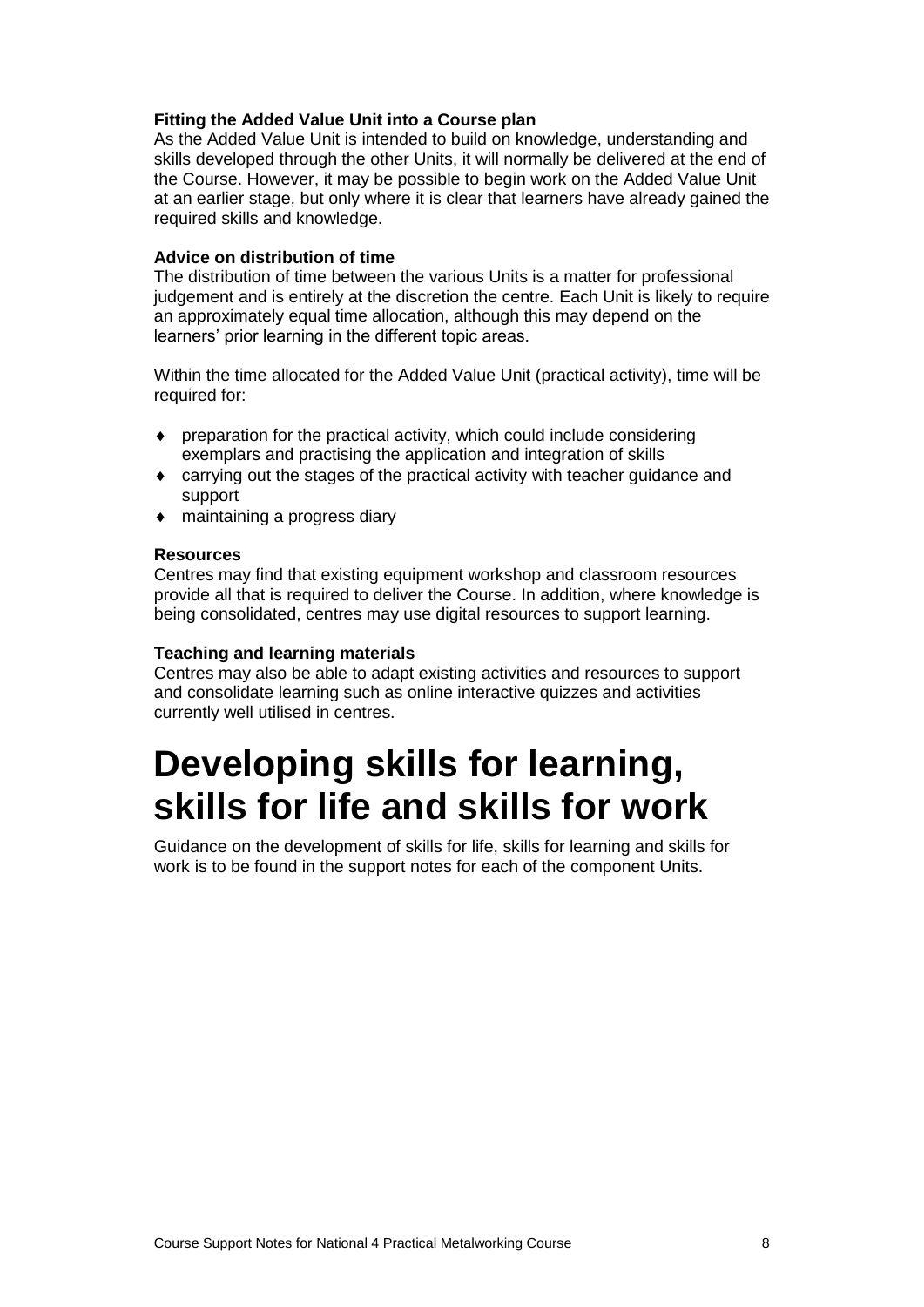**Fitting the Added Value Unit into a Course plan**

As the Added Value Unit is intended to build on knowledge, understanding and skills developed through the other Units, it will normally be delivered at the end of the Course. However, it may be possible to begin work on the Added Value Unit at an earlier stage, but only where it is clear that learners have already gained the required skills and knowledge.

**Advice on distribution of time**

The distribution of time between the various Units is a matter for professional judgement and is entirely at the discretion the centre. Each Unit is likely to require an approximately equal time allocation, although this may depend on the learners' prior learning in the different topic areas.

Within the time allocated for the Added Value Unit (practical activity), time will be required for:

- preparation for the practical activity, which could include considering exemplars and practising the application and integration of skills
- carrying out the stages of the practical activity with teacher guidance and support
- maintaining a progress diary

**Resources**

Centres may find that existing equipment workshop and classroom resources provide all that is required to deliver the Course. In addition, where knowledge is being consolidated, centres may use digital resources to support learning.

**Teaching and learning materials**

Centres may also be able to adapt existing activities and resources to support and consolidate learning such as online interactive quizzes and activities currently well utilised in centres.

# Developing skills for learning, skills for life and skills for work

Guidance on the development of skills for life, skills for learning and skills for work is to be found in the support notes for each of the component Units.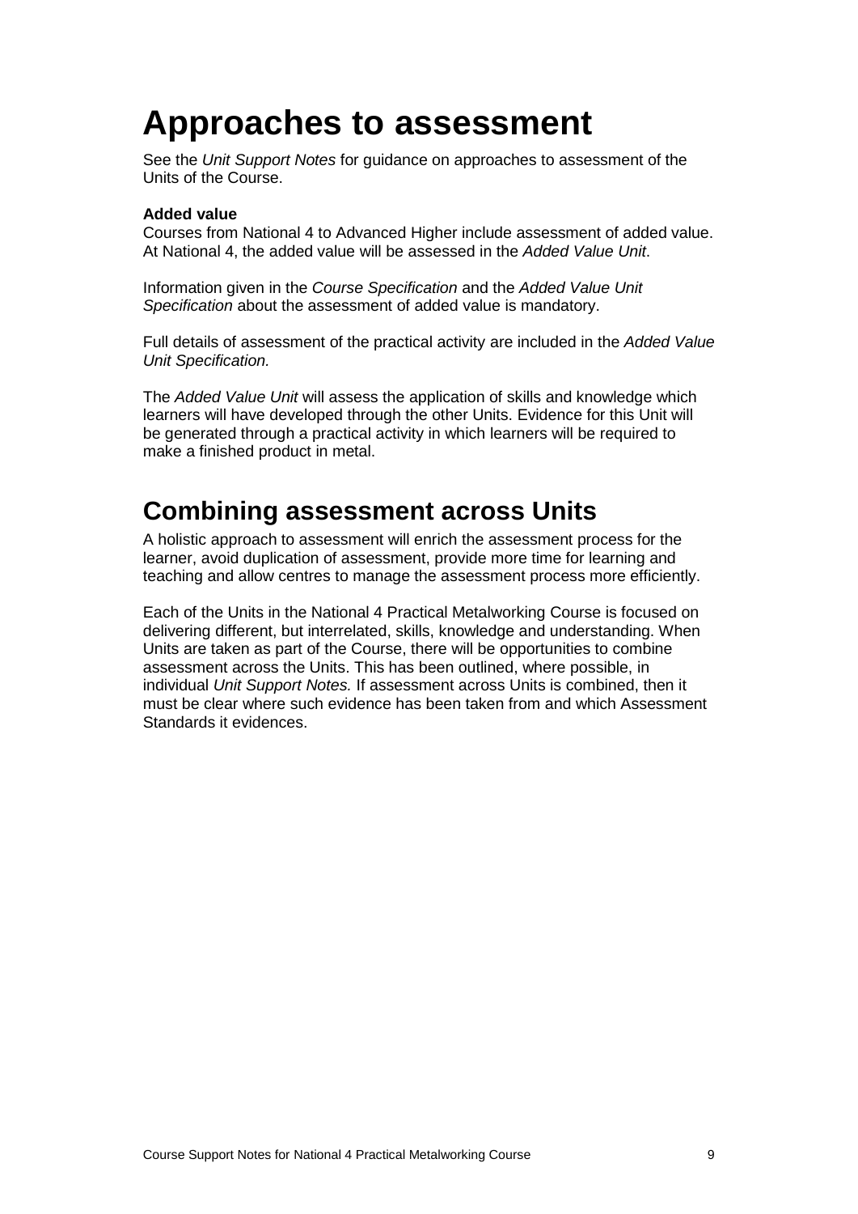# Approaches to assessment

See the *Unit Support Notes* for guidance on approaches to assessment of the Units of the Course.

**Added value**

Courses from National 4 to Advanced Higher include assessment of added value. At National 4, the added value will be assessed in the *Added Value Unit*.

Information given in the *Course Specification* and the *Added Value Unit Specification* about the assessment of added value is mandatory.

Full details of assessment of the practical activity are included in the *Added Value Unit Specification.*

The *Added Value Unit* will assess the application of skills and knowledge which learners will have developed through the other Units. Evidence for this Unit will be generated through a practical activity in which learners will be required to make a finished product in metal.

## Combining assessment across Units

A holistic approach to assessment will enrich the assessment process for the learner, avoid duplication of assessment, provide more time for learning and teaching and allow centres to manage the assessment process more efficiently.

Each of the Units in the National 4 Practical Metalworking Course is focused on delivering different, but interrelated, skills, knowledge and understanding. When Units are taken as part of the Course, there will be opportunities to combine assessment across the Units. This has been outlined, where possible, in individual *Unit Support Notes.* If assessment across Units is combined, then it must be clear where such evidence has been taken from and which Assessment Standards it evidences.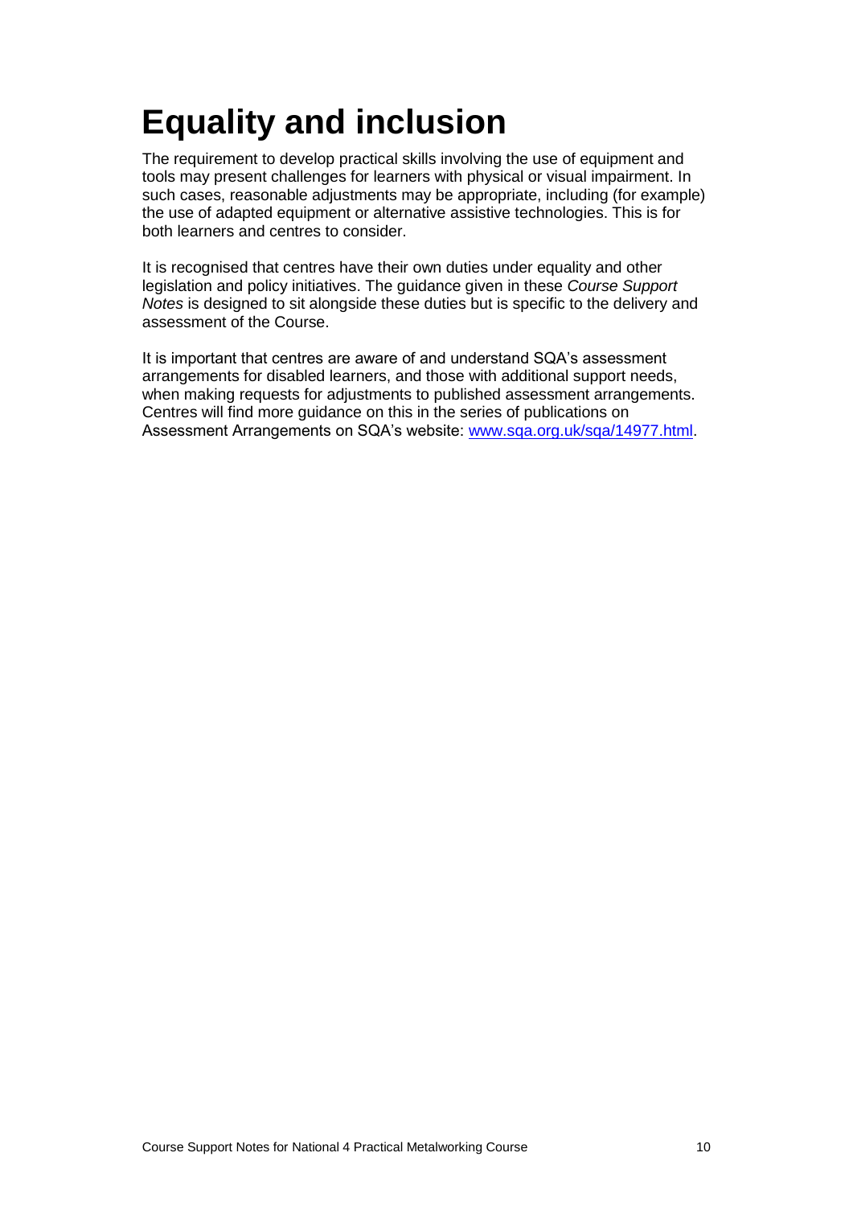# Equality and inclusion

The requirement to develop practical skills involving the use of equipment and tools may present challenges for learners with physical or visual impairment. In such cases, reasonable adjustments may be appropriate, including (for example) the use of adapted equipment or alternative assistive technologies. This is for both learners and centres to consider.

It is recognised that centres have their own duties under equality and other legislation and policy initiatives. The guidance given in these *Course Support Notes* is designed to sit alongside these duties but is specific to the delivery and assessment of the Course.

It is important that centres are aware of and understand SQA's assessment arrangements for disabled learners, and those with additional support needs, when making requests for adjustments to published assessment arrangements. Centres will find more guidance on this in the series of publications on Assessment Arrangements on SQA's website: [www.sqa.org.uk/sqa/14977.html](http://www.sqa.org.uk/sqa/14977.html).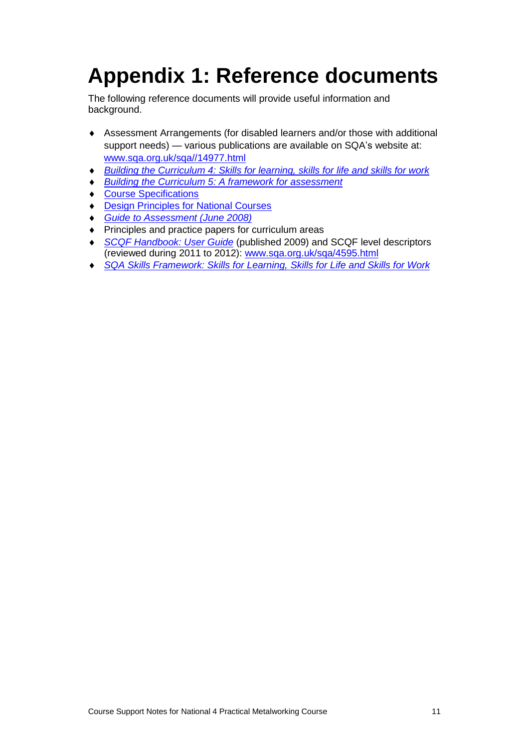# Appendix 1: Reference documents

The following reference documents will provide useful information and background.

- Assessment Arrangements (for disabled learners and/or those with additional support needs) — various publications are available on SQA's website at: www.sqa.org.uk/sqa//14977.html
- *Building the Curriculum 4: Skills for learning, skills for life and skills for work*
- *Building the Curriculum 5: A framework for assessment*
- Course Specifications
- Design Principles for National Courses
- *Guide to Assessment (June 2008)*
- Principles and practice papers for curriculum areas
- *SCQF Handbook: User Guide* (published 2009) and SCQF level descriptors (reviewed during 2011 to 2012): www.sqa.org.uk/sqa/4595.html
- *SQA Skills Framework: Skills for Learning, Skills for Life and Skills for Work*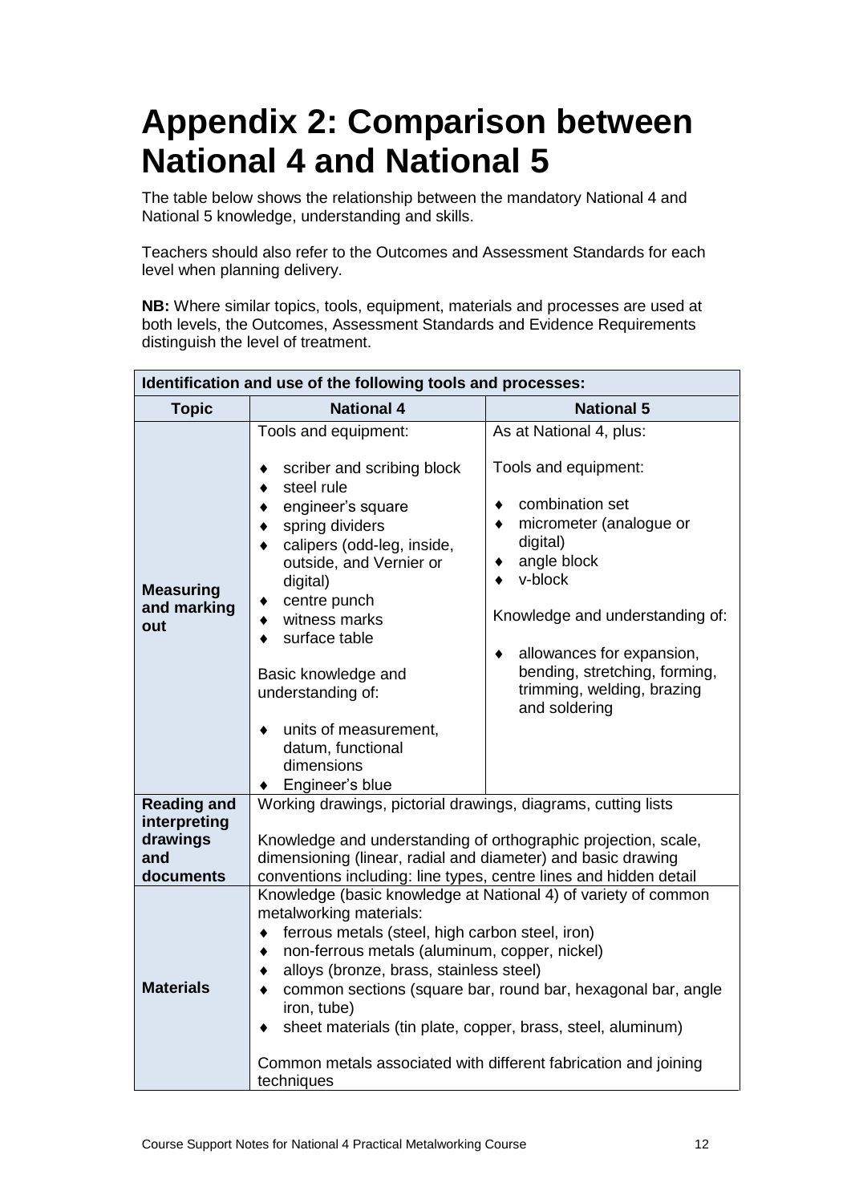# Appendix 2: Comparison between National 4 and National 5

The table below shows the relationship between the mandatory National 4 and National 5 knowledge, understanding and skills.

Teachers should also refer to the Outcomes and Assessment Standards for each level when planning delivery.

**NB:** Where similar topics, tools, equipment, materials and processes are used at both levels, the Outcomes, Assessment Standards and Evidence Requirements distinguish the level of treatment.

| Identification and use of the following tools and processes: | | |
|---|---|---|
| **Topic** | **National 4** | **National 5** |
| **Measuring and marking out** | Tools and equipment:<br><br>♦ scriber and scribing block<br>♦ steel rule<br>♦ engineer's square<br>♦ spring dividers<br>♦ calipers (odd-leg, inside, outside, and Vernier or digital)<br>♦ centre punch<br>♦ witness marks<br>♦ surface table<br><br>Basic knowledge and understanding of:<br><br>♦ units of measurement, datum, functional dimensions<br>♦ Engineer's blue | As at National 4, plus:<br><br>Tools and equipment:<br><br>♦ combination set<br>♦ micrometer (analogue or digital)<br>♦ angle block<br>♦ v-block<br><br>Knowledge and understanding of:<br><br>♦ allowances for expansion, bending, stretching, forming, trimming, welding, brazing and soldering |
| **Reading and interpreting drawings and documents** | Working drawings, pictorial drawings, diagrams, cutting lists<br><br>Knowledge and understanding of orthographic projection, scale, dimensioning (linear, radial and diameter) and basic drawing conventions including: line types, centre lines and hidden detail | |
| **Materials** | Knowledge (basic knowledge at National 4) of variety of common metalworking materials:<br>♦ ferrous metals (steel, high carbon steel, iron)<br>♦ non-ferrous metals (aluminum, copper, nickel)<br>♦ alloys (bronze, brass, stainless steel)<br>♦ common sections (square bar, round bar, hexagonal bar, angle iron, tube)<br>♦ sheet materials (tin plate, copper, brass, steel, aluminum)<br><br>Common metals associated with different fabrication and joining techniques | |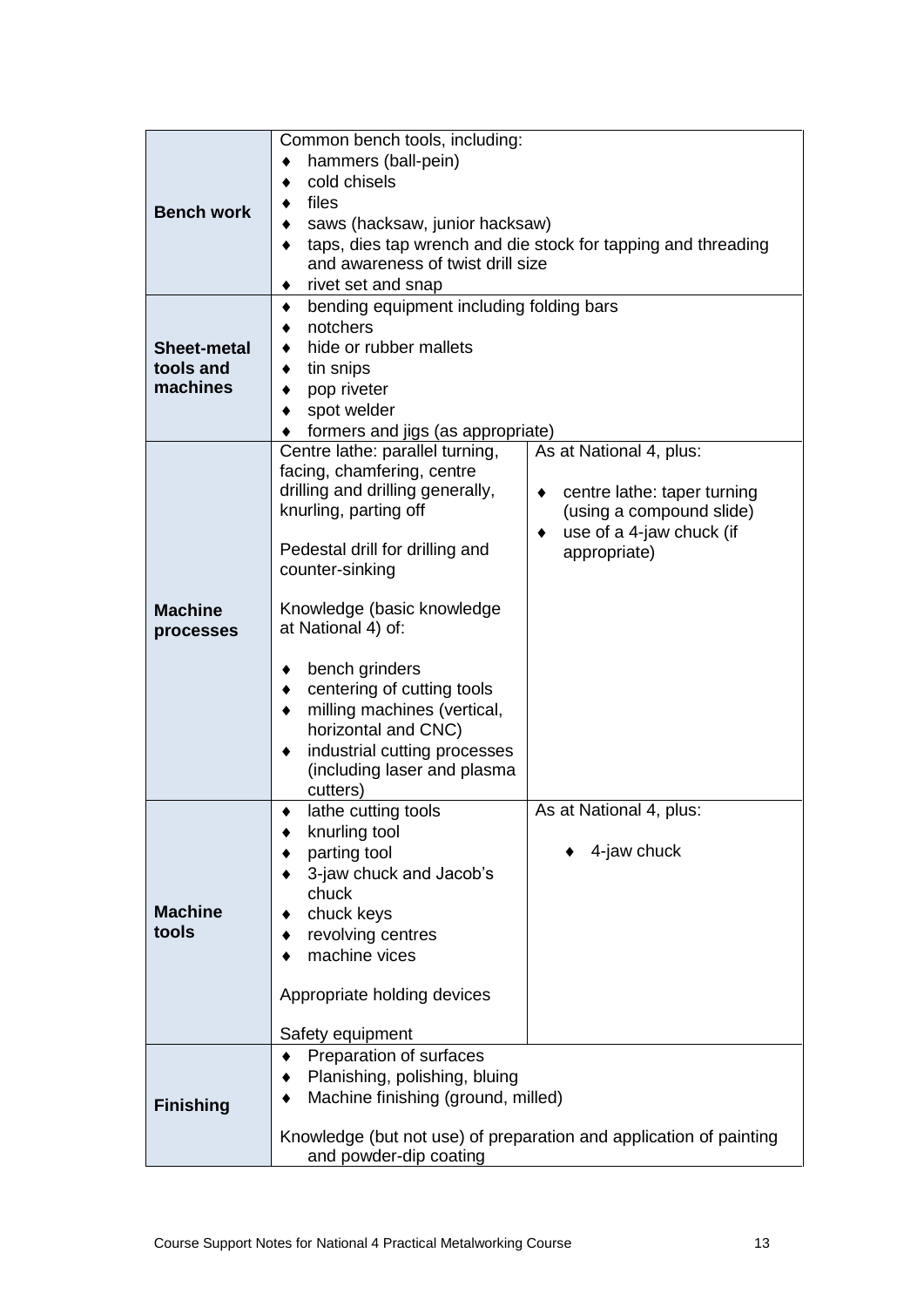| | | |
|---|---|---|
| **Bench work** | Common bench tools, including:<br>♦ hammers (ball-pein)<br>♦ cold chisels<br>♦ files<br>♦ saws (hacksaw, junior hacksaw)<br>♦ taps, dies tap wrench and die stock for tapping and threading and awareness of twist drill size<br>♦ rivet set and snap | |
| **Sheet-metal tools and machines** | ♦ bending equipment including folding bars<br>♦ notchers<br>♦ hide or rubber mallets<br>♦ tin snips<br>♦ pop riveter<br>♦ spot welder<br>♦ formers and jigs (as appropriate) | |
| **Machine processes** | Centre lathe: parallel turning, facing, chamfering, centre drilling and drilling generally, knurling, parting off<br><br>Pedestal drill for drilling and counter-sinking<br><br>Knowledge (basic knowledge at National 4) of:<br><br>♦ bench grinders<br>♦ centering of cutting tools<br>♦ milling machines (vertical, horizontal and CNC)<br>♦ industrial cutting processes (including laser and plasma cutters) | As at National 4, plus:<br><br>♦ centre lathe: taper turning (using a compound slide)<br>♦ use of a 4-jaw chuck (if appropriate) |
| **Machine tools** | ♦ lathe cutting tools<br>♦ knurling tool<br>♦ parting tool<br>♦ 3-jaw chuck and Jacob's chuck<br>♦ chuck keys<br>♦ revolving centres<br>♦ machine vices<br><br>Appropriate holding devices<br><br>Safety equipment | As at National 4, plus:<br><br>♦ 4-jaw chuck |
| **Finishing** | ♦ Preparation of surfaces<br>♦ Planishing, polishing, bluing<br>♦ Machine finishing (ground, milled)<br><br>Knowledge (but not use) of preparation and application of painting and powder-dip coating | |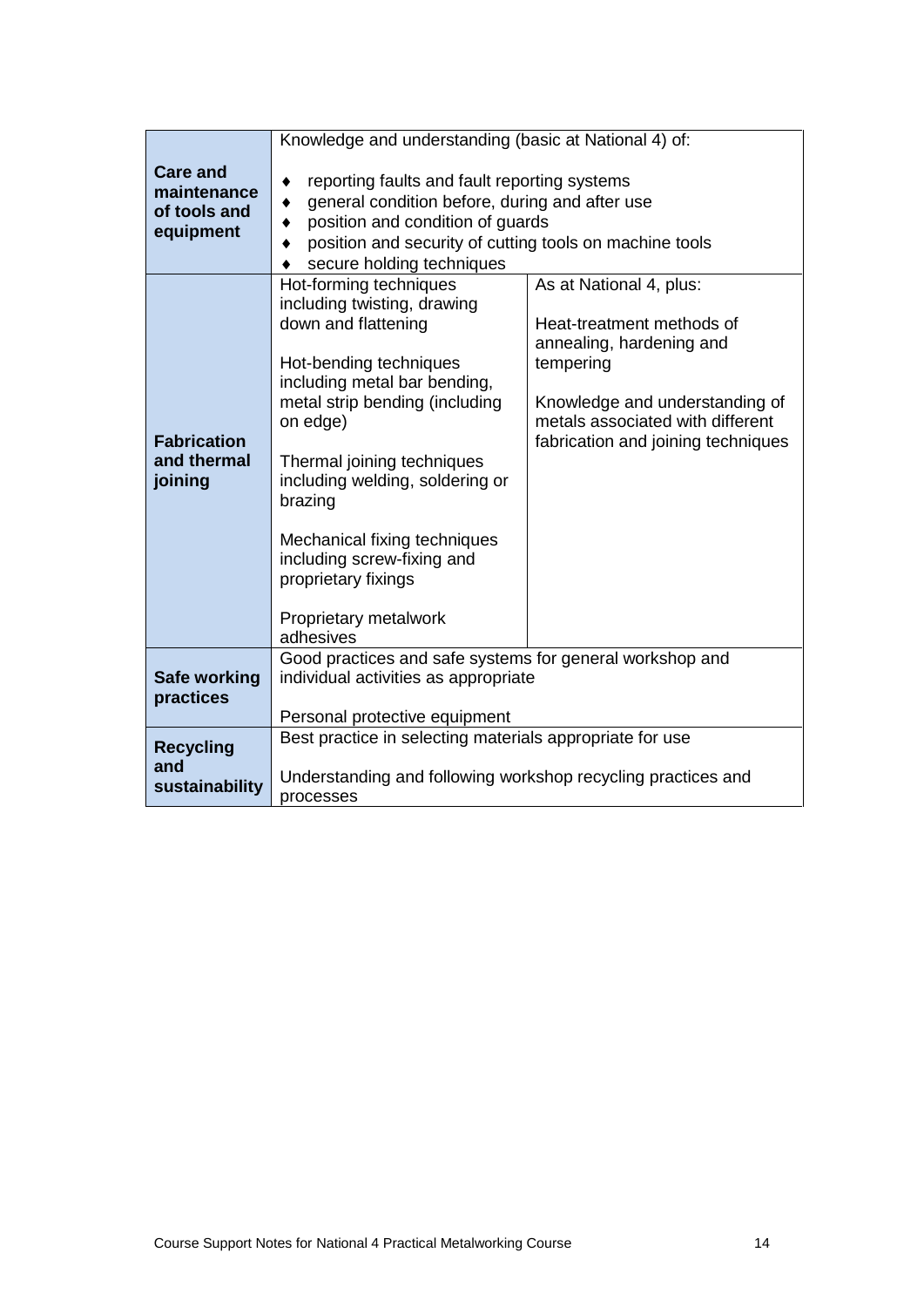| | | |
|---|---|---|
| **Care and maintenance of tools and equipment** | Knowledge and understanding (basic at National 4) of:<br><br>♦ reporting faults and fault reporting systems<br>♦ general condition before, during and after use<br>♦ position and condition of guards<br>♦ position and security of cutting tools on machine tools<br>♦ secure holding techniques | |
| **Fabrication and thermal joining** | Hot-forming techniques including twisting, drawing down and flattening<br><br>Hot-bending techniques including metal bar bending, metal strip bending (including on edge)<br><br>Thermal joining techniques including welding, soldering or brazing<br><br>Mechanical fixing techniques including screw-fixing and proprietary fixings<br><br>Proprietary metalwork adhesives | As at National 4, plus:<br><br>Heat-treatment methods of annealing, hardening and tempering<br><br>Knowledge and understanding of metals associated with different fabrication and joining techniques |
| **Safe working practices** | Good practices and safe systems for general workshop and individual activities as appropriate<br><br>Personal protective equipment | |
| **Recycling and sustainability** | Best practice in selecting materials appropriate for use<br><br>Understanding and following workshop recycling practices and processes | |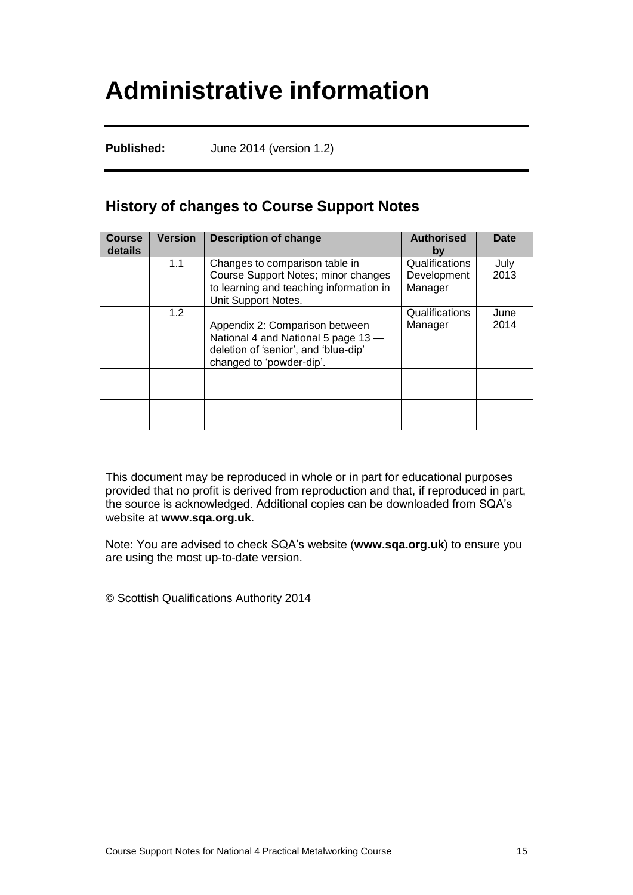# Administrative information

**Published:** June 2014 (version 1.2)

## History of changes to Course Support Notes

| Course details | Version | Description of change | Authorised by | Date |
|---|---|---|---|---|
| | 1.1 | Changes to comparison table in Course Support Notes; minor changes to learning and teaching information in Unit Support Notes. | Qualifications Development Manager | July 2013 |
| | 1.2 | Appendix 2: Comparison between National 4 and National 5 page 13 — deletion of 'senior', and 'blue-dip' changed to 'powder-dip'. | Qualifications Manager | June 2014 |
| | | | | |
| | | | | |

This document may be reproduced in whole or in part for educational purposes provided that no profit is derived from reproduction and that, if reproduced in part, the source is acknowledged. Additional copies can be downloaded from SQA's website at **www.sqa.org.uk**.

Note: You are advised to check SQA's website (**www.sqa.org.uk**) to ensure you are using the most up-to-date version.

© Scottish Qualifications Authority 2014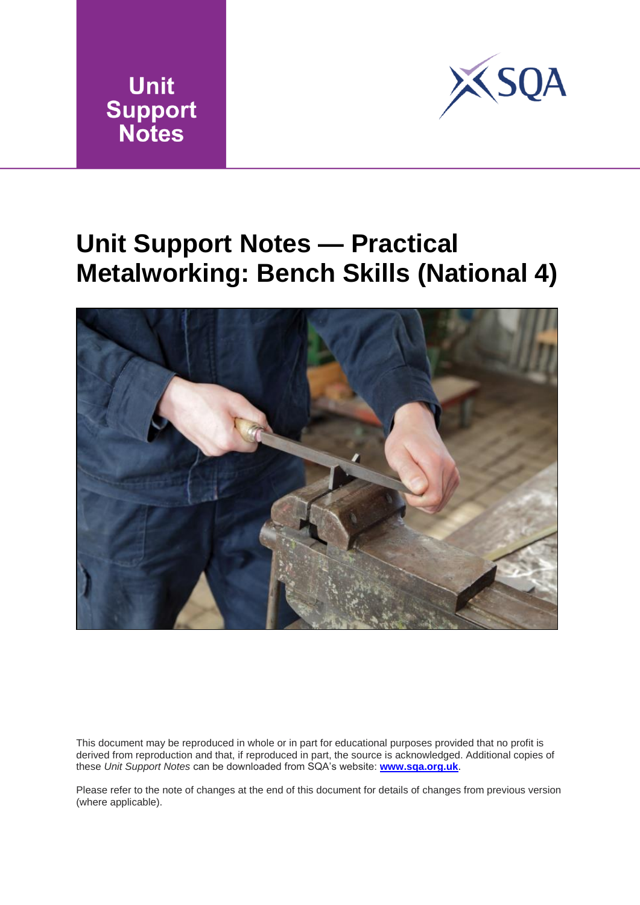Unit Support Notes

# Unit Support Notes — Practical Metalworking: Bench Skills (National 4)

This document may be reproduced in whole or in part for educational purposes provided that no profit is derived from reproduction and that, if reproduced in part, the source is acknowledged. Additional copies of these *Unit Support Notes* can be downloaded from SQA's website: **www.sqa.org.uk**.

Please refer to the note of changes at the end of this document for details of changes from previous version (where applicable).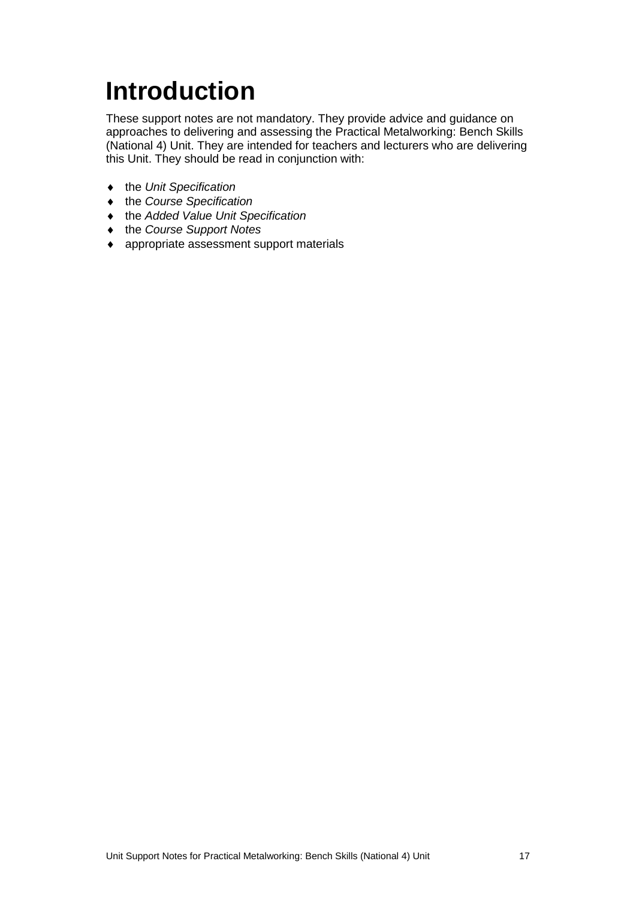# Introduction

These support notes are not mandatory. They provide advice and guidance on approaches to delivering and assessing the Practical Metalworking: Bench Skills (National 4) Unit. They are intended for teachers and lecturers who are delivering this Unit. They should be read in conjunction with:

- the *Unit Specification*
- the *Course Specification*
- the *Added Value Unit Specification*
- the *Course Support Notes*
- appropriate assessment support materials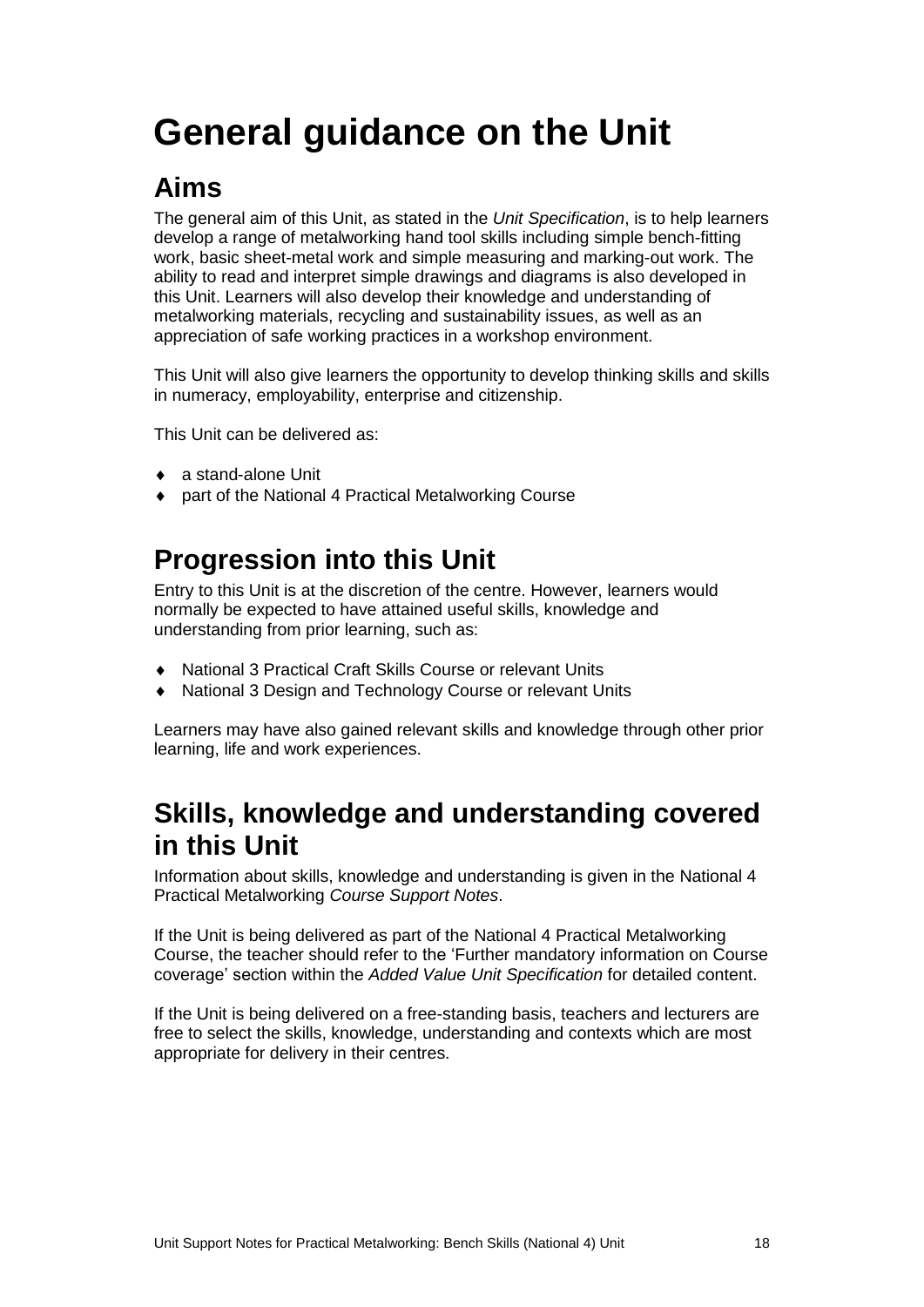# General guidance on the Unit

## Aims

The general aim of this Unit, as stated in the *Unit Specification*, is to help learners develop a range of metalworking hand tool skills including simple bench-fitting work, basic sheet-metal work and simple measuring and marking-out work. The ability to read and interpret simple drawings and diagrams is also developed in this Unit. Learners will also develop their knowledge and understanding of metalworking materials, recycling and sustainability issues, as well as an appreciation of safe working practices in a workshop environment.

This Unit will also give learners the opportunity to develop thinking skills and skills in numeracy, employability, enterprise and citizenship.

This Unit can be delivered as:

- a stand-alone Unit
- part of the National 4 Practical Metalworking Course

## Progression into this Unit

Entry to this Unit is at the discretion of the centre. However, learners would normally be expected to have attained useful skills, knowledge and understanding from prior learning, such as:

- National 3 Practical Craft Skills Course or relevant Units
- National 3 Design and Technology Course or relevant Units

Learners may have also gained relevant skills and knowledge through other prior learning, life and work experiences.

## Skills, knowledge and understanding covered in this Unit

Information about skills, knowledge and understanding is given in the National 4 Practical Metalworking *Course Support Notes*.

If the Unit is being delivered as part of the National 4 Practical Metalworking Course, the teacher should refer to the 'Further mandatory information on Course coverage' section within the *Added Value Unit Specification* for detailed content.

If the Unit is being delivered on a free-standing basis, teachers and lecturers are free to select the skills, knowledge, understanding and contexts which are most appropriate for delivery in their centres.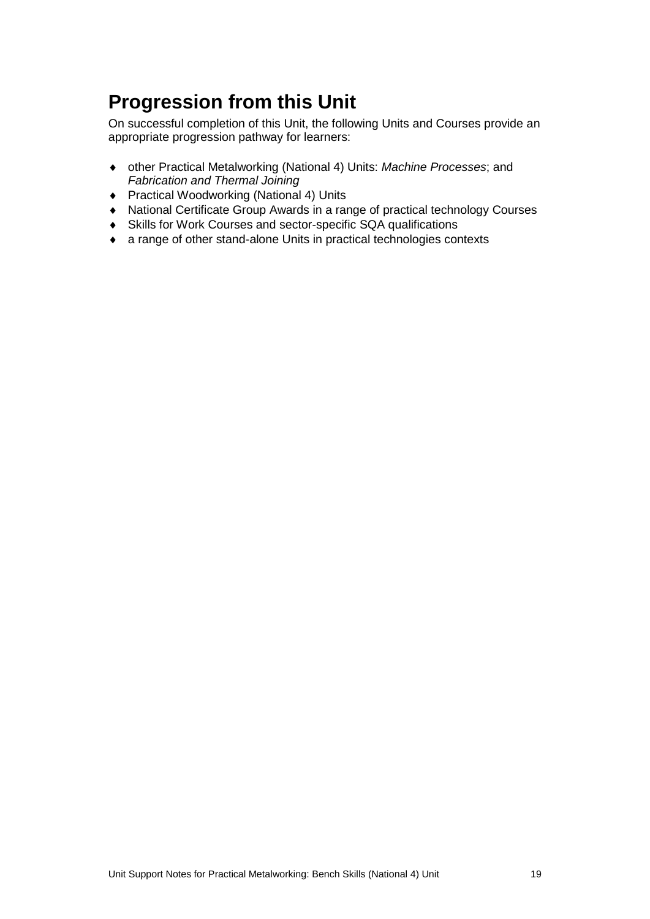# Progression from this Unit

On successful completion of this Unit, the following Units and Courses provide an appropriate progression pathway for learners:

- other Practical Metalworking (National 4) Units: *Machine Processes*; and *Fabrication and Thermal Joining*
- Practical Woodworking (National 4) Units
- National Certificate Group Awards in a range of practical technology Courses
- Skills for Work Courses and sector-specific SQA qualifications
- a range of other stand-alone Units in practical technologies contexts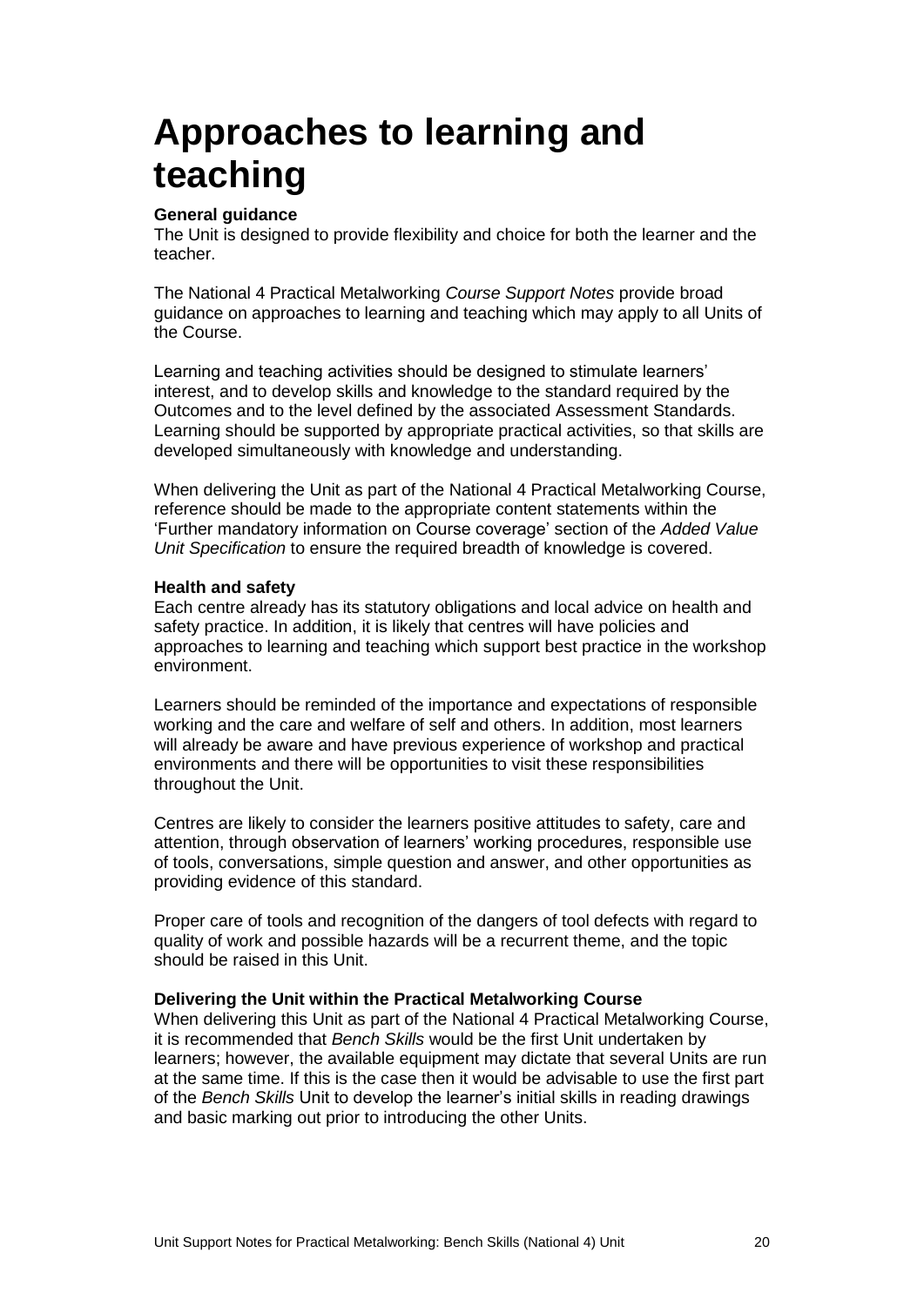# Approaches to learning and teaching

**General guidance**

The Unit is designed to provide flexibility and choice for both the learner and the teacher.

The National 4 Practical Metalworking *Course Support Notes* provide broad guidance on approaches to learning and teaching which may apply to all Units of the Course.

Learning and teaching activities should be designed to stimulate learners' interest, and to develop skills and knowledge to the standard required by the Outcomes and to the level defined by the associated Assessment Standards. Learning should be supported by appropriate practical activities, so that skills are developed simultaneously with knowledge and understanding.

When delivering the Unit as part of the National 4 Practical Metalworking Course, reference should be made to the appropriate content statements within the 'Further mandatory information on Course coverage' section of the *Added Value Unit Specification* to ensure the required breadth of knowledge is covered.

**Health and safety**

Each centre already has its statutory obligations and local advice on health and safety practice. In addition, it is likely that centres will have policies and approaches to learning and teaching which support best practice in the workshop environment.

Learners should be reminded of the importance and expectations of responsible working and the care and welfare of self and others. In addition, most learners will already be aware and have previous experience of workshop and practical environments and there will be opportunities to visit these responsibilities throughout the Unit.

Centres are likely to consider the learners positive attitudes to safety, care and attention, through observation of learners' working procedures, responsible use of tools, conversations, simple question and answer, and other opportunities as providing evidence of this standard.

Proper care of tools and recognition of the dangers of tool defects with regard to quality of work and possible hazards will be a recurrent theme, and the topic should be raised in this Unit.

**Delivering the Unit within the Practical Metalworking Course**

When delivering this Unit as part of the National 4 Practical Metalworking Course, it is recommended that *Bench Skills* would be the first Unit undertaken by learners; however, the available equipment may dictate that several Units are run at the same time. If this is the case then it would be advisable to use the first part of the *Bench Skills* Unit to develop the learner's initial skills in reading drawings and basic marking out prior to introducing the other Units.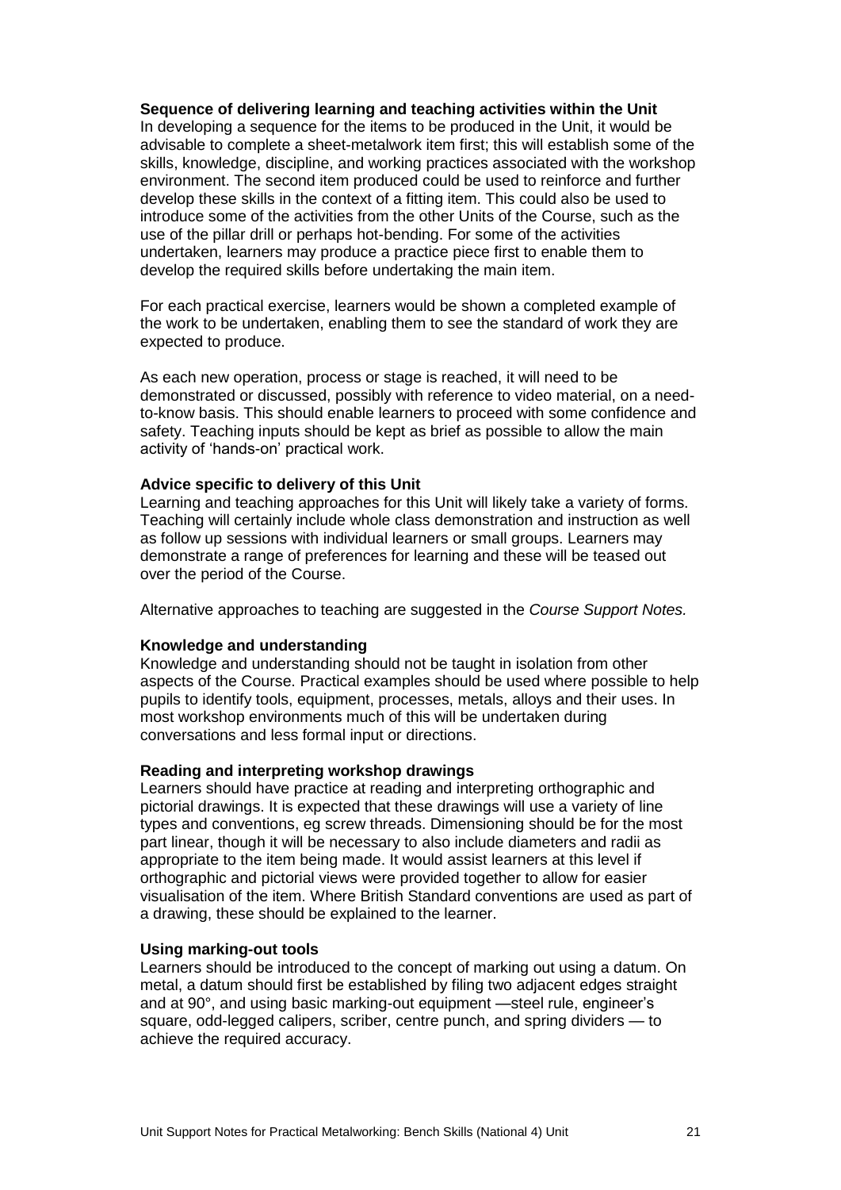### Sequence of delivering learning and teaching activities within the Unit

In developing a sequence for the items to be produced in the Unit, it would be advisable to complete a sheet-metalwork item first; this will establish some of the skills, knowledge, discipline, and working practices associated with the workshop environment. The second item produced could be used to reinforce and further develop these skills in the context of a fitting item. This could also be used to introduce some of the activities from the other Units of the Course, such as the use of the pillar drill or perhaps hot-bending. For some of the activities undertaken, learners may produce a practice piece first to enable them to develop the required skills before undertaking the main item.

For each practical exercise, learners would be shown a completed example of the work to be undertaken, enabling them to see the standard of work they are expected to produce.

As each new operation, process or stage is reached, it will need to be demonstrated or discussed, possibly with reference to video material, on a need-to-know basis. This should enable learners to proceed with some confidence and safety. Teaching inputs should be kept as brief as possible to allow the main activity of 'hands-on' practical work.

### Advice specific to delivery of this Unit

Learning and teaching approaches for this Unit will likely take a variety of forms. Teaching will certainly include whole class demonstration and instruction as well as follow up sessions with individual learners or small groups. Learners may demonstrate a range of preferences for learning and these will be teased out over the period of the Course.

Alternative approaches to teaching are suggested in the *Course Support Notes.*

### Knowledge and understanding

Knowledge and understanding should not be taught in isolation from other aspects of the Course. Practical examples should be used where possible to help pupils to identify tools, equipment, processes, metals, alloys and their uses. In most workshop environments much of this will be undertaken during conversations and less formal input or directions.

### Reading and interpreting workshop drawings

Learners should have practice at reading and interpreting orthographic and pictorial drawings. It is expected that these drawings will use a variety of line types and conventions, eg screw threads. Dimensioning should be for the most part linear, though it will be necessary to also include diameters and radii as appropriate to the item being made. It would assist learners at this level if orthographic and pictorial views were provided together to allow for easier visualisation of the item. Where British Standard conventions are used as part of a drawing, these should be explained to the learner.

### Using marking-out tools

Learners should be introduced to the concept of marking out using a datum. On metal, a datum should first be established by filing two adjacent edges straight and at 90°, and using basic marking-out equipment —steel rule, engineer's square, odd-legged calipers, scriber, centre punch, and spring dividers — to achieve the required accuracy.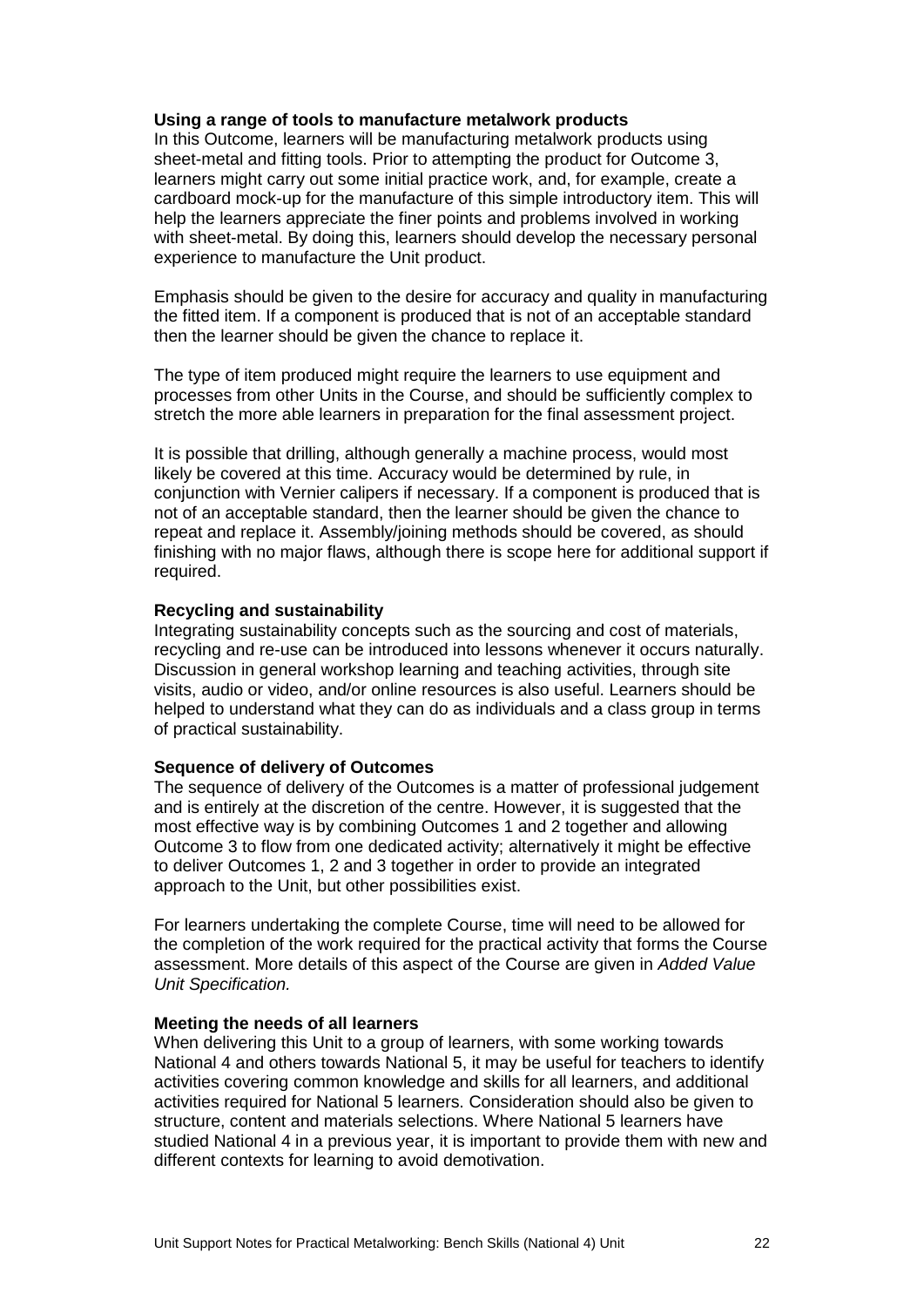**Using a range of tools to manufacture metalwork products**

In this Outcome, learners will be manufacturing metalwork products using sheet-metal and fitting tools. Prior to attempting the product for Outcome 3, learners might carry out some initial practice work, and, for example, create a cardboard mock-up for the manufacture of this simple introductory item. This will help the learners appreciate the finer points and problems involved in working with sheet-metal. By doing this, learners should develop the necessary personal experience to manufacture the Unit product.

Emphasis should be given to the desire for accuracy and quality in manufacturing the fitted item. If a component is produced that is not of an acceptable standard then the learner should be given the chance to replace it.

The type of item produced might require the learners to use equipment and processes from other Units in the Course, and should be sufficiently complex to stretch the more able learners in preparation for the final assessment project.

It is possible that drilling, although generally a machine process, would most likely be covered at this time. Accuracy would be determined by rule, in conjunction with Vernier calipers if necessary. If a component is produced that is not of an acceptable standard, then the learner should be given the chance to repeat and replace it. Assembly/joining methods should be covered, as should finishing with no major flaws, although there is scope here for additional support if required.

**Recycling and sustainability**

Integrating sustainability concepts such as the sourcing and cost of materials, recycling and re-use can be introduced into lessons whenever it occurs naturally. Discussion in general workshop learning and teaching activities, through site visits, audio or video, and/or online resources is also useful. Learners should be helped to understand what they can do as individuals and a class group in terms of practical sustainability.

**Sequence of delivery of Outcomes**

The sequence of delivery of the Outcomes is a matter of professional judgement and is entirely at the discretion of the centre. However, it is suggested that the most effective way is by combining Outcomes 1 and 2 together and allowing Outcome 3 to flow from one dedicated activity; alternatively it might be effective to deliver Outcomes 1, 2 and 3 together in order to provide an integrated approach to the Unit, but other possibilities exist.

For learners undertaking the complete Course, time will need to be allowed for the completion of the work required for the practical activity that forms the Course assessment. More details of this aspect of the Course are given in *Added Value Unit Specification.*

**Meeting the needs of all learners**

When delivering this Unit to a group of learners, with some working towards National 4 and others towards National 5, it may be useful for teachers to identify activities covering common knowledge and skills for all learners, and additional activities required for National 5 learners. Consideration should also be given to structure, content and materials selections. Where National 5 learners have studied National 4 in a previous year, it is important to provide them with new and different contexts for learning to avoid demotivation.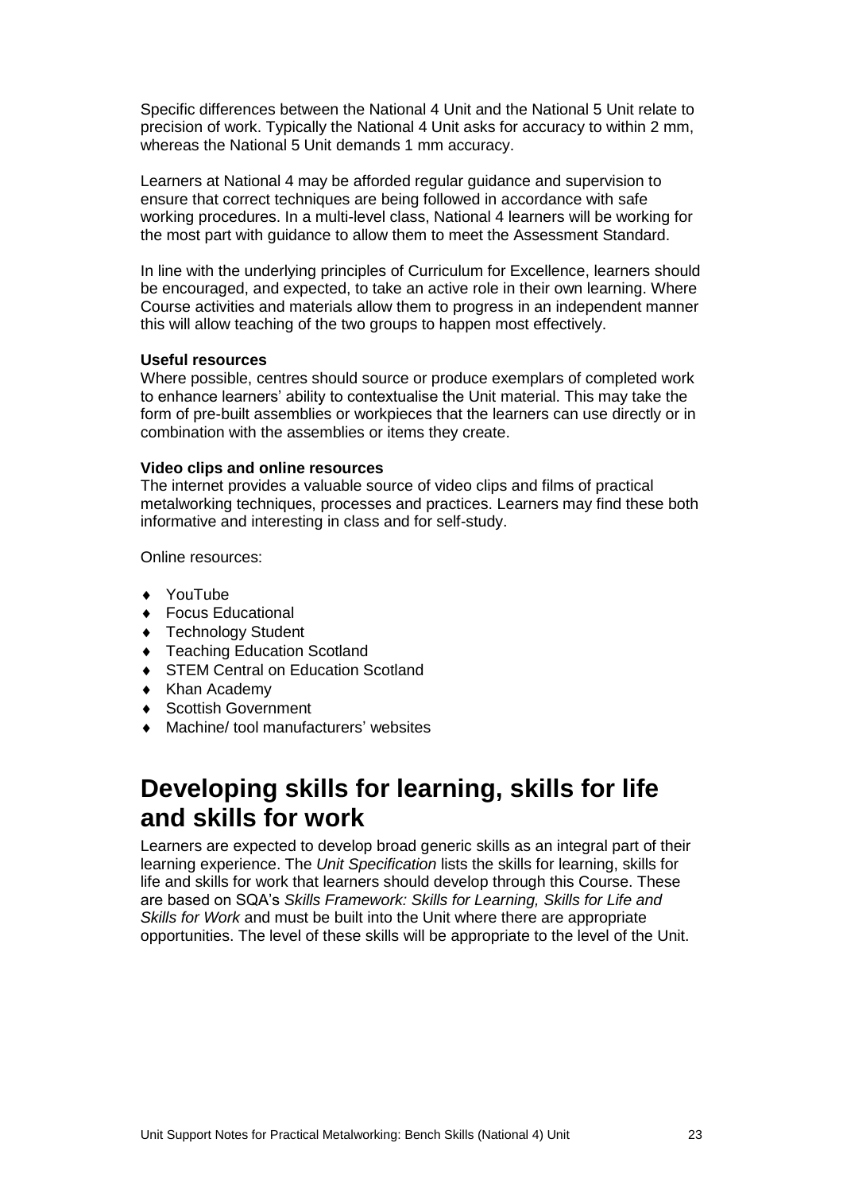Specific differences between the National 4 Unit and the National 5 Unit relate to precision of work. Typically the National 4 Unit asks for accuracy to within 2 mm, whereas the National 5 Unit demands 1 mm accuracy.

Learners at National 4 may be afforded regular guidance and supervision to ensure that correct techniques are being followed in accordance with safe working procedures. In a multi-level class, National 4 learners will be working for the most part with guidance to allow them to meet the Assessment Standard.

In line with the underlying principles of Curriculum for Excellence, learners should be encouraged, and expected, to take an active role in their own learning. Where Course activities and materials allow them to progress in an independent manner this will allow teaching of the two groups to happen most effectively.

**Useful resources**
Where possible, centres should source or produce exemplars of completed work to enhance learners' ability to contextualise the Unit material. This may take the form of pre-built assemblies or workpieces that the learners can use directly or in combination with the assemblies or items they create.

**Video clips and online resources**
The internet provides a valuable source of video clips and films of practical metalworking techniques, processes and practices. Learners may find these both informative and interesting in class and for self-study.

Online resources:

- YouTube
- Focus Educational
- Technology Student
- Teaching Education Scotland
- STEM Central on Education Scotland
- Khan Academy
- Scottish Government
- Machine/ tool manufacturers' websites

# Developing skills for learning, skills for life and skills for work

Learners are expected to develop broad generic skills as an integral part of their learning experience. The *Unit Specification* lists the skills for learning, skills for life and skills for work that learners should develop through this Course. These are based on SQA's *Skills Framework: Skills for Learning, Skills for Life and Skills for Work* and must be built into the Unit where there are appropriate opportunities. The level of these skills will be appropriate to the level of the Unit.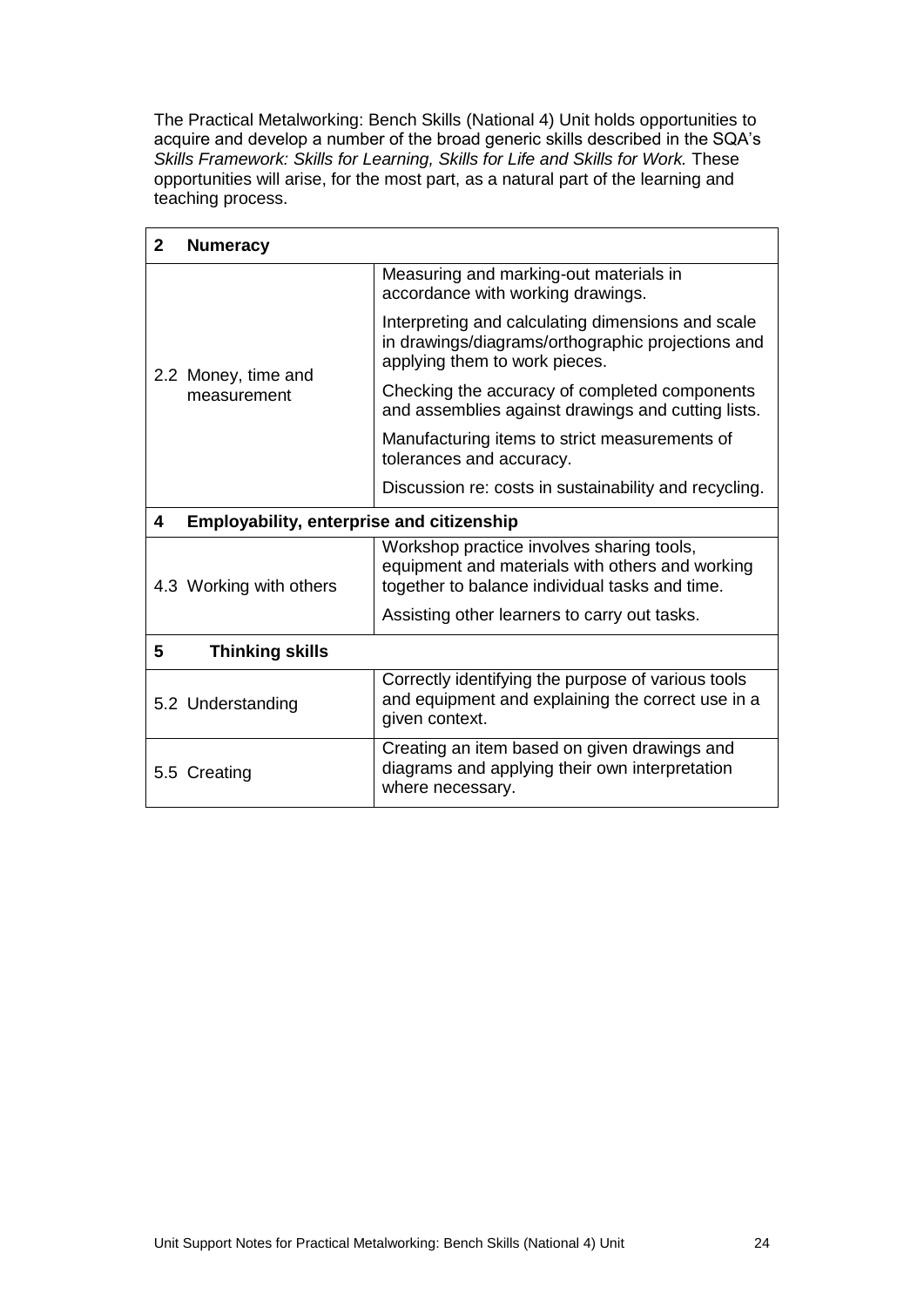The Practical Metalworking: Bench Skills (National 4) Unit holds opportunities to acquire and develop a number of the broad generic skills described in the SQA's *Skills Framework: Skills for Learning, Skills for Life and Skills for Work.* These opportunities will arise, for the most part, as a natural part of the learning and teaching process.

| **2 Numeracy** | |
|---|---|
| 2.2 Money, time and measurement | Measuring and marking-out materials in accordance with working drawings. |
| | Interpreting and calculating dimensions and scale in drawings/diagrams/orthographic projections and applying them to work pieces. |
| | Checking the accuracy of completed components and assemblies against drawings and cutting lists. |
| | Manufacturing items to strict measurements of tolerances and accuracy. |
| | Discussion re: costs in sustainability and recycling. |
| **4 Employability, enterprise and citizenship** | |
| 4.3 Working with others | Workshop practice involves sharing tools, equipment and materials with others and working together to balance individual tasks and time. |
| | Assisting other learners to carry out tasks. |
| **5 Thinking skills** | |
| 5.2 Understanding | Correctly identifying the purpose of various tools and equipment and explaining the correct use in a given context. |
| 5.5 Creating | Creating an item based on given drawings and diagrams and applying their own interpretation where necessary. |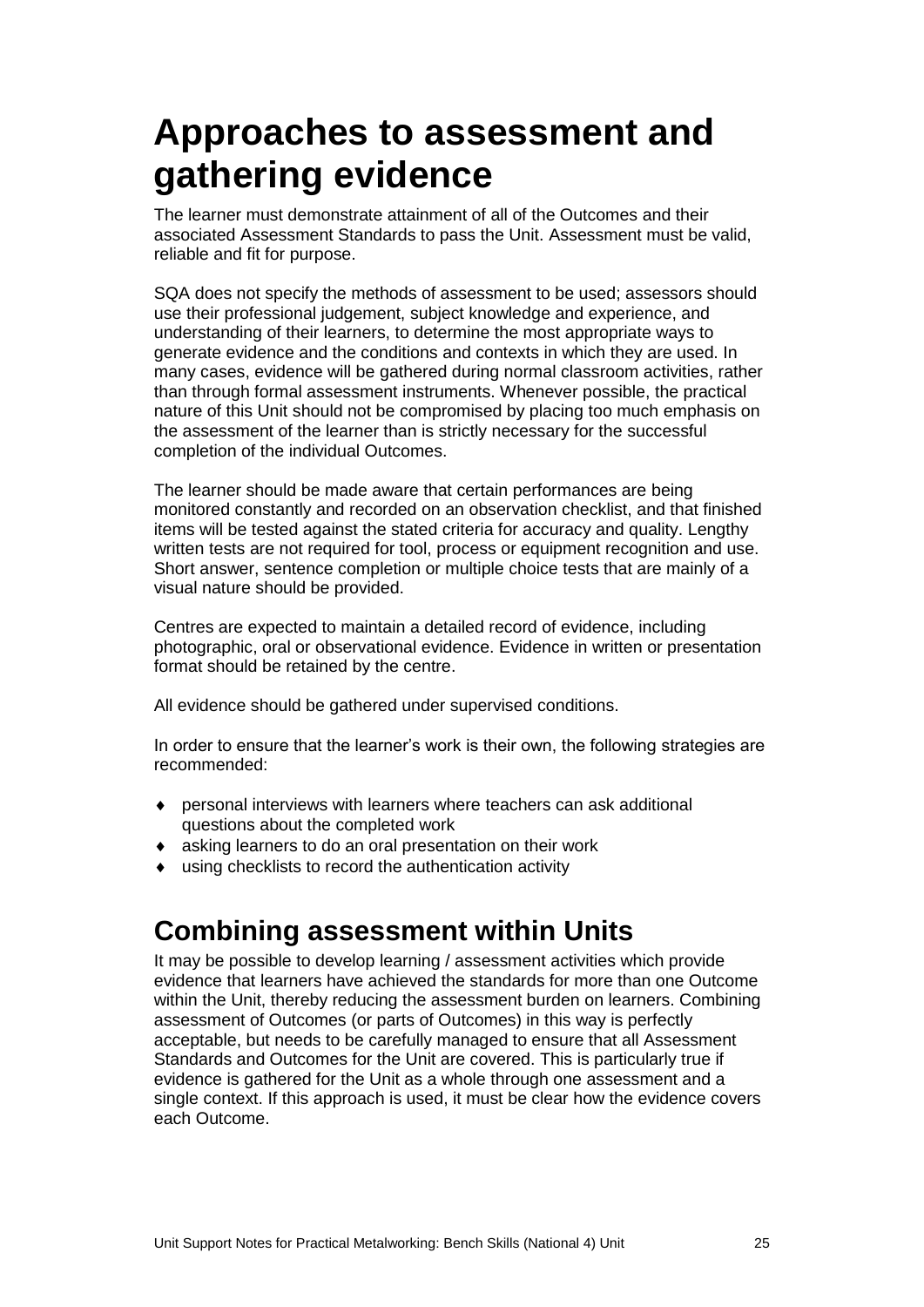# Approaches to assessment and gathering evidence

The learner must demonstrate attainment of all of the Outcomes and their associated Assessment Standards to pass the Unit. Assessment must be valid, reliable and fit for purpose.

SQA does not specify the methods of assessment to be used; assessors should use their professional judgement, subject knowledge and experience, and understanding of their learners, to determine the most appropriate ways to generate evidence and the conditions and contexts in which they are used. In many cases, evidence will be gathered during normal classroom activities, rather than through formal assessment instruments. Whenever possible, the practical nature of this Unit should not be compromised by placing too much emphasis on the assessment of the learner than is strictly necessary for the successful completion of the individual Outcomes.

The learner should be made aware that certain performances are being monitored constantly and recorded on an observation checklist, and that finished items will be tested against the stated criteria for accuracy and quality. Lengthy written tests are not required for tool, process or equipment recognition and use. Short answer, sentence completion or multiple choice tests that are mainly of a visual nature should be provided.

Centres are expected to maintain a detailed record of evidence, including photographic, oral or observational evidence. Evidence in written or presentation format should be retained by the centre.

All evidence should be gathered under supervised conditions.

In order to ensure that the learner's work is their own, the following strategies are recommended:

- personal interviews with learners where teachers can ask additional questions about the completed work
- asking learners to do an oral presentation on their work
- using checklists to record the authentication activity

## Combining assessment within Units

It may be possible to develop learning / assessment activities which provide evidence that learners have achieved the standards for more than one Outcome within the Unit, thereby reducing the assessment burden on learners. Combining assessment of Outcomes (or parts of Outcomes) in this way is perfectly acceptable, but needs to be carefully managed to ensure that all Assessment Standards and Outcomes for the Unit are covered. This is particularly true if evidence is gathered for the Unit as a whole through one assessment and a single context. If this approach is used, it must be clear how the evidence covers each Outcome.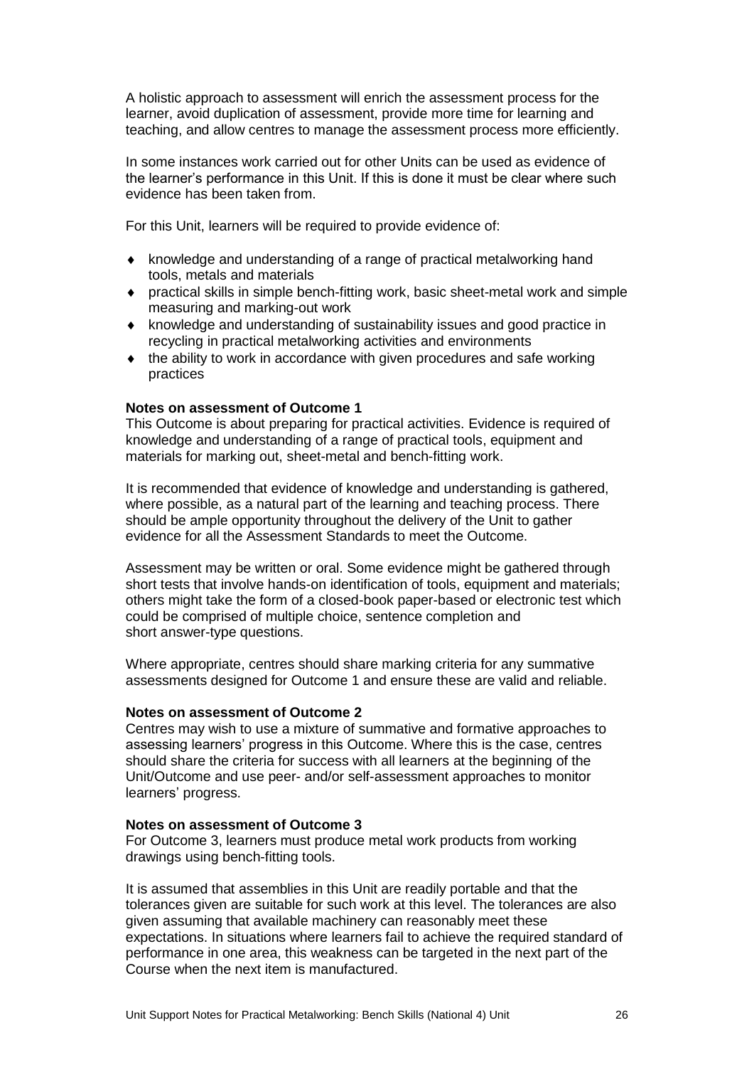A holistic approach to assessment will enrich the assessment process for the learner, avoid duplication of assessment, provide more time for learning and teaching, and allow centres to manage the assessment process more efficiently.

In some instances work carried out for other Units can be used as evidence of the learner's performance in this Unit. If this is done it must be clear where such evidence has been taken from.

For this Unit, learners will be required to provide evidence of:

- knowledge and understanding of a range of practical metalworking hand tools, metals and materials
- practical skills in simple bench-fitting work, basic sheet-metal work and simple measuring and marking-out work
- knowledge and understanding of sustainability issues and good practice in recycling in practical metalworking activities and environments
- the ability to work in accordance with given procedures and safe working practices

**Notes on assessment of Outcome 1**

This Outcome is about preparing for practical activities. Evidence is required of knowledge and understanding of a range of practical tools, equipment and materials for marking out, sheet-metal and bench-fitting work.

It is recommended that evidence of knowledge and understanding is gathered, where possible, as a natural part of the learning and teaching process. There should be ample opportunity throughout the delivery of the Unit to gather evidence for all the Assessment Standards to meet the Outcome.

Assessment may be written or oral. Some evidence might be gathered through short tests that involve hands-on identification of tools, equipment and materials; others might take the form of a closed-book paper-based or electronic test which could be comprised of multiple choice, sentence completion and short answer-type questions.

Where appropriate, centres should share marking criteria for any summative assessments designed for Outcome 1 and ensure these are valid and reliable.

**Notes on assessment of Outcome 2**

Centres may wish to use a mixture of summative and formative approaches to assessing learners' progress in this Outcome. Where this is the case, centres should share the criteria for success with all learners at the beginning of the Unit/Outcome and use peer- and/or self-assessment approaches to monitor learners' progress.

**Notes on assessment of Outcome 3**

For Outcome 3, learners must produce metal work products from working drawings using bench-fitting tools.

It is assumed that assemblies in this Unit are readily portable and that the tolerances given are suitable for such work at this level. The tolerances are also given assuming that available machinery can reasonably meet these expectations. In situations where learners fail to achieve the required standard of performance in one area, this weakness can be targeted in the next part of the Course when the next item is manufactured.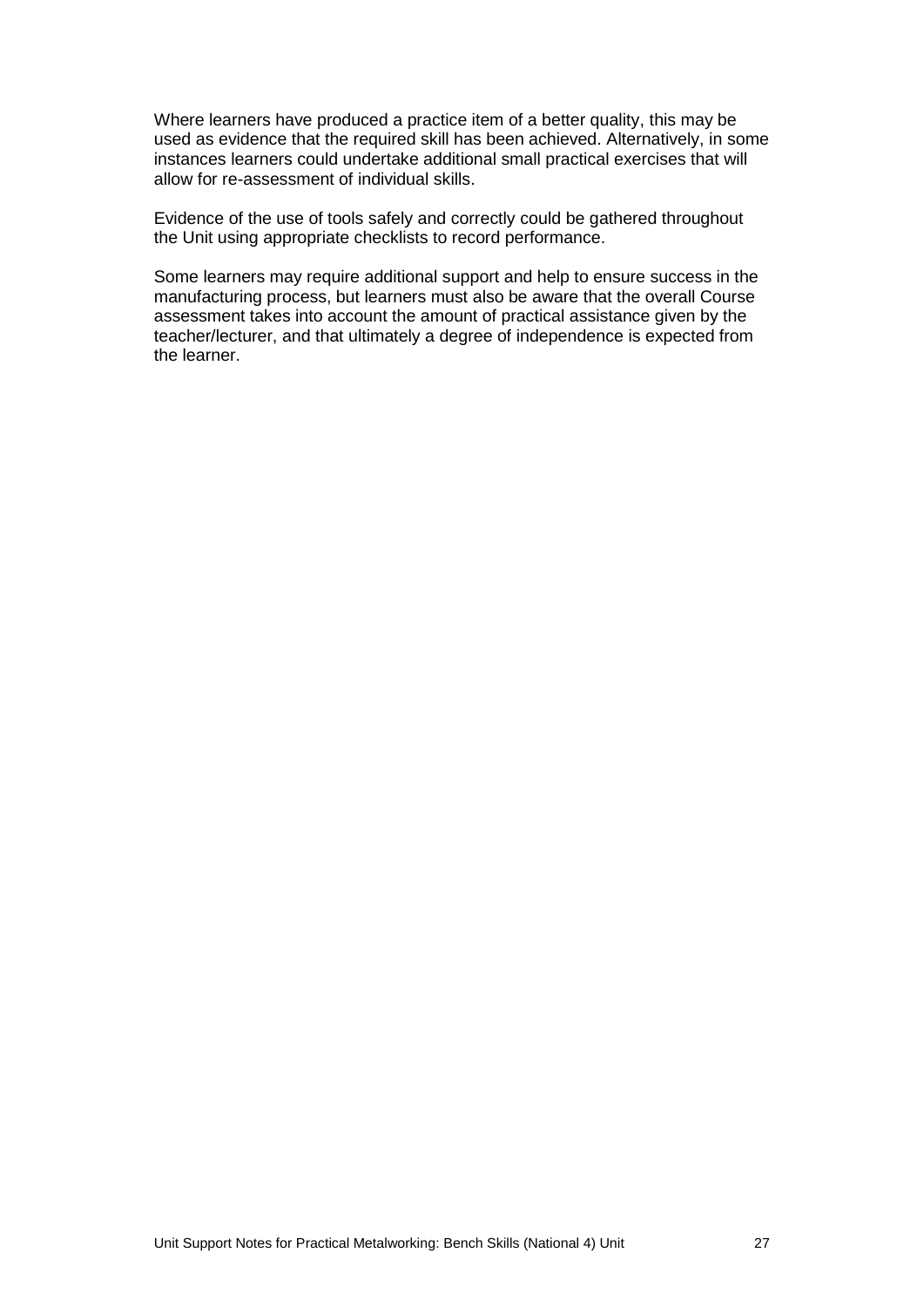Where learners have produced a practice item of a better quality, this may be used as evidence that the required skill has been achieved. Alternatively, in some instances learners could undertake additional small practical exercises that will allow for re-assessment of individual skills.

Evidence of the use of tools safely and correctly could be gathered throughout the Unit using appropriate checklists to record performance.

Some learners may require additional support and help to ensure success in the manufacturing process, but learners must also be aware that the overall Course assessment takes into account the amount of practical assistance given by the teacher/lecturer, and that ultimately a degree of independence is expected from the learner.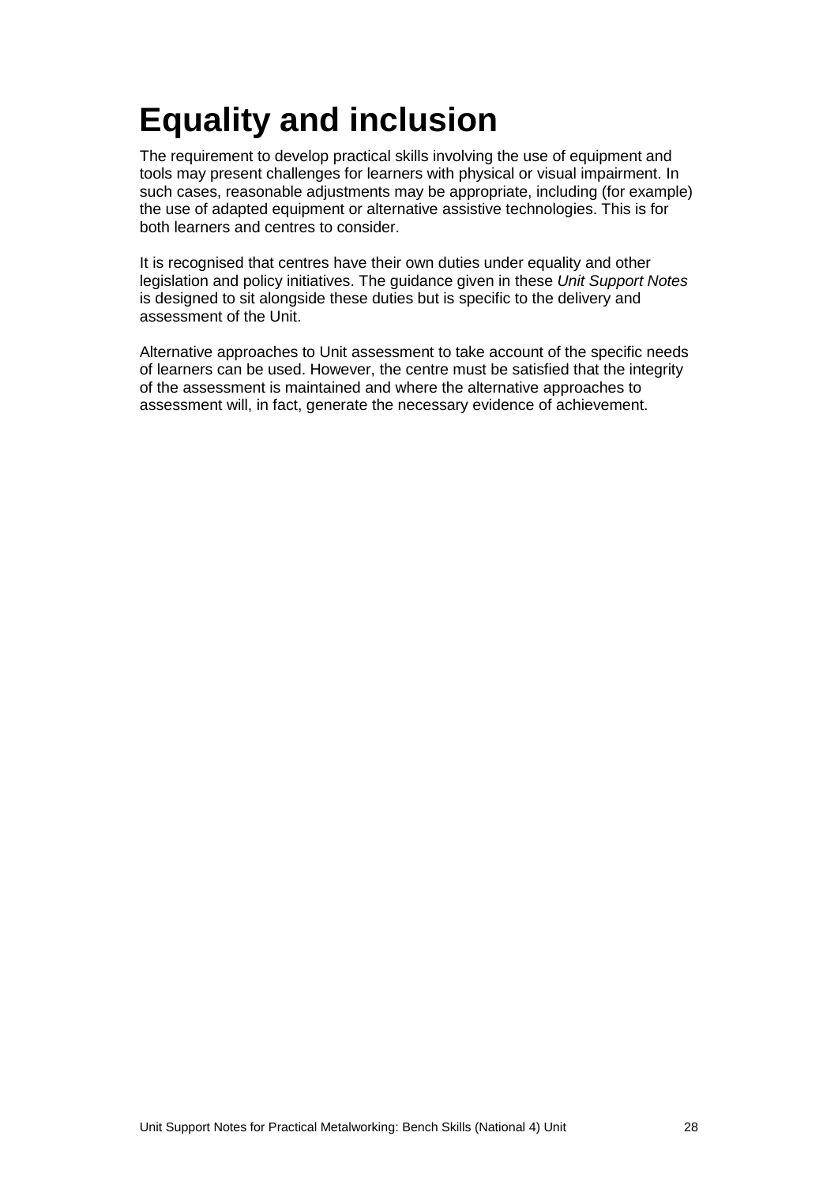# Equality and inclusion

The requirement to develop practical skills involving the use of equipment and tools may present challenges for learners with physical or visual impairment. In such cases, reasonable adjustments may be appropriate, including (for example) the use of adapted equipment or alternative assistive technologies. This is for both learners and centres to consider.

It is recognised that centres have their own duties under equality and other legislation and policy initiatives. The guidance given in these *Unit Support Notes* is designed to sit alongside these duties but is specific to the delivery and assessment of the Unit.

Alternative approaches to Unit assessment to take account of the specific needs of learners can be used. However, the centre must be satisfied that the integrity of the assessment is maintained and where the alternative approaches to assessment will, in fact, generate the necessary evidence of achievement.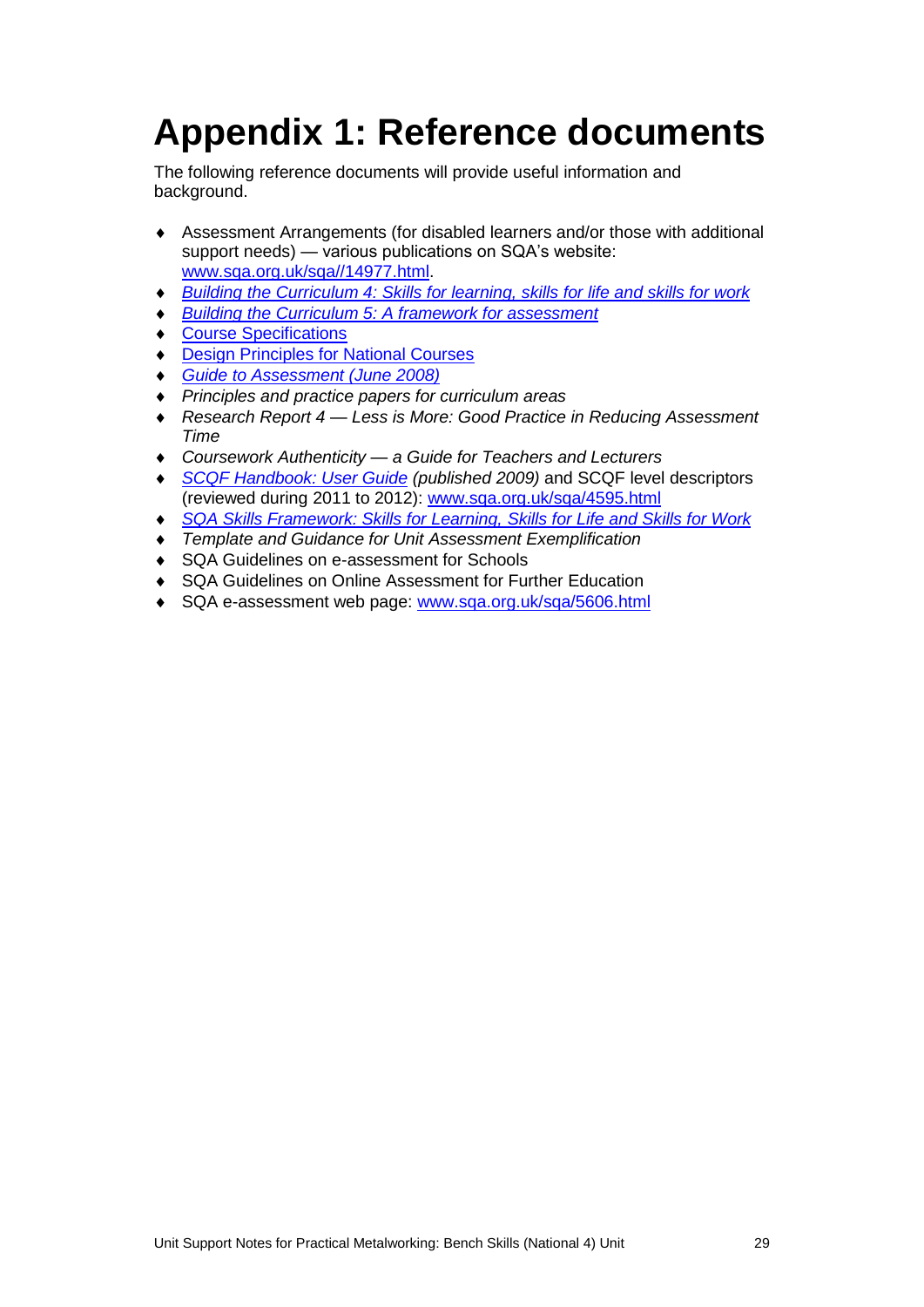# Appendix 1: Reference documents

The following reference documents will provide useful information and background.

- Assessment Arrangements (for disabled learners and/or those with additional support needs) — various publications on SQA's website: www.sqa.org.uk/sqa//14977.html.
- *Building the Curriculum 4: Skills for learning, skills for life and skills for work*
- *Building the Curriculum 5: A framework for assessment*
- Course Specifications
- Design Principles for National Courses
- *Guide to Assessment (June 2008)*
- *Principles and practice papers for curriculum areas*
- *Research Report 4 — Less is More: Good Practice in Reducing Assessment Time*
- *Coursework Authenticity — a Guide for Teachers and Lecturers*
- *SCQF Handbook: User Guide (published 2009)* and SCQF level descriptors (reviewed during 2011 to 2012): www.sqa.org.uk/sqa/4595.html
- *SQA Skills Framework: Skills for Learning, Skills for Life and Skills for Work*
- *Template and Guidance for Unit Assessment Exemplification*
- SQA Guidelines on e-assessment for Schools
- SQA Guidelines on Online Assessment for Further Education
- SQA e-assessment web page: www.sqa.org.uk/sqa/5606.html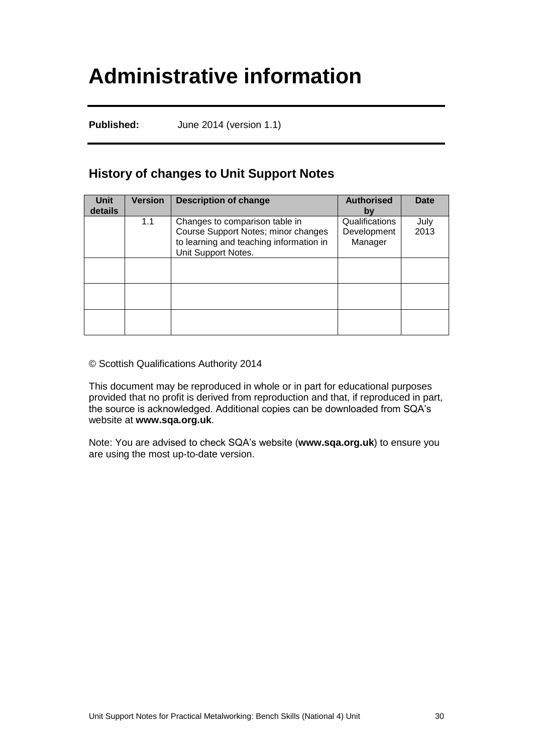# Administrative information

**Published:** June 2014 (version 1.1)

## History of changes to Unit Support Notes

| Unit details | Version | Description of change | Authorised by | Date |
|---|---|---|---|---|
| | 1.1 | Changes to comparison table in Course Support Notes; minor changes to learning and teaching information in Unit Support Notes. | Qualifications Development Manager | July 2013 |
| | | | | |
| | | | | |
| | | | | |

© Scottish Qualifications Authority 2014

This document may be reproduced in whole or in part for educational purposes provided that no profit is derived from reproduction and that, if reproduced in part, the source is acknowledged. Additional copies can be downloaded from SQA's website at **www.sqa.org.uk**.

Note: You are advised to check SQA's website (**www.sqa.org.uk**) to ensure you are using the most up-to-date version.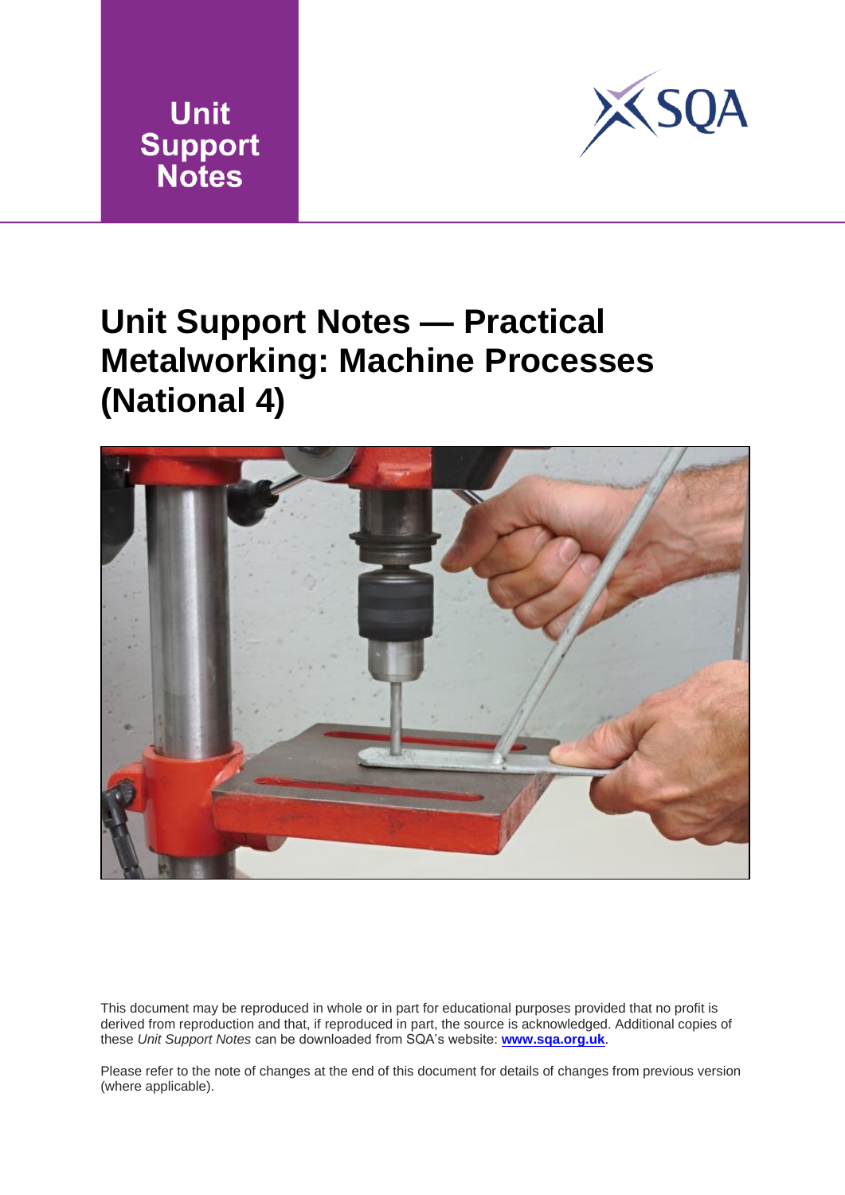Unit Support Notes

# Unit Support Notes — Practical Metalworking: Machine Processes (National 4)

This document may be reproduced in whole or in part for educational purposes provided that no profit is derived from reproduction and that, if reproduced in part, the source is acknowledged. Additional copies of these *Unit Support Notes* can be downloaded from SQA's website: **www.sqa.org.uk**.

Please refer to the note of changes at the end of this document for details of changes from previous version (where applicable).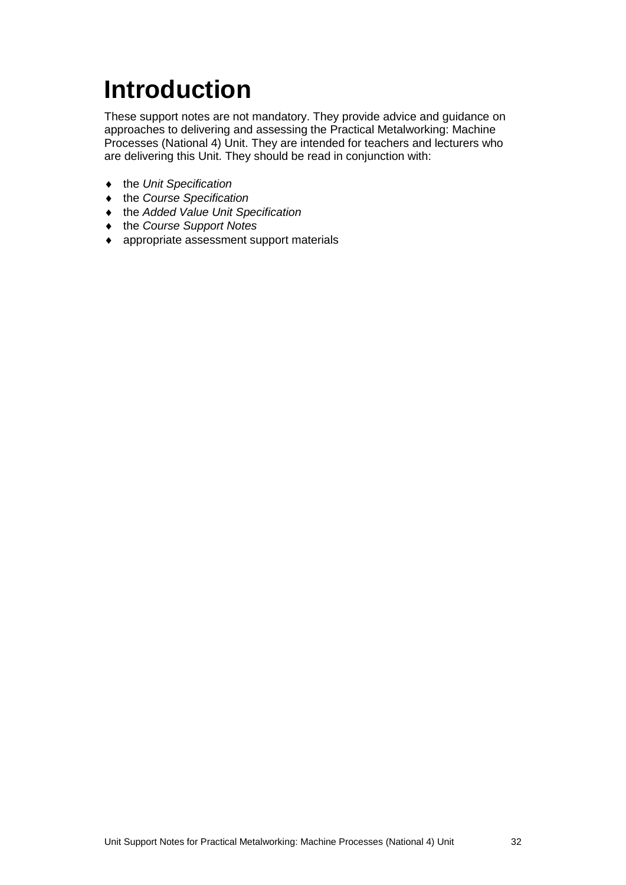# Introduction

These support notes are not mandatory. They provide advice and guidance on approaches to delivering and assessing the Practical Metalworking: Machine Processes (National 4) Unit. They are intended for teachers and lecturers who are delivering this Unit. They should be read in conjunction with:

- the *Unit Specification*
- the *Course Specification*
- the *Added Value Unit Specification*
- the *Course Support Notes*
- appropriate assessment support materials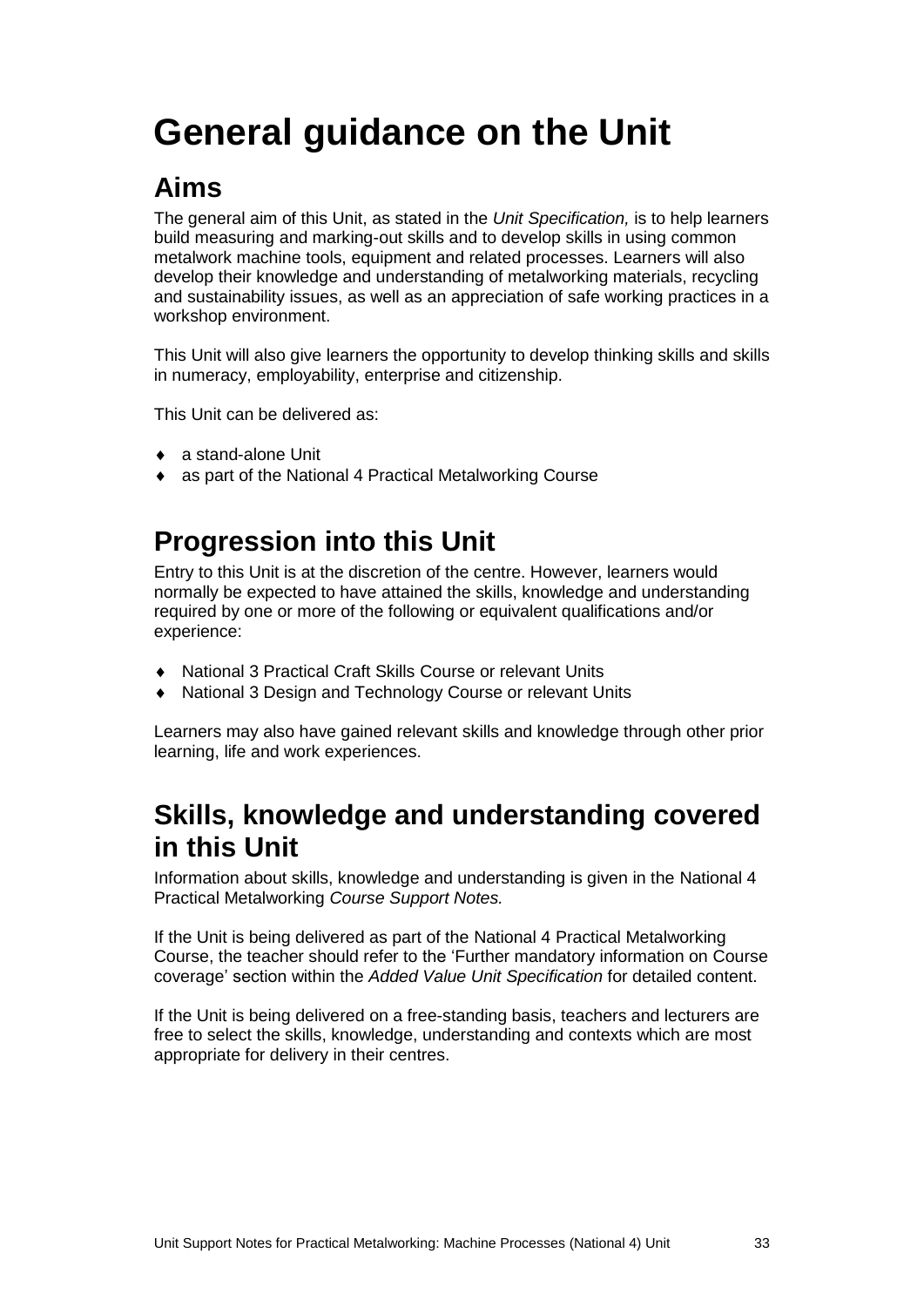# General guidance on the Unit

## Aims

The general aim of this Unit, as stated in the *Unit Specification,* is to help learners build measuring and marking-out skills and to develop skills in using common metalwork machine tools, equipment and related processes. Learners will also develop their knowledge and understanding of metalworking materials, recycling and sustainability issues, as well as an appreciation of safe working practices in a workshop environment.

This Unit will also give learners the opportunity to develop thinking skills and skills in numeracy, employability, enterprise and citizenship.

This Unit can be delivered as:

- a stand-alone Unit
- as part of the National 4 Practical Metalworking Course

## Progression into this Unit

Entry to this Unit is at the discretion of the centre. However, learners would normally be expected to have attained the skills, knowledge and understanding required by one or more of the following or equivalent qualifications and/or experience:

- National 3 Practical Craft Skills Course or relevant Units
- National 3 Design and Technology Course or relevant Units

Learners may also have gained relevant skills and knowledge through other prior learning, life and work experiences.

## Skills, knowledge and understanding covered in this Unit

Information about skills, knowledge and understanding is given in the National 4 Practical Metalworking *Course Support Notes.*

If the Unit is being delivered as part of the National 4 Practical Metalworking Course, the teacher should refer to the 'Further mandatory information on Course coverage' section within the *Added Value Unit Specification* for detailed content.

If the Unit is being delivered on a free-standing basis, teachers and lecturers are free to select the skills, knowledge, understanding and contexts which are most appropriate for delivery in their centres.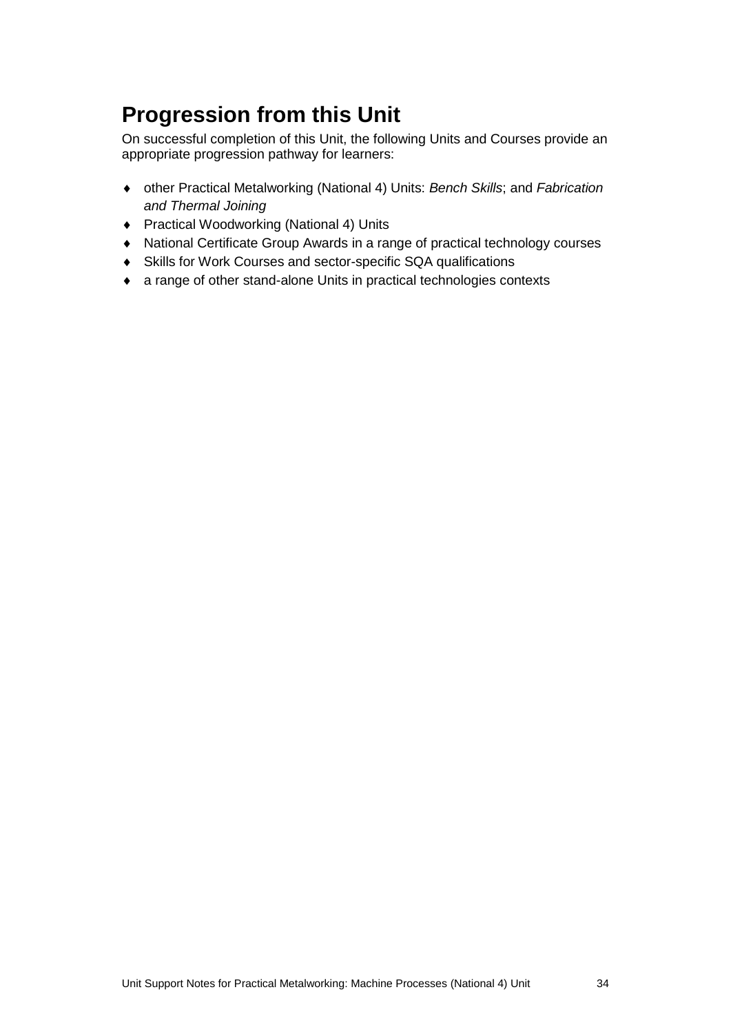## Progression from this Unit

On successful completion of this Unit, the following Units and Courses provide an appropriate progression pathway for learners:

- other Practical Metalworking (National 4) Units: *Bench Skills*; and *Fabrication and Thermal Joining*
- Practical Woodworking (National 4) Units
- National Certificate Group Awards in a range of practical technology courses
- Skills for Work Courses and sector-specific SQA qualifications
- a range of other stand-alone Units in practical technologies contexts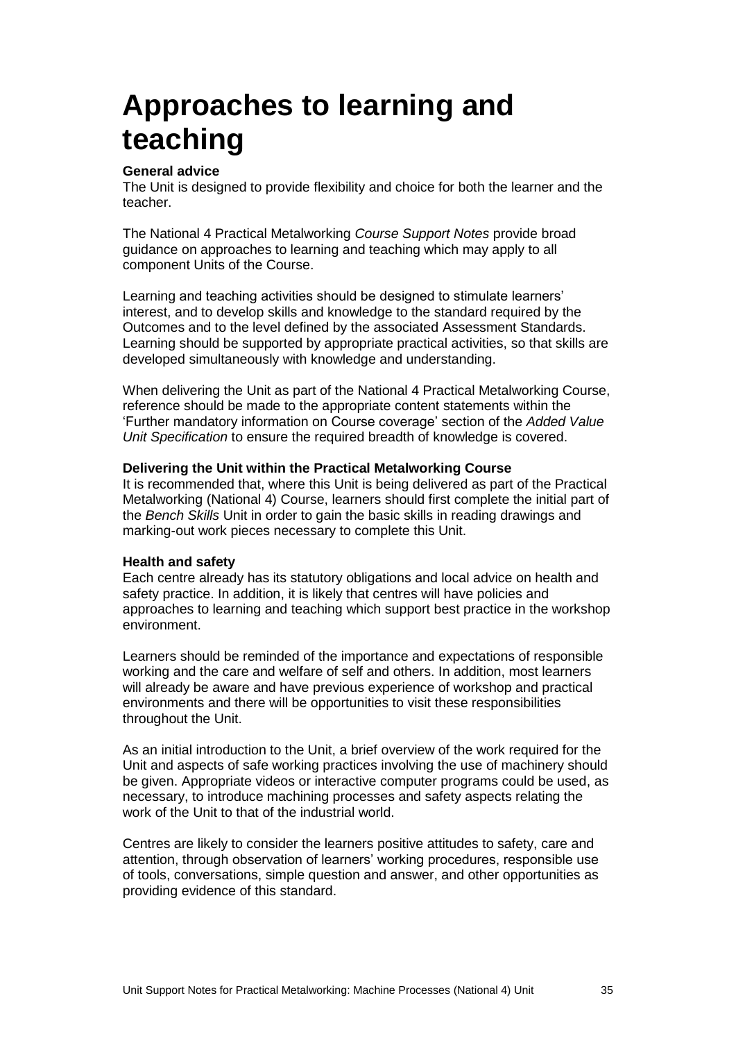# Approaches to learning and teaching

**General advice**

The Unit is designed to provide flexibility and choice for both the learner and the teacher.

The National 4 Practical Metalworking *Course Support Notes* provide broad guidance on approaches to learning and teaching which may apply to all component Units of the Course.

Learning and teaching activities should be designed to stimulate learners' interest, and to develop skills and knowledge to the standard required by the Outcomes and to the level defined by the associated Assessment Standards. Learning should be supported by appropriate practical activities, so that skills are developed simultaneously with knowledge and understanding.

When delivering the Unit as part of the National 4 Practical Metalworking Course, reference should be made to the appropriate content statements within the 'Further mandatory information on Course coverage' section of the *Added Value Unit Specification* to ensure the required breadth of knowledge is covered.

**Delivering the Unit within the Practical Metalworking Course**

It is recommended that, where this Unit is being delivered as part of the Practical Metalworking (National 4) Course, learners should first complete the initial part of the *Bench Skills* Unit in order to gain the basic skills in reading drawings and marking-out work pieces necessary to complete this Unit.

**Health and safety**

Each centre already has its statutory obligations and local advice on health and safety practice. In addition, it is likely that centres will have policies and approaches to learning and teaching which support best practice in the workshop environment.

Learners should be reminded of the importance and expectations of responsible working and the care and welfare of self and others. In addition, most learners will already be aware and have previous experience of workshop and practical environments and there will be opportunities to visit these responsibilities throughout the Unit.

As an initial introduction to the Unit, a brief overview of the work required for the Unit and aspects of safe working practices involving the use of machinery should be given. Appropriate videos or interactive computer programs could be used, as necessary, to introduce machining processes and safety aspects relating the work of the Unit to that of the industrial world.

Centres are likely to consider the learners positive attitudes to safety, care and attention, through observation of learners' working procedures, responsible use of tools, conversations, simple question and answer, and other opportunities as providing evidence of this standard.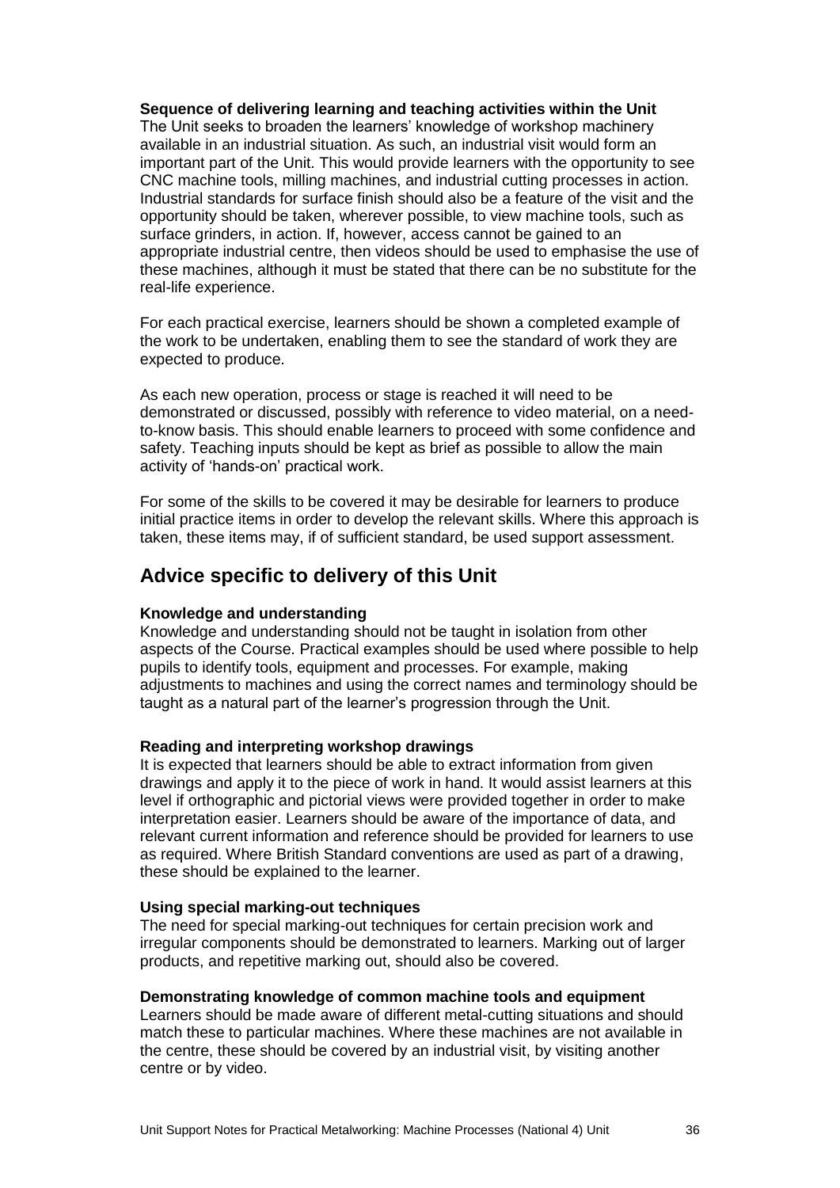**Sequence of delivering learning and teaching activities within the Unit**

The Unit seeks to broaden the learners' knowledge of workshop machinery available in an industrial situation. As such, an industrial visit would form an important part of the Unit. This would provide learners with the opportunity to see CNC machine tools, milling machines, and industrial cutting processes in action. Industrial standards for surface finish should also be a feature of the visit and the opportunity should be taken, wherever possible, to view machine tools, such as surface grinders, in action. If, however, access cannot be gained to an appropriate industrial centre, then videos should be used to emphasise the use of these machines, although it must be stated that there can be no substitute for the real-life experience.

For each practical exercise, learners should be shown a completed example of the work to be undertaken, enabling them to see the standard of work they are expected to produce.

As each new operation, process or stage is reached it will need to be demonstrated or discussed, possibly with reference to video material, on a need-to-know basis. This should enable learners to proceed with some confidence and safety. Teaching inputs should be kept as brief as possible to allow the main activity of 'hands-on' practical work.

For some of the skills to be covered it may be desirable for learners to produce initial practice items in order to develop the relevant skills. Where this approach is taken, these items may, if of sufficient standard, be used support assessment.

## Advice specific to delivery of this Unit

**Knowledge and understanding**

Knowledge and understanding should not be taught in isolation from other aspects of the Course. Practical examples should be used where possible to help pupils to identify tools, equipment and processes. For example, making adjustments to machines and using the correct names and terminology should be taught as a natural part of the learner's progression through the Unit.

**Reading and interpreting workshop drawings**

It is expected that learners should be able to extract information from given drawings and apply it to the piece of work in hand. It would assist learners at this level if orthographic and pictorial views were provided together in order to make interpretation easier. Learners should be aware of the importance of data, and relevant current information and reference should be provided for learners to use as required. Where British Standard conventions are used as part of a drawing, these should be explained to the learner.

**Using special marking-out techniques**

The need for special marking-out techniques for certain precision work and irregular components should be demonstrated to learners. Marking out of larger products, and repetitive marking out, should also be covered.

**Demonstrating knowledge of common machine tools and equipment**

Learners should be made aware of different metal-cutting situations and should match these to particular machines. Where these machines are not available in the centre, these should be covered by an industrial visit, by visiting another centre or by video.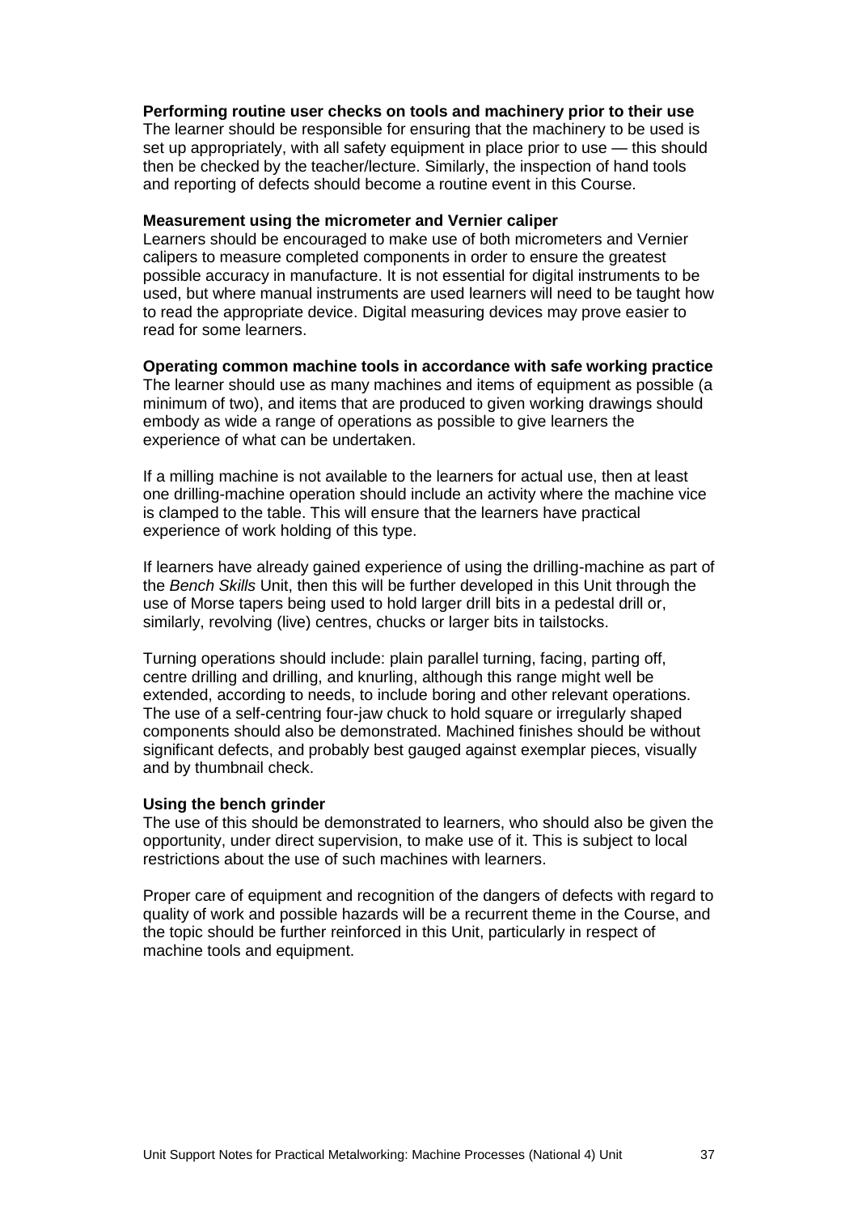**Performing routine user checks on tools and machinery prior to their use**
The learner should be responsible for ensuring that the machinery to be used is set up appropriately, with all safety equipment in place prior to use — this should then be checked by the teacher/lecture. Similarly, the inspection of hand tools and reporting of defects should become a routine event in this Course.

**Measurement using the micrometer and Vernier caliper**
Learners should be encouraged to make use of both micrometers and Vernier calipers to measure completed components in order to ensure the greatest possible accuracy in manufacture. It is not essential for digital instruments to be used, but where manual instruments are used learners will need to be taught how to read the appropriate device. Digital measuring devices may prove easier to read for some learners.

**Operating common machine tools in accordance with safe working practice**
The learner should use as many machines and items of equipment as possible (a minimum of two), and items that are produced to given working drawings should embody as wide a range of operations as possible to give learners the experience of what can be undertaken.

If a milling machine is not available to the learners for actual use, then at least one drilling-machine operation should include an activity where the machine vice is clamped to the table. This will ensure that the learners have practical experience of work holding of this type.

If learners have already gained experience of using the drilling-machine as part of the *Bench Skills* Unit, then this will be further developed in this Unit through the use of Morse tapers being used to hold larger drill bits in a pedestal drill or, similarly, revolving (live) centres, chucks or larger bits in tailstocks.

Turning operations should include: plain parallel turning, facing, parting off, centre drilling and drilling, and knurling, although this range might well be extended, according to needs, to include boring and other relevant operations. The use of a self-centring four-jaw chuck to hold square or irregularly shaped components should also be demonstrated. Machined finishes should be without significant defects, and probably best gauged against exemplar pieces, visually and by thumbnail check.

**Using the bench grinder**
The use of this should be demonstrated to learners, who should also be given the opportunity, under direct supervision, to make use of it. This is subject to local restrictions about the use of such machines with learners.

Proper care of equipment and recognition of the dangers of defects with regard to quality of work and possible hazards will be a recurrent theme in the Course, and the topic should be further reinforced in this Unit, particularly in respect of machine tools and equipment.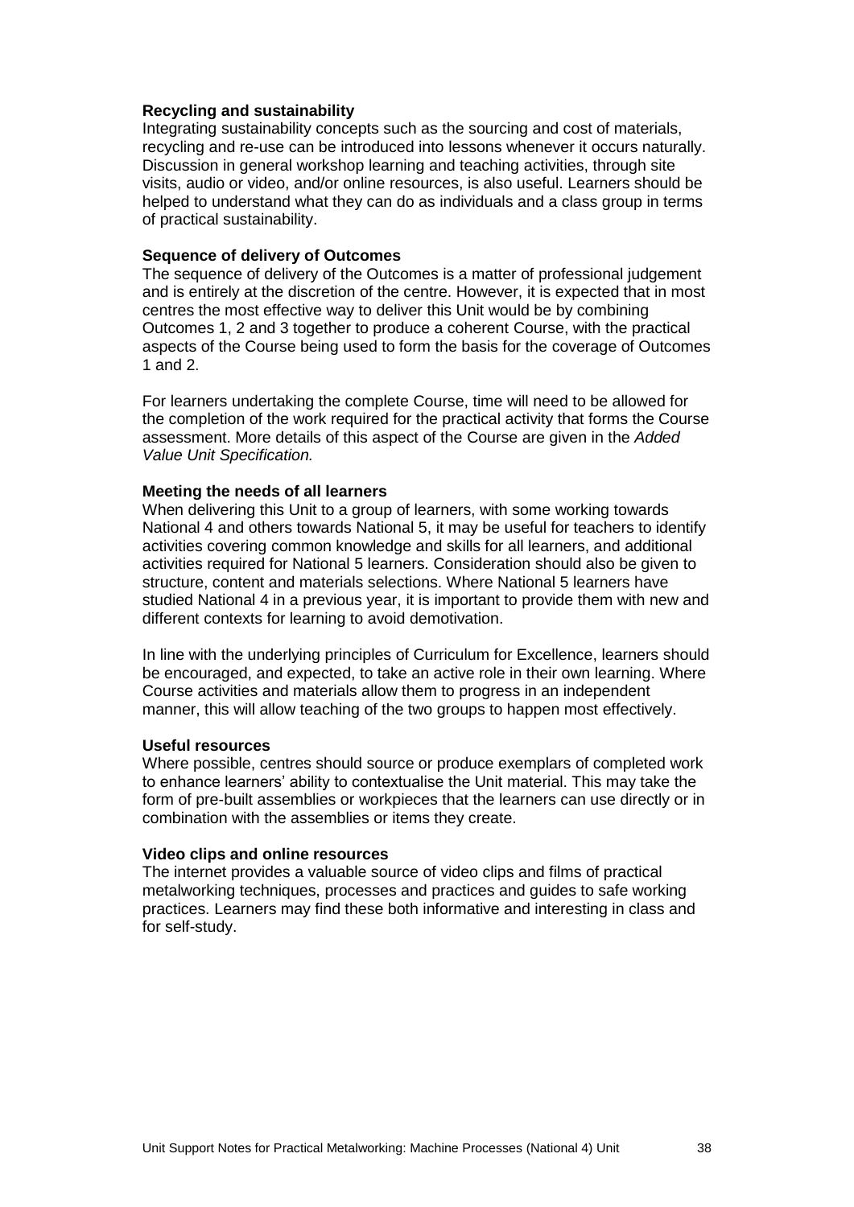### Recycling and sustainability

Integrating sustainability concepts such as the sourcing and cost of materials, recycling and re-use can be introduced into lessons whenever it occurs naturally. Discussion in general workshop learning and teaching activities, through site visits, audio or video, and/or online resources, is also useful. Learners should be helped to understand what they can do as individuals and a class group in terms of practical sustainability.

### Sequence of delivery of Outcomes

The sequence of delivery of the Outcomes is a matter of professional judgement and is entirely at the discretion of the centre. However, it is expected that in most centres the most effective way to deliver this Unit would be by combining Outcomes 1, 2 and 3 together to produce a coherent Course, with the practical aspects of the Course being used to form the basis for the coverage of Outcomes 1 and 2.

For learners undertaking the complete Course, time will need to be allowed for the completion of the work required for the practical activity that forms the Course assessment. More details of this aspect of the Course are given in the *Added Value Unit Specification.*

### Meeting the needs of all learners

When delivering this Unit to a group of learners, with some working towards National 4 and others towards National 5, it may be useful for teachers to identify activities covering common knowledge and skills for all learners, and additional activities required for National 5 learners. Consideration should also be given to structure, content and materials selections. Where National 5 learners have studied National 4 in a previous year, it is important to provide them with new and different contexts for learning to avoid demotivation.

In line with the underlying principles of Curriculum for Excellence, learners should be encouraged, and expected, to take an active role in their own learning. Where Course activities and materials allow them to progress in an independent manner, this will allow teaching of the two groups to happen most effectively.

### Useful resources

Where possible, centres should source or produce exemplars of completed work to enhance learners' ability to contextualise the Unit material. This may take the form of pre-built assemblies or workpieces that the learners can use directly or in combination with the assemblies or items they create.

### Video clips and online resources

The internet provides a valuable source of video clips and films of practical metalworking techniques, processes and practices and guides to safe working practices. Learners may find these both informative and interesting in class and for self-study.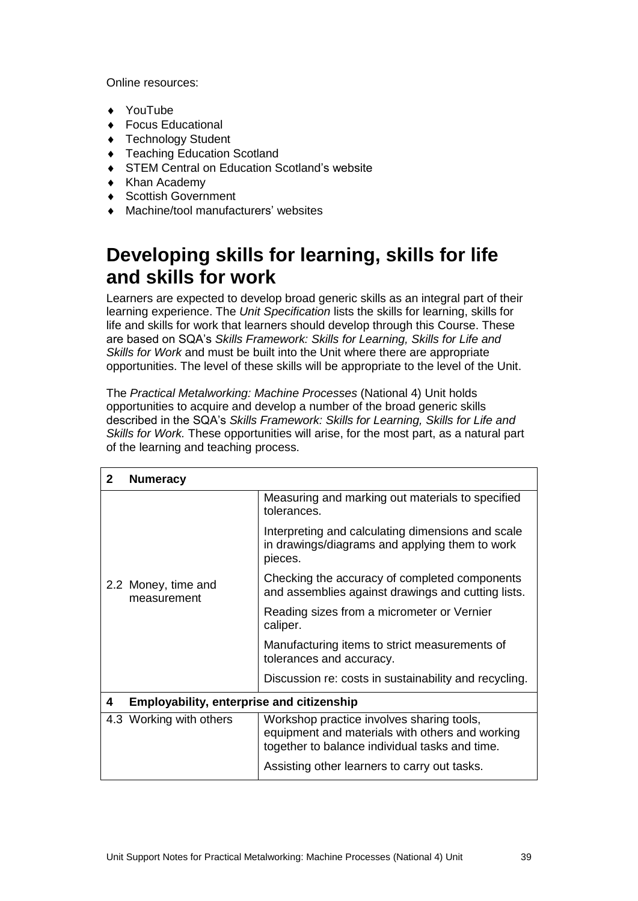Online resources:

- YouTube
- Focus Educational
- Technology Student
- Teaching Education Scotland
- STEM Central on Education Scotland's website
- Khan Academy
- Scottish Government
- Machine/tool manufacturers' websites

# Developing skills for learning, skills for life and skills for work

Learners are expected to develop broad generic skills as an integral part of their learning experience. The *Unit Specification* lists the skills for learning, skills for life and skills for work that learners should develop through this Course. These are based on SQA's *Skills Framework: Skills for Learning, Skills for Life and Skills for Work* and must be built into the Unit where there are appropriate opportunities. The level of these skills will be appropriate to the level of the Unit.

The *Practical Metalworking: Machine Processes* (National 4) Unit holds opportunities to acquire and develop a number of the broad generic skills described in the SQA's *Skills Framework: Skills for Learning, Skills for Life and Skills for Work.* These opportunities will arise, for the most part, as a natural part of the learning and teaching process.

| **2 Numeracy** | |
|---|---|
| 2.2 Money, time and measurement | Measuring and marking out materials to specified tolerances. |
| | Interpreting and calculating dimensions and scale in drawings/diagrams and applying them to work pieces. |
| | Checking the accuracy of completed components and assemblies against drawings and cutting lists. |
| | Reading sizes from a micrometer or Vernier caliper. |
| | Manufacturing items to strict measurements of tolerances and accuracy. |
| | Discussion re: costs in sustainability and recycling. |
| **4 Employability, enterprise and citizenship** | |
| 4.3 Working with others | Workshop practice involves sharing tools, equipment and materials with others and working together to balance individual tasks and time. |
| | Assisting other learners to carry out tasks. |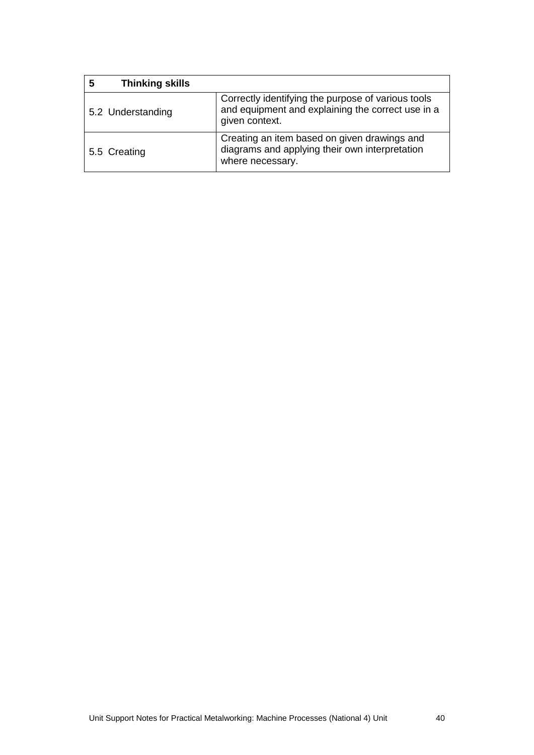| 5 Thinking skills | |
|---|---|
| 5.2 Understanding | Correctly identifying the purpose of various tools and equipment and explaining the correct use in a given context. |
| 5.5 Creating | Creating an item based on given drawings and diagrams and applying their own interpretation where necessary. |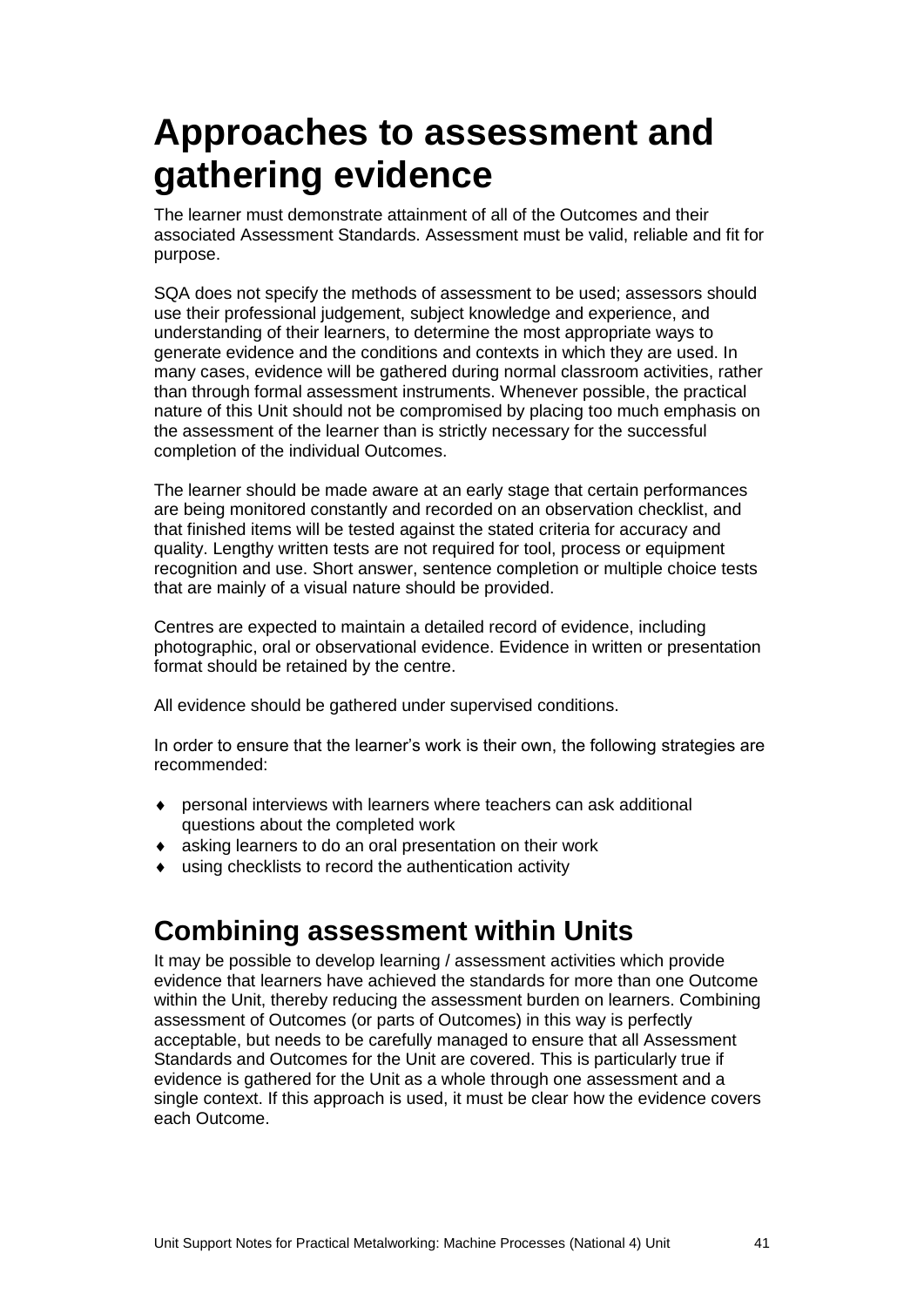# Approaches to assessment and gathering evidence

The learner must demonstrate attainment of all of the Outcomes and their associated Assessment Standards. Assessment must be valid, reliable and fit for purpose.

SQA does not specify the methods of assessment to be used; assessors should use their professional judgement, subject knowledge and experience, and understanding of their learners, to determine the most appropriate ways to generate evidence and the conditions and contexts in which they are used. In many cases, evidence will be gathered during normal classroom activities, rather than through formal assessment instruments. Whenever possible, the practical nature of this Unit should not be compromised by placing too much emphasis on the assessment of the learner than is strictly necessary for the successful completion of the individual Outcomes.

The learner should be made aware at an early stage that certain performances are being monitored constantly and recorded on an observation checklist, and that finished items will be tested against the stated criteria for accuracy and quality. Lengthy written tests are not required for tool, process or equipment recognition and use. Short answer, sentence completion or multiple choice tests that are mainly of a visual nature should be provided.

Centres are expected to maintain a detailed record of evidence, including photographic, oral or observational evidence. Evidence in written or presentation format should be retained by the centre.

All evidence should be gathered under supervised conditions.

In order to ensure that the learner's work is their own, the following strategies are recommended:

- personal interviews with learners where teachers can ask additional questions about the completed work
- asking learners to do an oral presentation on their work
- using checklists to record the authentication activity

## Combining assessment within Units

It may be possible to develop learning / assessment activities which provide evidence that learners have achieved the standards for more than one Outcome within the Unit, thereby reducing the assessment burden on learners. Combining assessment of Outcomes (or parts of Outcomes) in this way is perfectly acceptable, but needs to be carefully managed to ensure that all Assessment Standards and Outcomes for the Unit are covered. This is particularly true if evidence is gathered for the Unit as a whole through one assessment and a single context. If this approach is used, it must be clear how the evidence covers each Outcome.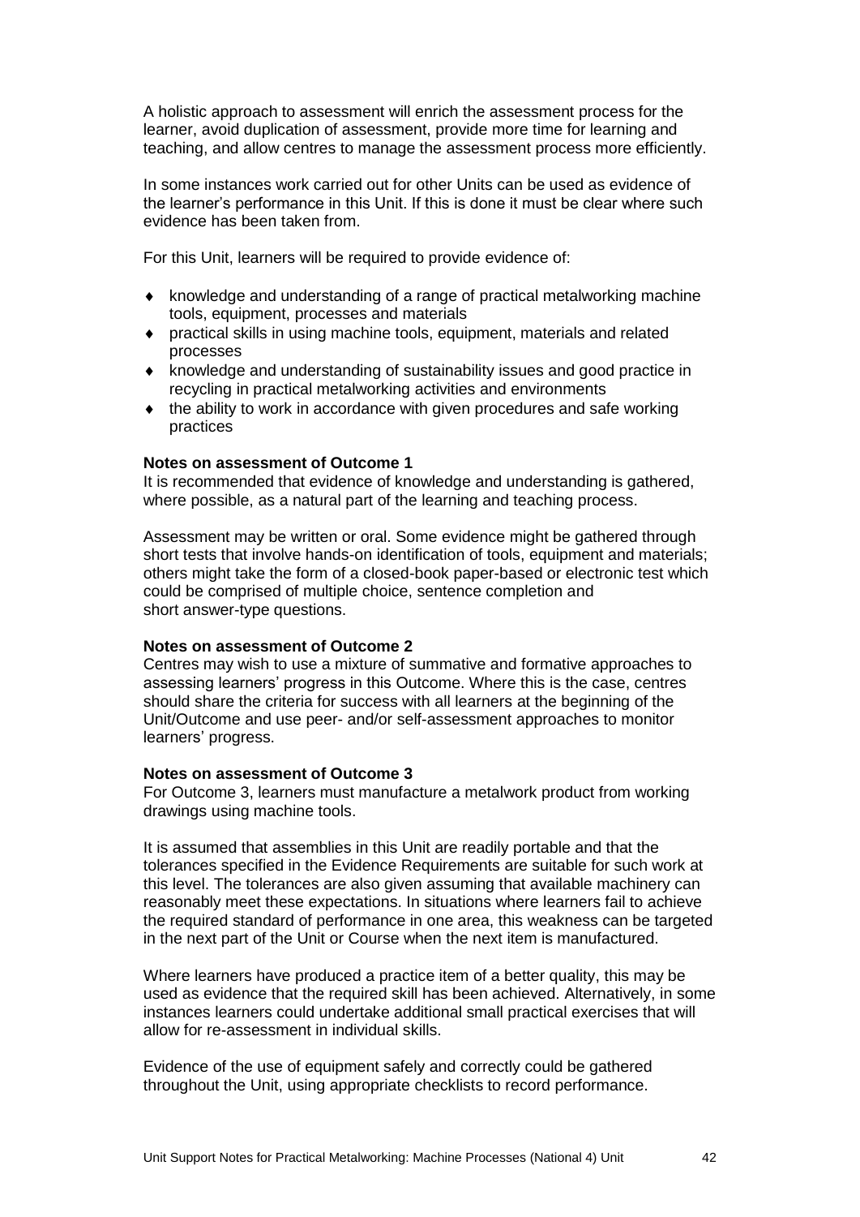A holistic approach to assessment will enrich the assessment process for the learner, avoid duplication of assessment, provide more time for learning and teaching, and allow centres to manage the assessment process more efficiently.

In some instances work carried out for other Units can be used as evidence of the learner's performance in this Unit. If this is done it must be clear where such evidence has been taken from.

For this Unit, learners will be required to provide evidence of:

- knowledge and understanding of a range of practical metalworking machine tools, equipment, processes and materials
- practical skills in using machine tools, equipment, materials and related processes
- knowledge and understanding of sustainability issues and good practice in recycling in practical metalworking activities and environments
- the ability to work in accordance with given procedures and safe working practices

**Notes on assessment of Outcome 1**
It is recommended that evidence of knowledge and understanding is gathered, where possible, as a natural part of the learning and teaching process.

Assessment may be written or oral. Some evidence might be gathered through short tests that involve hands-on identification of tools, equipment and materials; others might take the form of a closed-book paper-based or electronic test which could be comprised of multiple choice, sentence completion and short answer-type questions.

**Notes on assessment of Outcome 2**
Centres may wish to use a mixture of summative and formative approaches to assessing learners' progress in this Outcome. Where this is the case, centres should share the criteria for success with all learners at the beginning of the Unit/Outcome and use peer- and/or self-assessment approaches to monitor learners' progress.

**Notes on assessment of Outcome 3**
For Outcome 3, learners must manufacture a metalwork product from working drawings using machine tools.

It is assumed that assemblies in this Unit are readily portable and that the tolerances specified in the Evidence Requirements are suitable for such work at this level. The tolerances are also given assuming that available machinery can reasonably meet these expectations. In situations where learners fail to achieve the required standard of performance in one area, this weakness can be targeted in the next part of the Unit or Course when the next item is manufactured.

Where learners have produced a practice item of a better quality, this may be used as evidence that the required skill has been achieved. Alternatively, in some instances learners could undertake additional small practical exercises that will allow for re-assessment in individual skills.

Evidence of the use of equipment safely and correctly could be gathered throughout the Unit, using appropriate checklists to record performance.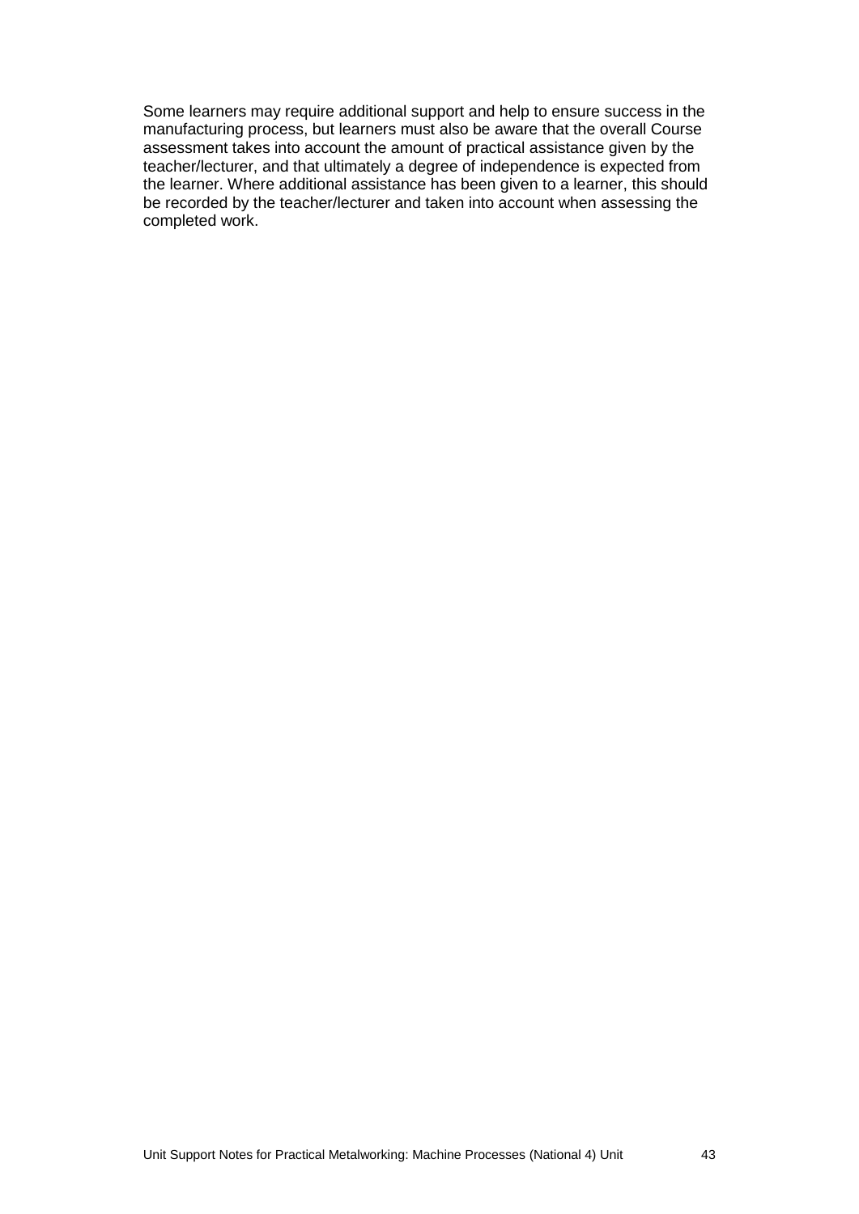Some learners may require additional support and help to ensure success in the manufacturing process, but learners must also be aware that the overall Course assessment takes into account the amount of practical assistance given by the teacher/lecturer, and that ultimately a degree of independence is expected from the learner. Where additional assistance has been given to a learner, this should be recorded by the teacher/lecturer and taken into account when assessing the completed work.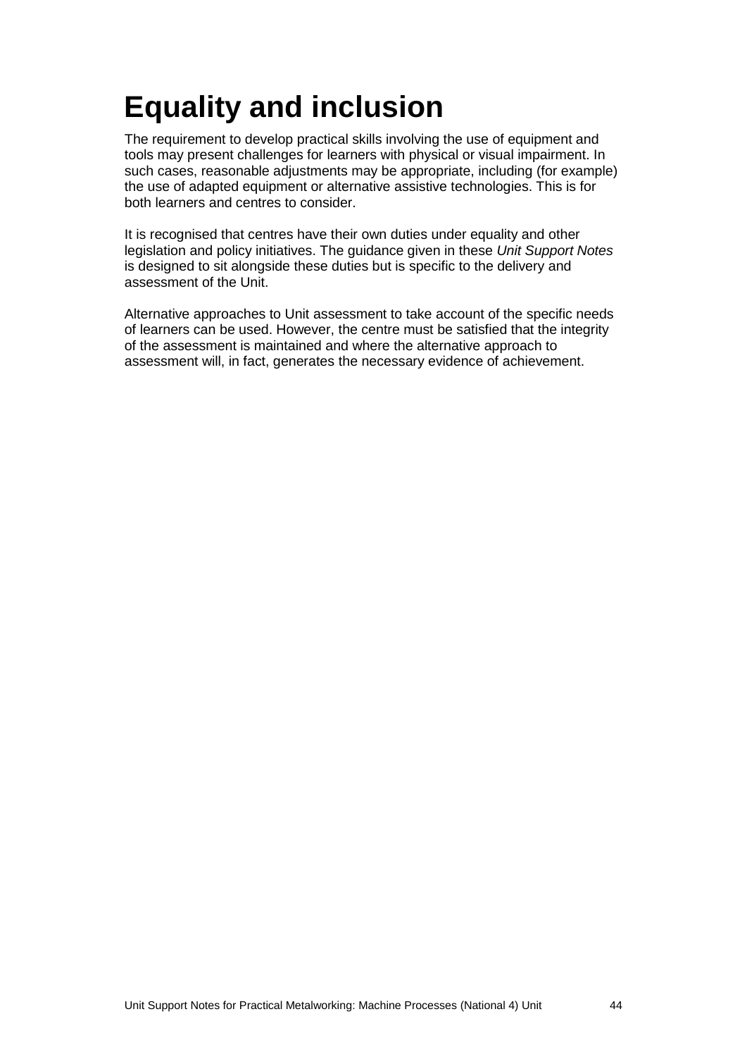# Equality and inclusion

The requirement to develop practical skills involving the use of equipment and tools may present challenges for learners with physical or visual impairment. In such cases, reasonable adjustments may be appropriate, including (for example) the use of adapted equipment or alternative assistive technologies. This is for both learners and centres to consider.

It is recognised that centres have their own duties under equality and other legislation and policy initiatives. The guidance given in these *Unit Support Notes* is designed to sit alongside these duties but is specific to the delivery and assessment of the Unit.

Alternative approaches to Unit assessment to take account of the specific needs of learners can be used. However, the centre must be satisfied that the integrity of the assessment is maintained and where the alternative approach to assessment will, in fact, generates the necessary evidence of achievement.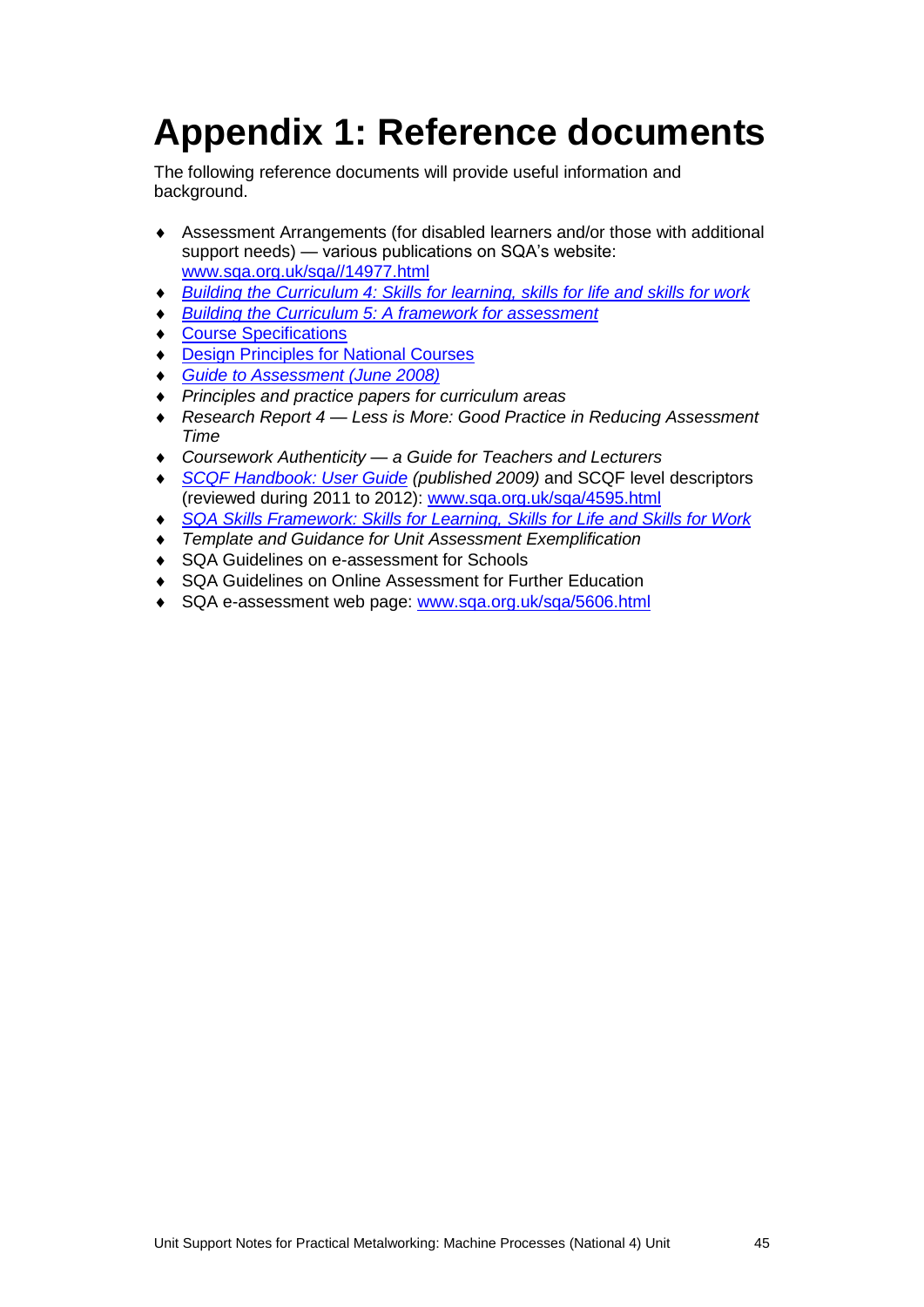# Appendix 1: Reference documents

The following reference documents will provide useful information and background.

- Assessment Arrangements (for disabled learners and/or those with additional support needs) — various publications on SQA's website: www.sqa.org.uk/sqa//14977.html
- *Building the Curriculum 4: Skills for learning, skills for life and skills for work*
- *Building the Curriculum 5: A framework for assessment*
- Course Specifications
- Design Principles for National Courses
- *Guide to Assessment (June 2008)*
- *Principles and practice papers for curriculum areas*
- *Research Report 4 — Less is More: Good Practice in Reducing Assessment Time*
- *Coursework Authenticity — a Guide for Teachers and Lecturers*
- *SCQF Handbook: User Guide (published 2009)* and SCQF level descriptors (reviewed during 2011 to 2012): www.sqa.org.uk/sqa/4595.html
- *SQA Skills Framework: Skills for Learning, Skills for Life and Skills for Work*
- *Template and Guidance for Unit Assessment Exemplification*
- SQA Guidelines on e-assessment for Schools
- SQA Guidelines on Online Assessment for Further Education
- SQA e-assessment web page: www.sqa.org.uk/sqa/5606.html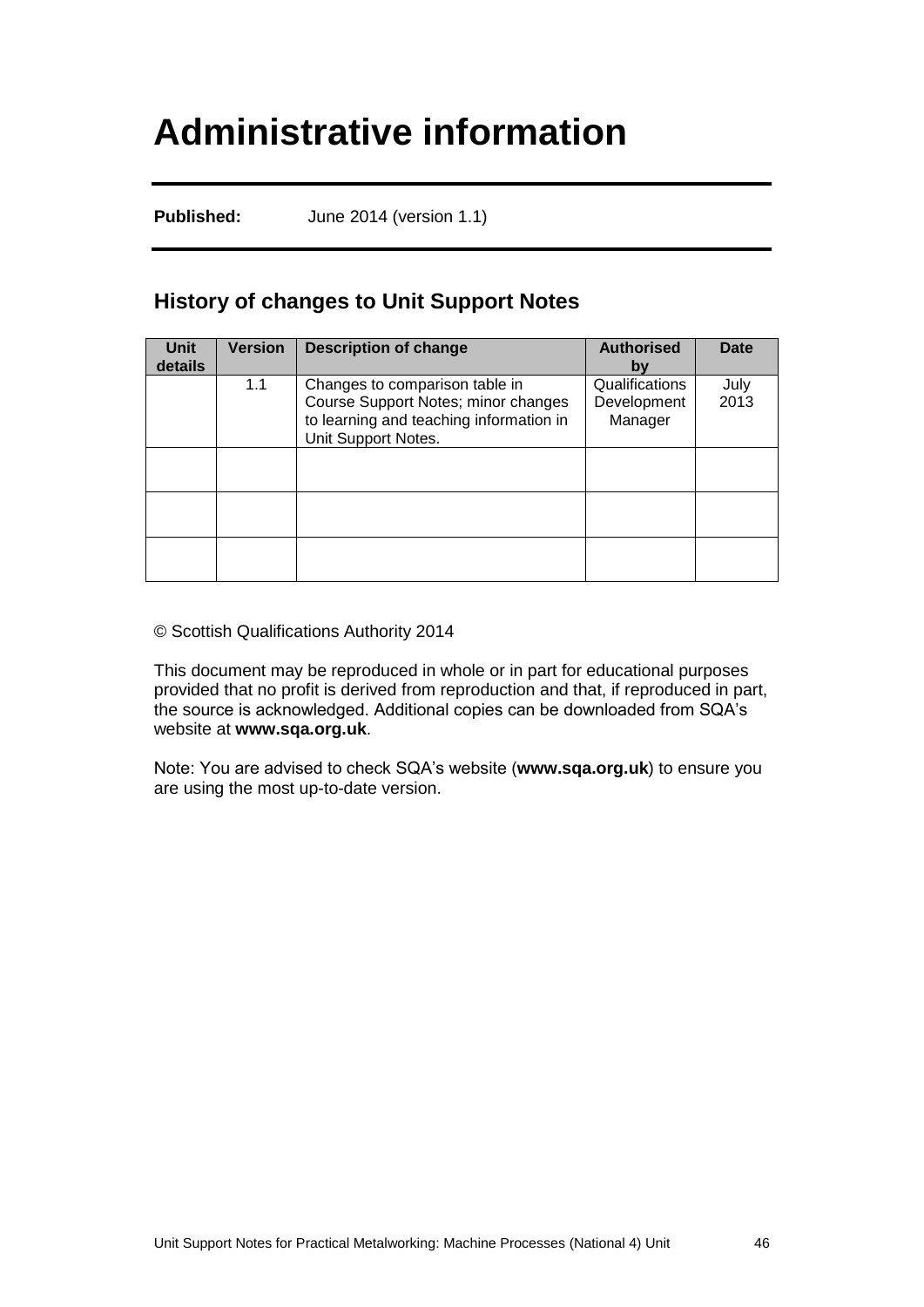# Administrative information

**Published:** June 2014 (version 1.1)

## History of changes to Unit Support Notes

| Unit details | Version | Description of change | Authorised by | Date |
|---|---|---|---|---|
| | 1.1 | Changes to comparison table in Course Support Notes; minor changes to learning and teaching information in Unit Support Notes. | Qualifications Development Manager | July 2013 |
| | | | | |
| | | | | |
| | | | | |

© Scottish Qualifications Authority 2014

This document may be reproduced in whole or in part for educational purposes provided that no profit is derived from reproduction and that, if reproduced in part, the source is acknowledged. Additional copies can be downloaded from SQA's website at **www.sqa.org.uk**.

Note: You are advised to check SQA's website (**www.sqa.org.uk**) to ensure you are using the most up-to-date version.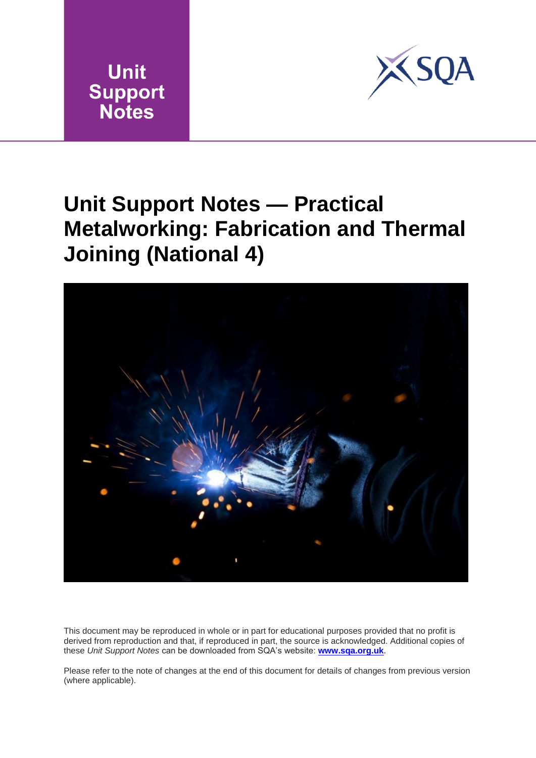Unit Support Notes

# Unit Support Notes — Practical Metalworking: Fabrication and Thermal Joining (National 4)

This document may be reproduced in whole or in part for educational purposes provided that no profit is derived from reproduction and that, if reproduced in part, the source is acknowledged. Additional copies of these *Unit Support Notes* can be downloaded from SQA's website: **www.sqa.org.uk**.

Please refer to the note of changes at the end of this document for details of changes from previous version (where applicable).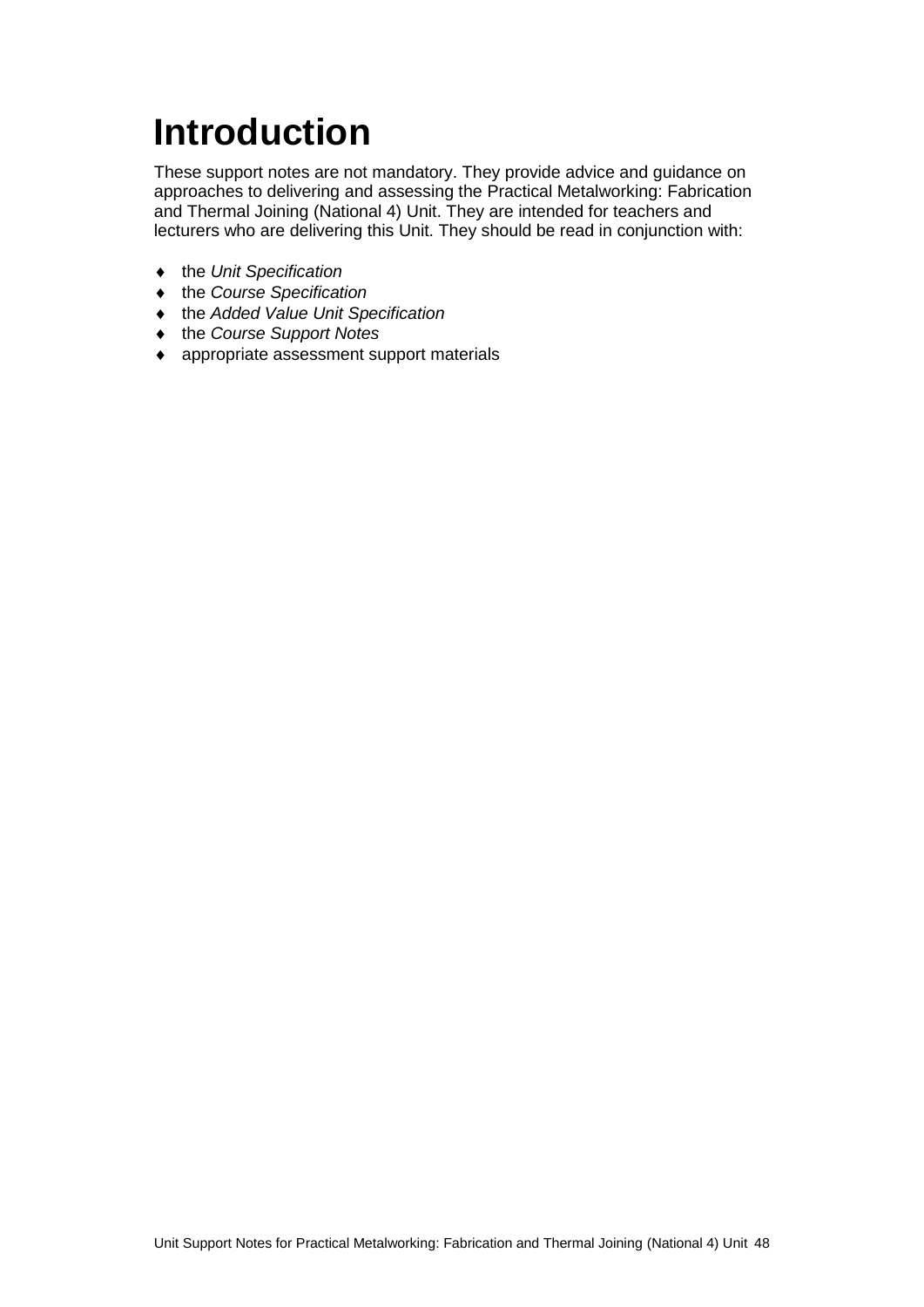# Introduction

These support notes are not mandatory. They provide advice and guidance on approaches to delivering and assessing the Practical Metalworking: Fabrication and Thermal Joining (National 4) Unit. They are intended for teachers and lecturers who are delivering this Unit. They should be read in conjunction with:

- the *Unit Specification*
- the *Course Specification*
- the *Added Value Unit Specification*
- the *Course Support Notes*
- appropriate assessment support materials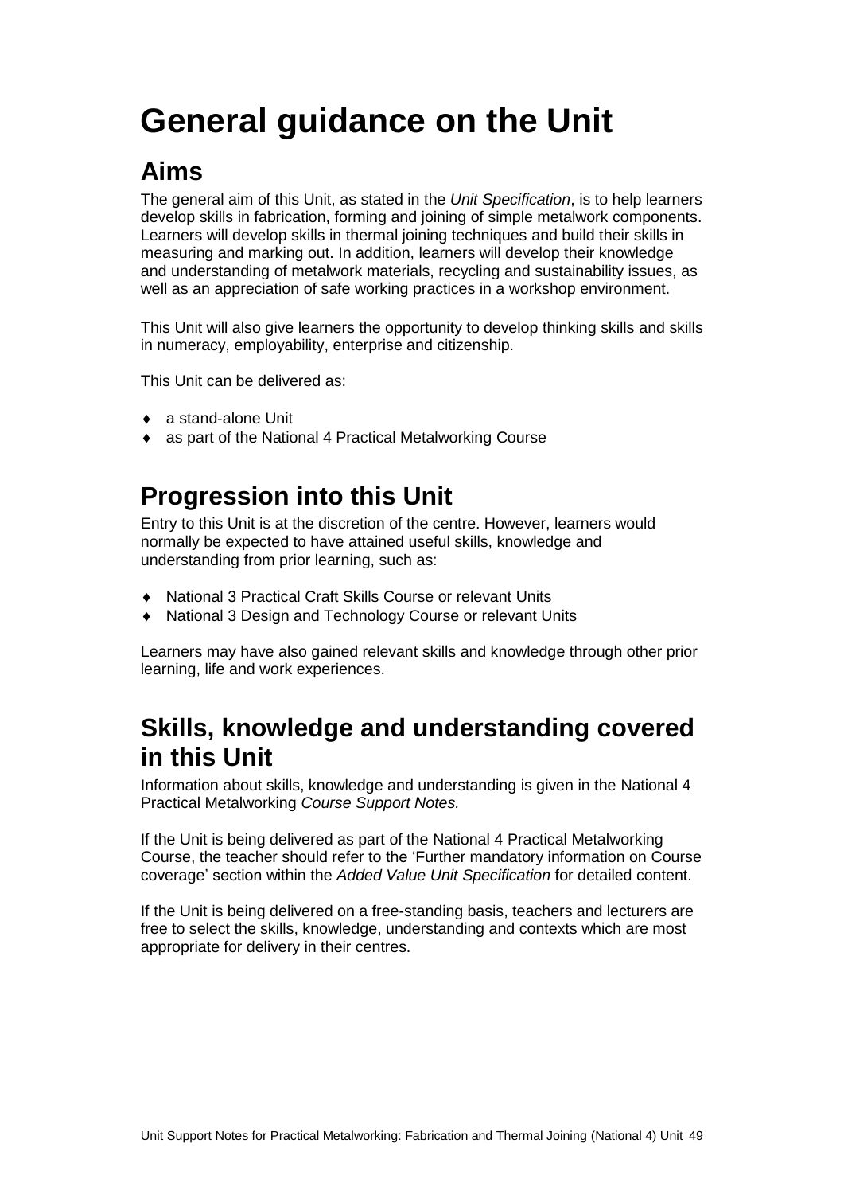# General guidance on the Unit

## Aims

The general aim of this Unit, as stated in the *Unit Specification*, is to help learners develop skills in fabrication, forming and joining of simple metalwork components. Learners will develop skills in thermal joining techniques and build their skills in measuring and marking out. In addition, learners will develop their knowledge and understanding of metalwork materials, recycling and sustainability issues, as well as an appreciation of safe working practices in a workshop environment.

This Unit will also give learners the opportunity to develop thinking skills and skills in numeracy, employability, enterprise and citizenship.

This Unit can be delivered as:

- a stand-alone Unit
- as part of the National 4 Practical Metalworking Course

## Progression into this Unit

Entry to this Unit is at the discretion of the centre. However, learners would normally be expected to have attained useful skills, knowledge and understanding from prior learning, such as:

- National 3 Practical Craft Skills Course or relevant Units
- National 3 Design and Technology Course or relevant Units

Learners may have also gained relevant skills and knowledge through other prior learning, life and work experiences.

## Skills, knowledge and understanding covered in this Unit

Information about skills, knowledge and understanding is given in the National 4 Practical Metalworking *Course Support Notes.*

If the Unit is being delivered as part of the National 4 Practical Metalworking Course, the teacher should refer to the 'Further mandatory information on Course coverage' section within the *Added Value Unit Specification* for detailed content.

If the Unit is being delivered on a free-standing basis, teachers and lecturers are free to select the skills, knowledge, understanding and contexts which are most appropriate for delivery in their centres.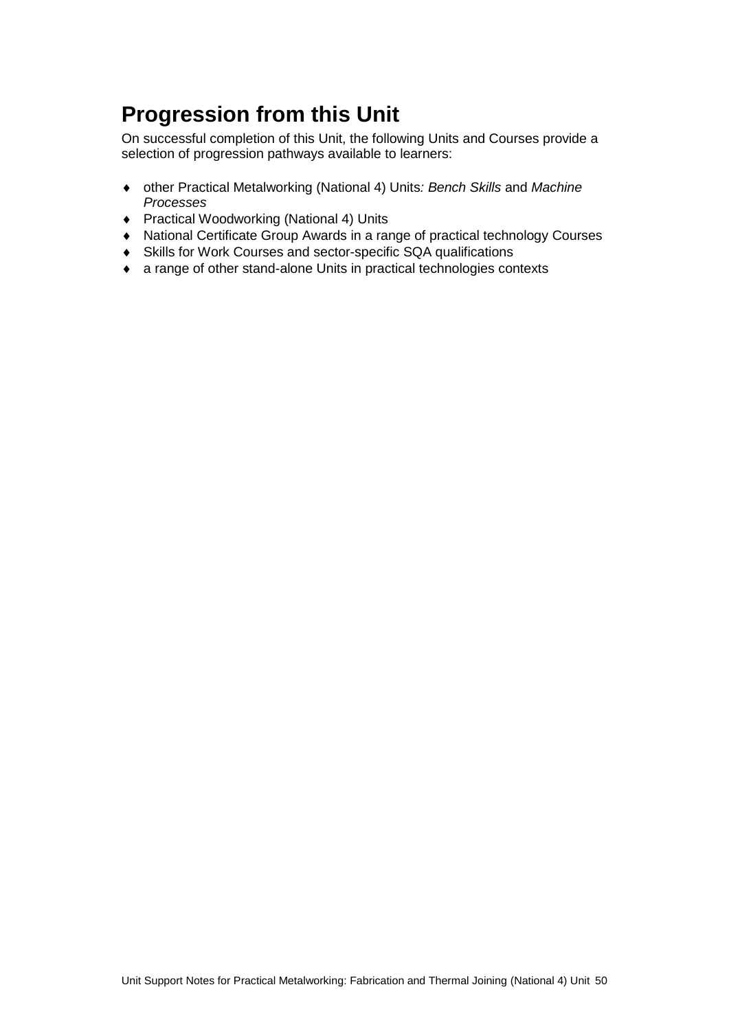## Progression from this Unit

On successful completion of this Unit, the following Units and Courses provide a selection of progression pathways available to learners:

- other Practical Metalworking (National 4) Units*: Bench Skills* and *Machine Processes*
- Practical Woodworking (National 4) Units
- National Certificate Group Awards in a range of practical technology Courses
- Skills for Work Courses and sector-specific SQA qualifications
- a range of other stand-alone Units in practical technologies contexts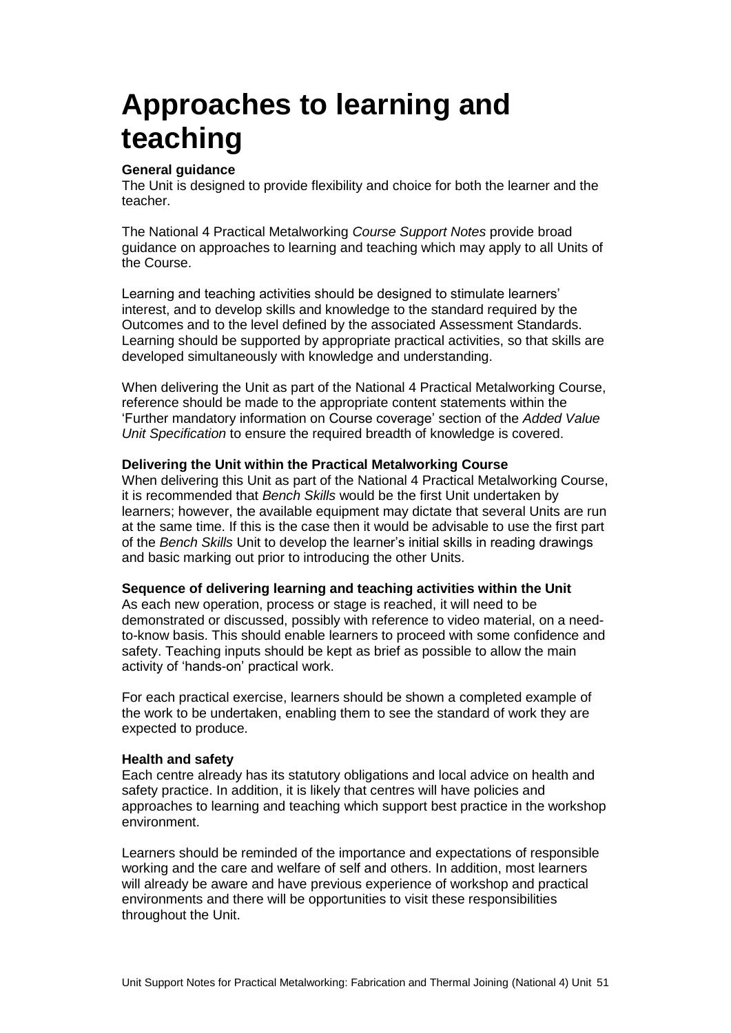# Approaches to learning and teaching

**General guidance**

The Unit is designed to provide flexibility and choice for both the learner and the teacher.

The National 4 Practical Metalworking *Course Support Notes* provide broad guidance on approaches to learning and teaching which may apply to all Units of the Course.

Learning and teaching activities should be designed to stimulate learners' interest, and to develop skills and knowledge to the standard required by the Outcomes and to the level defined by the associated Assessment Standards. Learning should be supported by appropriate practical activities, so that skills are developed simultaneously with knowledge and understanding.

When delivering the Unit as part of the National 4 Practical Metalworking Course, reference should be made to the appropriate content statements within the 'Further mandatory information on Course coverage' section of the *Added Value Unit Specification* to ensure the required breadth of knowledge is covered.

**Delivering the Unit within the Practical Metalworking Course**

When delivering this Unit as part of the National 4 Practical Metalworking Course, it is recommended that *Bench Skills* would be the first Unit undertaken by learners; however, the available equipment may dictate that several Units are run at the same time. If this is the case then it would be advisable to use the first part of the *Bench Skills* Unit to develop the learner's initial skills in reading drawings and basic marking out prior to introducing the other Units.

**Sequence of delivering learning and teaching activities within the Unit**

As each new operation, process or stage is reached, it will need to be demonstrated or discussed, possibly with reference to video material, on a need-to-know basis. This should enable learners to proceed with some confidence and safety. Teaching inputs should be kept as brief as possible to allow the main activity of 'hands-on' practical work.

For each practical exercise, learners should be shown a completed example of the work to be undertaken, enabling them to see the standard of work they are expected to produce.

**Health and safety**

Each centre already has its statutory obligations and local advice on health and safety practice. In addition, it is likely that centres will have policies and approaches to learning and teaching which support best practice in the workshop environment.

Learners should be reminded of the importance and expectations of responsible working and the care and welfare of self and others. In addition, most learners will already be aware and have previous experience of workshop and practical environments and there will be opportunities to visit these responsibilities throughout the Unit.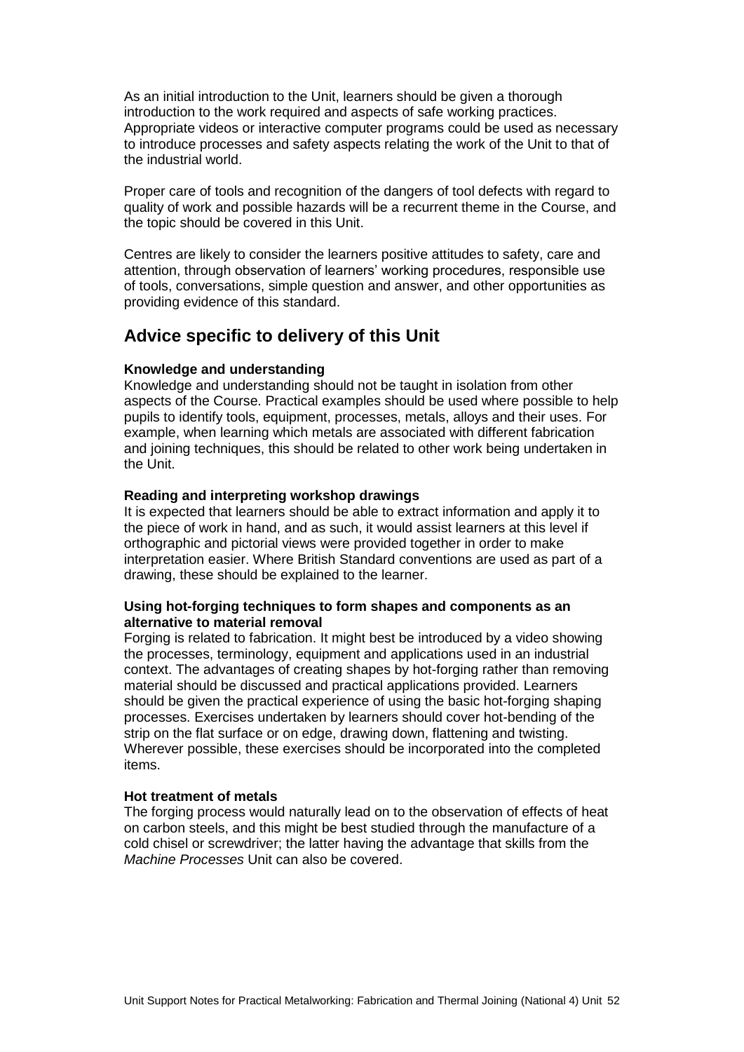As an initial introduction to the Unit, learners should be given a thorough introduction to the work required and aspects of safe working practices. Appropriate videos or interactive computer programs could be used as necessary to introduce processes and safety aspects relating the work of the Unit to that of the industrial world.

Proper care of tools and recognition of the dangers of tool defects with regard to quality of work and possible hazards will be a recurrent theme in the Course, and the topic should be covered in this Unit.

Centres are likely to consider the learners positive attitudes to safety, care and attention, through observation of learners' working procedures, responsible use of tools, conversations, simple question and answer, and other opportunities as providing evidence of this standard.

## Advice specific to delivery of this Unit

**Knowledge and understanding**
Knowledge and understanding should not be taught in isolation from other aspects of the Course. Practical examples should be used where possible to help pupils to identify tools, equipment, processes, metals, alloys and their uses. For example, when learning which metals are associated with different fabrication and joining techniques, this should be related to other work being undertaken in the Unit.

**Reading and interpreting workshop drawings**
It is expected that learners should be able to extract information and apply it to the piece of work in hand, and as such, it would assist learners at this level if orthographic and pictorial views were provided together in order to make interpretation easier. Where British Standard conventions are used as part of a drawing, these should be explained to the learner.

**Using hot-forging techniques to form shapes and components as an alternative to material removal**
Forging is related to fabrication. It might best be introduced by a video showing the processes, terminology, equipment and applications used in an industrial context. The advantages of creating shapes by hot-forging rather than removing material should be discussed and practical applications provided. Learners should be given the practical experience of using the basic hot-forging shaping processes. Exercises undertaken by learners should cover hot-bending of the strip on the flat surface or on edge, drawing down, flattening and twisting. Wherever possible, these exercises should be incorporated into the completed items.

**Hot treatment of metals**
The forging process would naturally lead on to the observation of effects of heat on carbon steels, and this might be best studied through the manufacture of a cold chisel or screwdriver; the latter having the advantage that skills from the *Machine Processes* Unit can also be covered.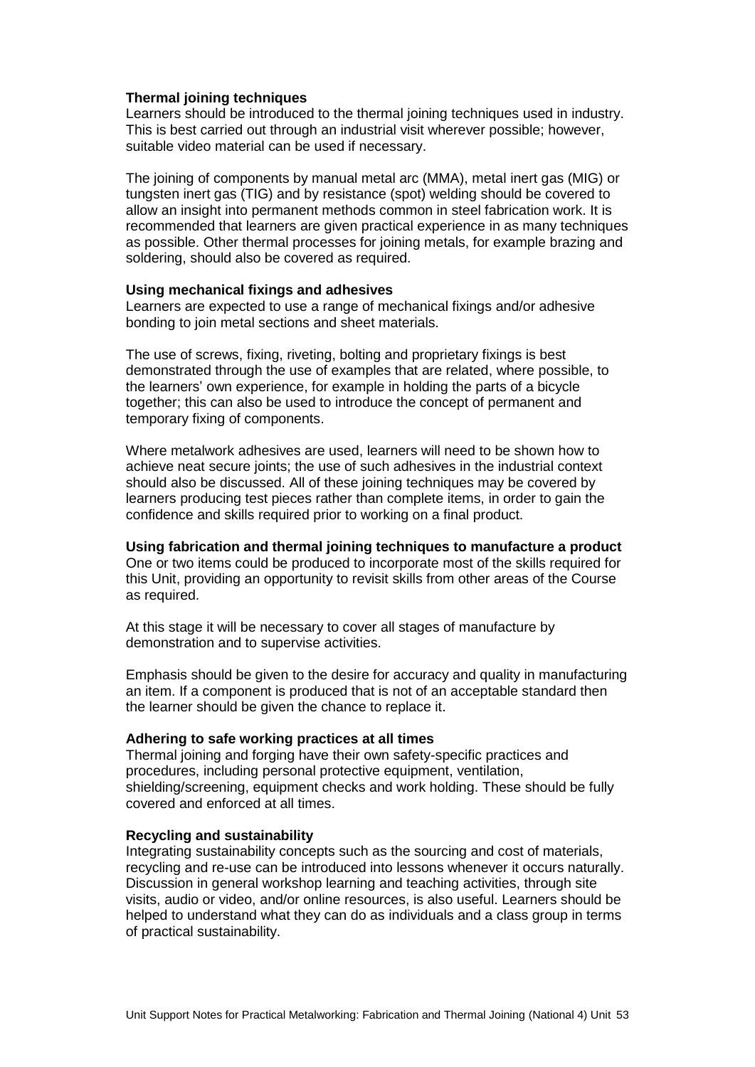**Thermal joining techniques**

Learners should be introduced to the thermal joining techniques used in industry. This is best carried out through an industrial visit wherever possible; however, suitable video material can be used if necessary.

The joining of components by manual metal arc (MMA), metal inert gas (MIG) or tungsten inert gas (TIG) and by resistance (spot) welding should be covered to allow an insight into permanent methods common in steel fabrication work. It is recommended that learners are given practical experience in as many techniques as possible. Other thermal processes for joining metals, for example brazing and soldering, should also be covered as required.

**Using mechanical fixings and adhesives**

Learners are expected to use a range of mechanical fixings and/or adhesive bonding to join metal sections and sheet materials.

The use of screws, fixing, riveting, bolting and proprietary fixings is best demonstrated through the use of examples that are related, where possible, to the learners' own experience, for example in holding the parts of a bicycle together; this can also be used to introduce the concept of permanent and temporary fixing of components.

Where metalwork adhesives are used, learners will need to be shown how to achieve neat secure joints; the use of such adhesives in the industrial context should also be discussed. All of these joining techniques may be covered by learners producing test pieces rather than complete items, in order to gain the confidence and skills required prior to working on a final product.

**Using fabrication and thermal joining techniques to manufacture a product**

One or two items could be produced to incorporate most of the skills required for this Unit, providing an opportunity to revisit skills from other areas of the Course as required.

At this stage it will be necessary to cover all stages of manufacture by demonstration and to supervise activities.

Emphasis should be given to the desire for accuracy and quality in manufacturing an item. If a component is produced that is not of an acceptable standard then the learner should be given the chance to replace it.

**Adhering to safe working practices at all times**

Thermal joining and forging have their own safety-specific practices and procedures, including personal protective equipment, ventilation, shielding/screening, equipment checks and work holding. These should be fully covered and enforced at all times.

**Recycling and sustainability**

Integrating sustainability concepts such as the sourcing and cost of materials, recycling and re-use can be introduced into lessons whenever it occurs naturally. Discussion in general workshop learning and teaching activities, through site visits, audio or video, and/or online resources, is also useful. Learners should be helped to understand what they can do as individuals and a class group in terms of practical sustainability.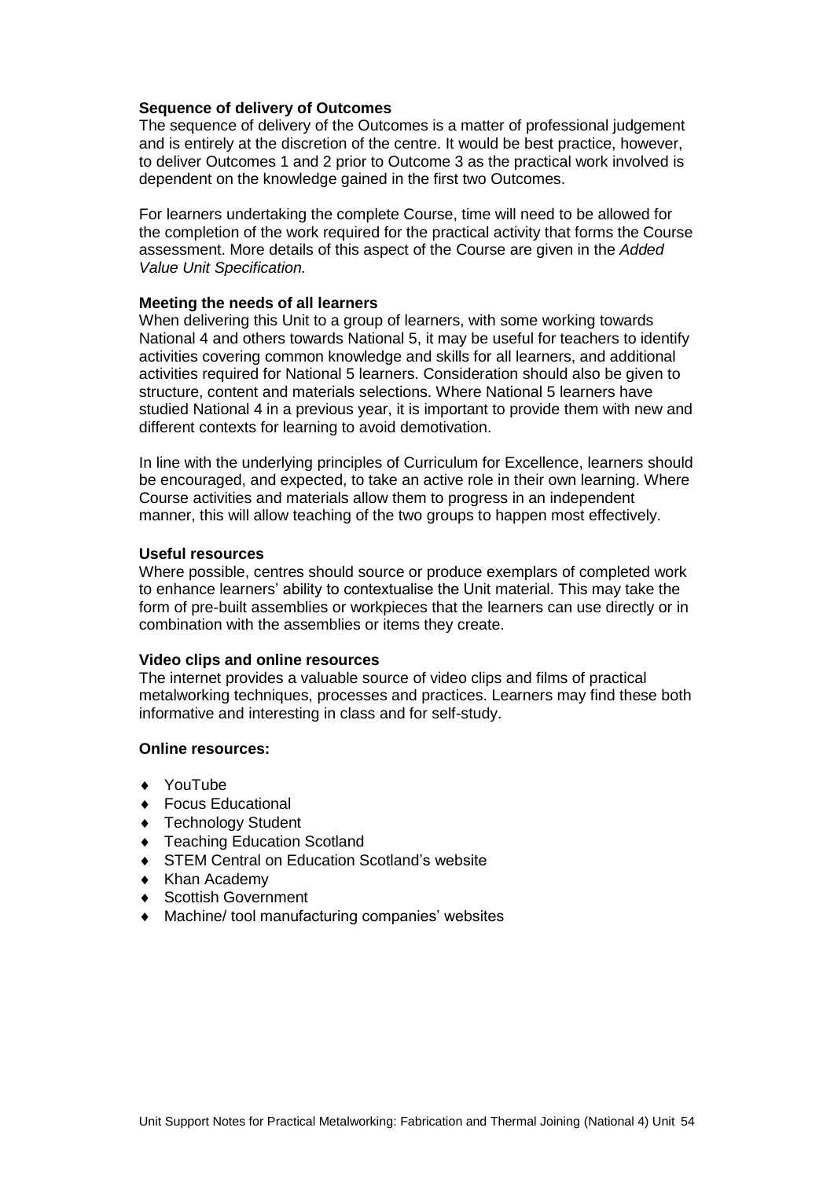**Sequence of delivery of Outcomes**

The sequence of delivery of the Outcomes is a matter of professional judgement and is entirely at the discretion of the centre. It would be best practice, however, to deliver Outcomes 1 and 2 prior to Outcome 3 as the practical work involved is dependent on the knowledge gained in the first two Outcomes.

For learners undertaking the complete Course, time will need to be allowed for the completion of the work required for the practical activity that forms the Course assessment. More details of this aspect of the Course are given in the *Added Value Unit Specification.*

**Meeting the needs of all learners**

When delivering this Unit to a group of learners, with some working towards National 4 and others towards National 5, it may be useful for teachers to identify activities covering common knowledge and skills for all learners, and additional activities required for National 5 learners. Consideration should also be given to structure, content and materials selections. Where National 5 learners have studied National 4 in a previous year, it is important to provide them with new and different contexts for learning to avoid demotivation.

In line with the underlying principles of Curriculum for Excellence, learners should be encouraged, and expected, to take an active role in their own learning. Where Course activities and materials allow them to progress in an independent manner, this will allow teaching of the two groups to happen most effectively.

**Useful resources**

Where possible, centres should source or produce exemplars of completed work to enhance learners' ability to contextualise the Unit material. This may take the form of pre-built assemblies or workpieces that the learners can use directly or in combination with the assemblies or items they create.

**Video clips and online resources**

The internet provides a valuable source of video clips and films of practical metalworking techniques, processes and practices. Learners may find these both informative and interesting in class and for self-study.

**Online resources:**

- YouTube
- Focus Educational
- Technology Student
- Teaching Education Scotland
- STEM Central on Education Scotland's website
- Khan Academy
- Scottish Government
- Machine/ tool manufacturing companies' websites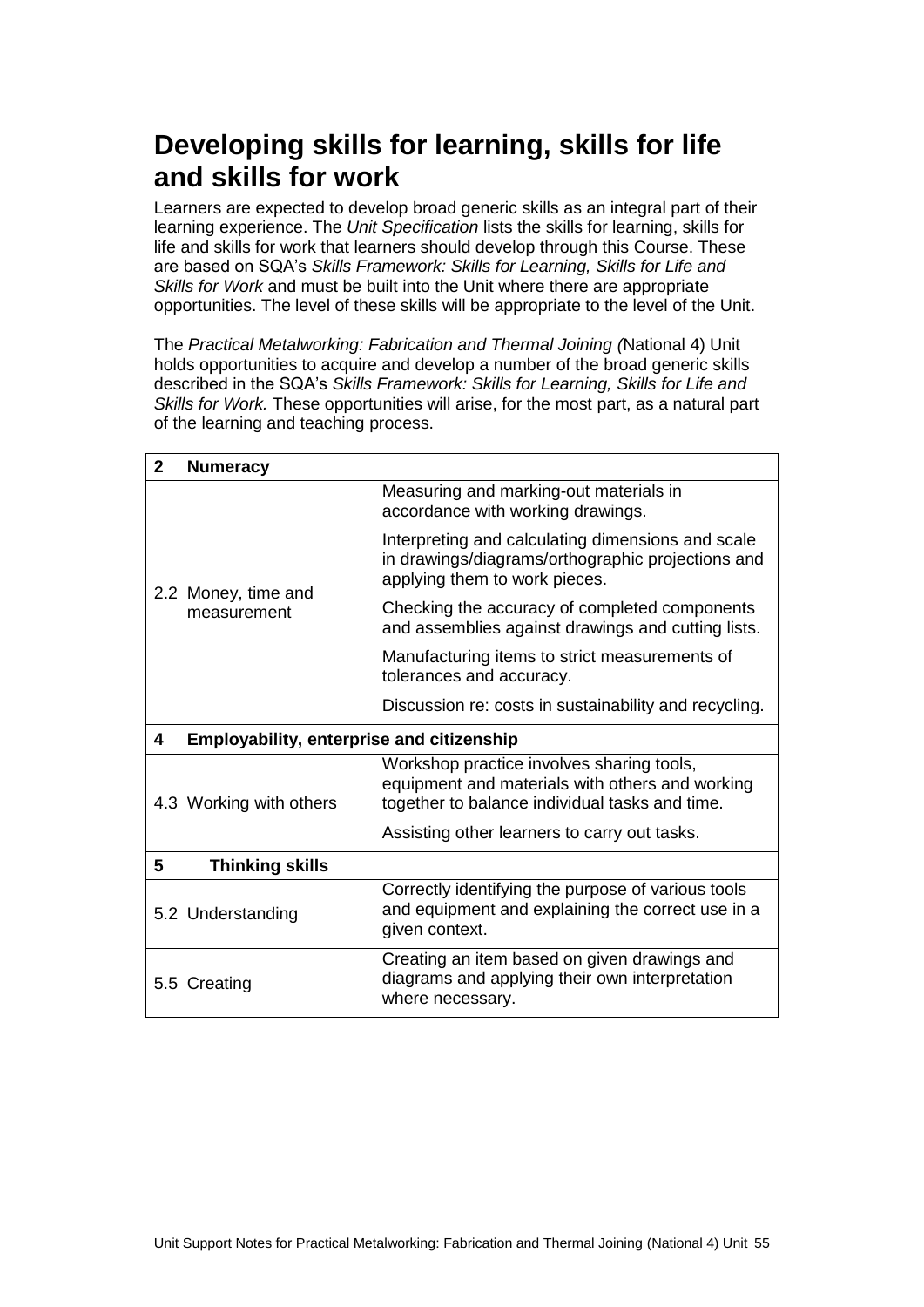# Developing skills for learning, skills for life and skills for work

Learners are expected to develop broad generic skills as an integral part of their learning experience. The *Unit Specification* lists the skills for learning, skills for life and skills for work that learners should develop through this Course. These are based on SQA's *Skills Framework: Skills for Learning, Skills for Life and Skills for Work* and must be built into the Unit where there are appropriate opportunities. The level of these skills will be appropriate to the level of the Unit.

The *Practical Metalworking: Fabrication and Thermal Joining (*National 4) Unit holds opportunities to acquire and develop a number of the broad generic skills described in the SQA's *Skills Framework: Skills for Learning, Skills for Life and Skills for Work.* These opportunities will arise, for the most part, as a natural part of the learning and teaching process.

| **2 Numeracy** | |
|---|---|
| 2.2 Money, time and measurement | Measuring and marking-out materials in accordance with working drawings. |
| | Interpreting and calculating dimensions and scale in drawings/diagrams/orthographic projections and applying them to work pieces. |
| | Checking the accuracy of completed components and assemblies against drawings and cutting lists. |
| | Manufacturing items to strict measurements of tolerances and accuracy. |
| | Discussion re: costs in sustainability and recycling. |
| **4 Employability, enterprise and citizenship** | |
| 4.3 Working with others | Workshop practice involves sharing tools, equipment and materials with others and working together to balance individual tasks and time. |
| | Assisting other learners to carry out tasks. |
| **5 Thinking skills** | |
| 5.2 Understanding | Correctly identifying the purpose of various tools and equipment and explaining the correct use in a given context. |
| 5.5 Creating | Creating an item based on given drawings and diagrams and applying their own interpretation where necessary. |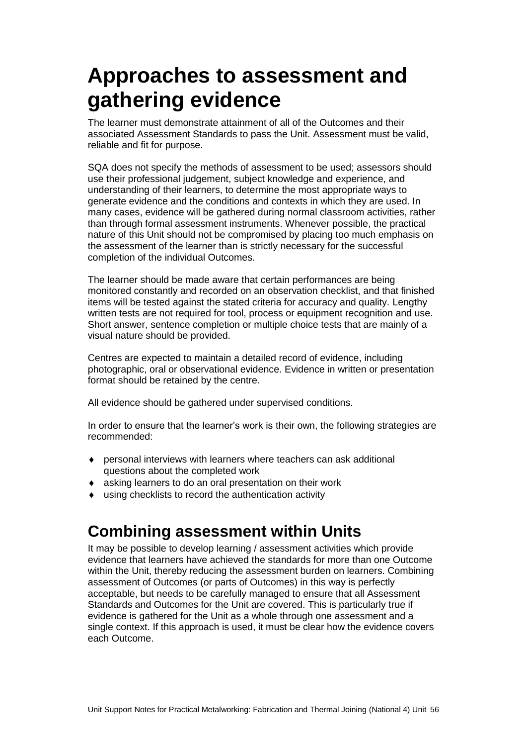# Approaches to assessment and gathering evidence

The learner must demonstrate attainment of all of the Outcomes and their associated Assessment Standards to pass the Unit. Assessment must be valid, reliable and fit for purpose.

SQA does not specify the methods of assessment to be used; assessors should use their professional judgement, subject knowledge and experience, and understanding of their learners, to determine the most appropriate ways to generate evidence and the conditions and contexts in which they are used. In many cases, evidence will be gathered during normal classroom activities, rather than through formal assessment instruments. Whenever possible, the practical nature of this Unit should not be compromised by placing too much emphasis on the assessment of the learner than is strictly necessary for the successful completion of the individual Outcomes.

The learner should be made aware that certain performances are being monitored constantly and recorded on an observation checklist, and that finished items will be tested against the stated criteria for accuracy and quality. Lengthy written tests are not required for tool, process or equipment recognition and use. Short answer, sentence completion or multiple choice tests that are mainly of a visual nature should be provided.

Centres are expected to maintain a detailed record of evidence, including photographic, oral or observational evidence. Evidence in written or presentation format should be retained by the centre.

All evidence should be gathered under supervised conditions.

In order to ensure that the learner's work is their own, the following strategies are recommended:

- personal interviews with learners where teachers can ask additional questions about the completed work
- asking learners to do an oral presentation on their work
- using checklists to record the authentication activity

## Combining assessment within Units

It may be possible to develop learning / assessment activities which provide evidence that learners have achieved the standards for more than one Outcome within the Unit, thereby reducing the assessment burden on learners. Combining assessment of Outcomes (or parts of Outcomes) in this way is perfectly acceptable, but needs to be carefully managed to ensure that all Assessment Standards and Outcomes for the Unit are covered. This is particularly true if evidence is gathered for the Unit as a whole through one assessment and a single context. If this approach is used, it must be clear how the evidence covers each Outcome.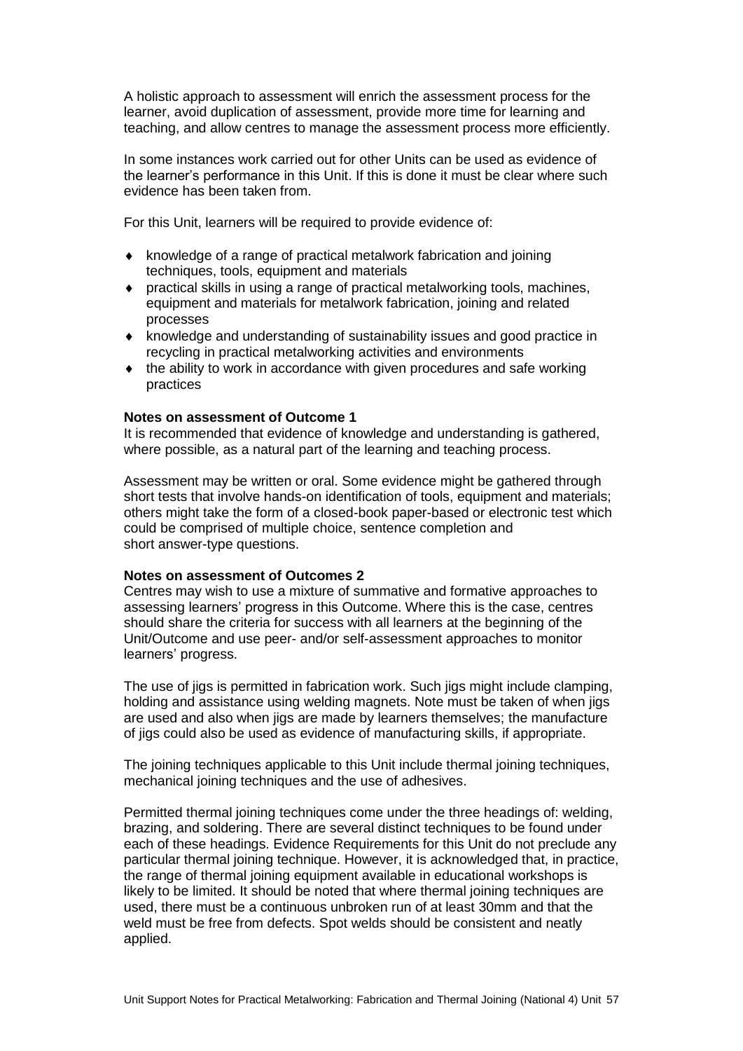A holistic approach to assessment will enrich the assessment process for the learner, avoid duplication of assessment, provide more time for learning and teaching, and allow centres to manage the assessment process more efficiently.

In some instances work carried out for other Units can be used as evidence of the learner's performance in this Unit. If this is done it must be clear where such evidence has been taken from.

For this Unit, learners will be required to provide evidence of:

- knowledge of a range of practical metalwork fabrication and joining techniques, tools, equipment and materials
- practical skills in using a range of practical metalworking tools, machines, equipment and materials for metalwork fabrication, joining and related processes
- knowledge and understanding of sustainability issues and good practice in recycling in practical metalworking activities and environments
- the ability to work in accordance with given procedures and safe working practices

**Notes on assessment of Outcome 1**

It is recommended that evidence of knowledge and understanding is gathered, where possible, as a natural part of the learning and teaching process.

Assessment may be written or oral. Some evidence might be gathered through short tests that involve hands-on identification of tools, equipment and materials; others might take the form of a closed-book paper-based or electronic test which could be comprised of multiple choice, sentence completion and short answer-type questions.

**Notes on assessment of Outcomes 2**

Centres may wish to use a mixture of summative and formative approaches to assessing learners' progress in this Outcome. Where this is the case, centres should share the criteria for success with all learners at the beginning of the Unit/Outcome and use peer- and/or self-assessment approaches to monitor learners' progress.

The use of jigs is permitted in fabrication work. Such jigs might include clamping, holding and assistance using welding magnets. Note must be taken of when jigs are used and also when jigs are made by learners themselves; the manufacture of jigs could also be used as evidence of manufacturing skills, if appropriate.

The joining techniques applicable to this Unit include thermal joining techniques, mechanical joining techniques and the use of adhesives.

Permitted thermal joining techniques come under the three headings of: welding, brazing, and soldering. There are several distinct techniques to be found under each of these headings. Evidence Requirements for this Unit do not preclude any particular thermal joining technique. However, it is acknowledged that, in practice, the range of thermal joining equipment available in educational workshops is likely to be limited. It should be noted that where thermal joining techniques are used, there must be a continuous unbroken run of at least 30mm and that the weld must be free from defects. Spot welds should be consistent and neatly applied.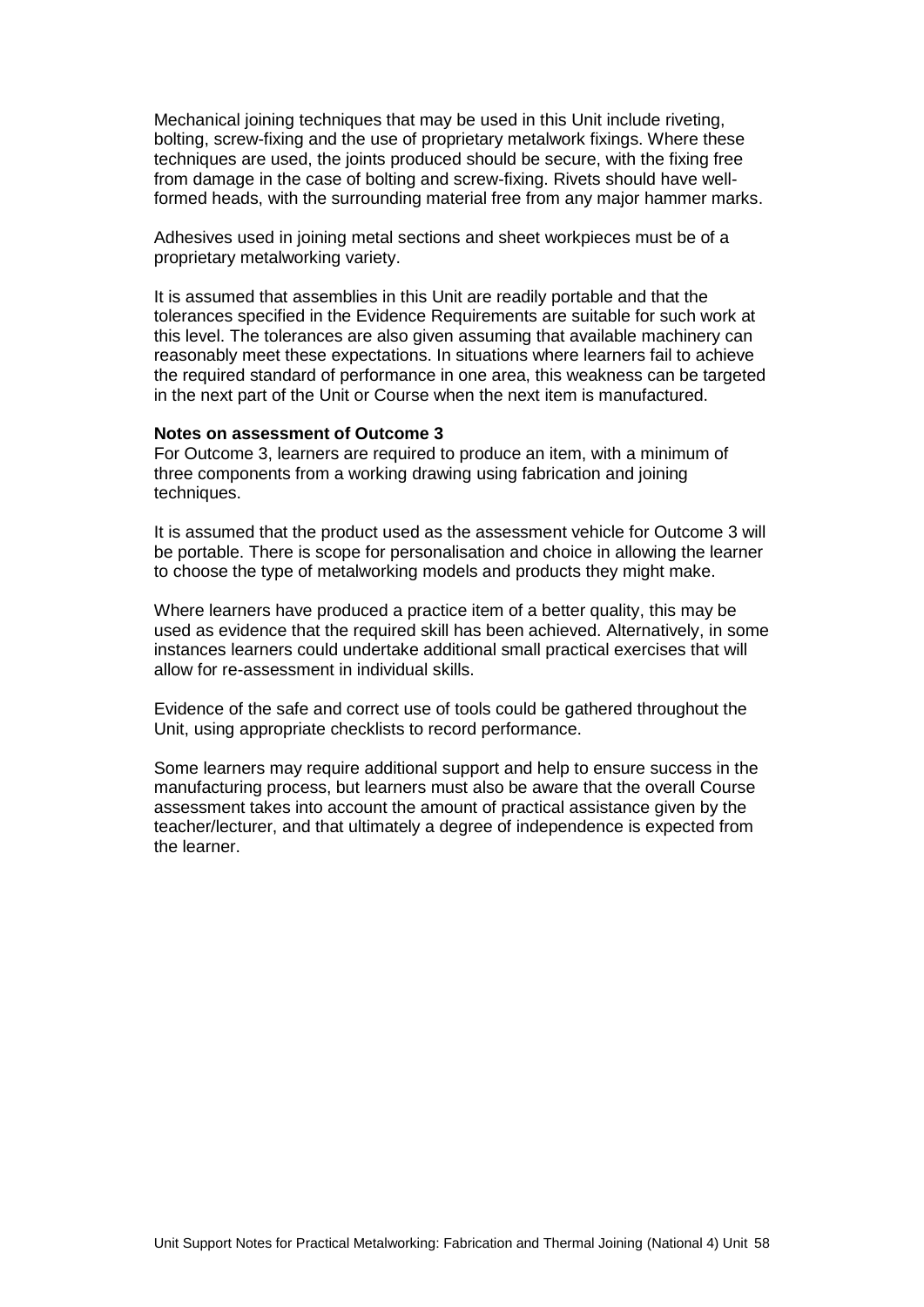Mechanical joining techniques that may be used in this Unit include riveting, bolting, screw-fixing and the use of proprietary metalwork fixings. Where these techniques are used, the joints produced should be secure, with the fixing free from damage in the case of bolting and screw-fixing. Rivets should have well-formed heads, with the surrounding material free from any major hammer marks.

Adhesives used in joining metal sections and sheet workpieces must be of a proprietary metalworking variety.

It is assumed that assemblies in this Unit are readily portable and that the tolerances specified in the Evidence Requirements are suitable for such work at this level. The tolerances are also given assuming that available machinery can reasonably meet these expectations. In situations where learners fail to achieve the required standard of performance in one area, this weakness can be targeted in the next part of the Unit or Course when the next item is manufactured.

**Notes on assessment of Outcome 3**

For Outcome 3, learners are required to produce an item, with a minimum of three components from a working drawing using fabrication and joining techniques.

It is assumed that the product used as the assessment vehicle for Outcome 3 will be portable. There is scope for personalisation and choice in allowing the learner to choose the type of metalworking models and products they might make.

Where learners have produced a practice item of a better quality, this may be used as evidence that the required skill has been achieved. Alternatively, in some instances learners could undertake additional small practical exercises that will allow for re-assessment in individual skills.

Evidence of the safe and correct use of tools could be gathered throughout the Unit, using appropriate checklists to record performance.

Some learners may require additional support and help to ensure success in the manufacturing process, but learners must also be aware that the overall Course assessment takes into account the amount of practical assistance given by the teacher/lecturer, and that ultimately a degree of independence is expected from the learner.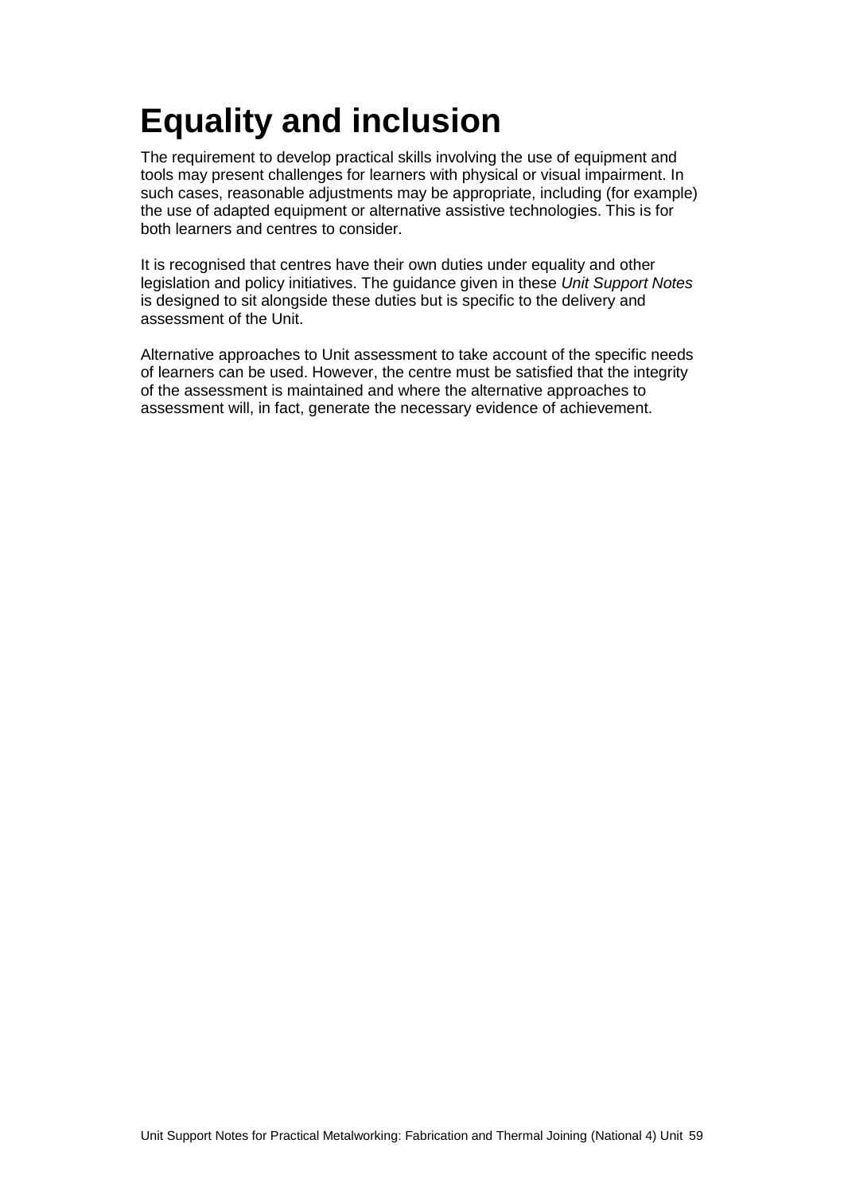# Equality and inclusion

The requirement to develop practical skills involving the use of equipment and tools may present challenges for learners with physical or visual impairment. In such cases, reasonable adjustments may be appropriate, including (for example) the use of adapted equipment or alternative assistive technologies. This is for both learners and centres to consider.

It is recognised that centres have their own duties under equality and other legislation and policy initiatives. The guidance given in these *Unit Support Notes* is designed to sit alongside these duties but is specific to the delivery and assessment of the Unit.

Alternative approaches to Unit assessment to take account of the specific needs of learners can be used. However, the centre must be satisfied that the integrity of the assessment is maintained and where the alternative approaches to assessment will, in fact, generate the necessary evidence of achievement.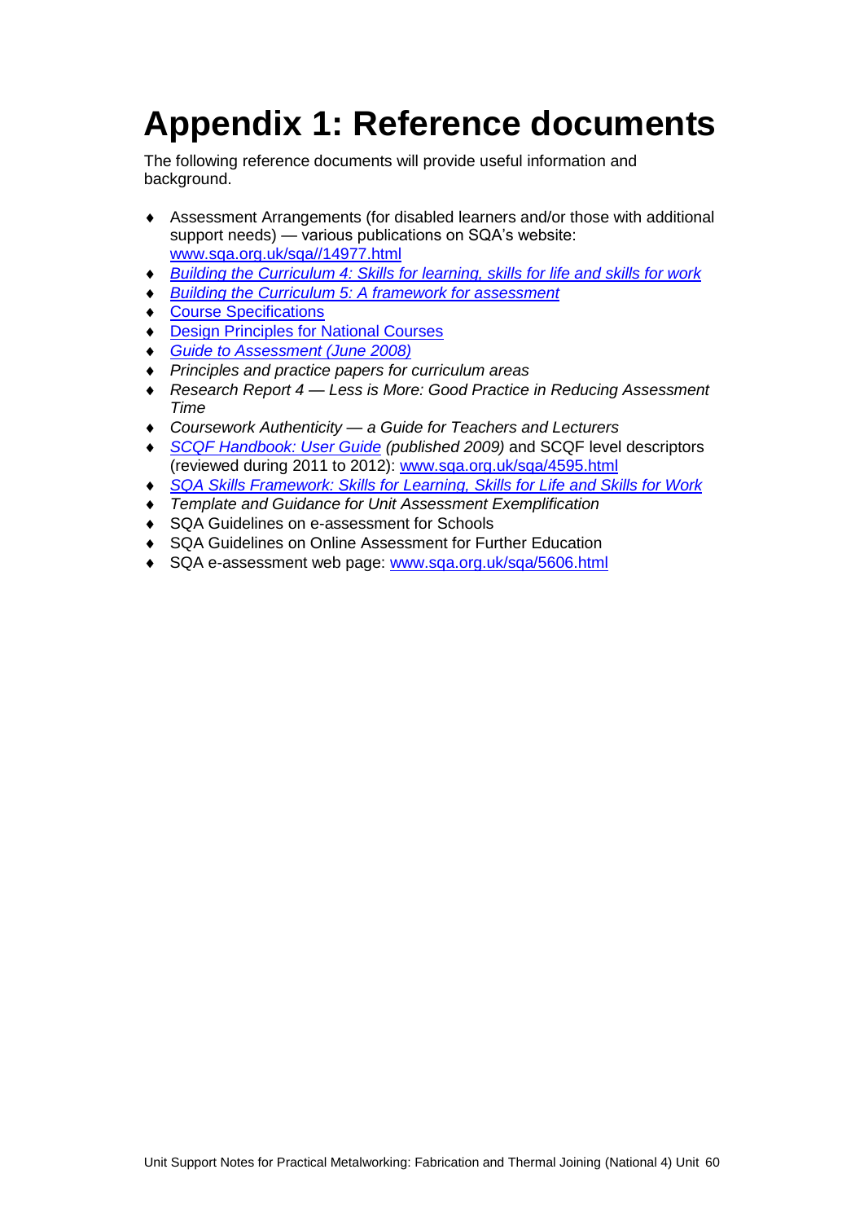# Appendix 1: Reference documents

The following reference documents will provide useful information and background.

- Assessment Arrangements (for disabled learners and/or those with additional support needs) — various publications on SQA's website: www.sqa.org.uk/sqa//14977.html
- *Building the Curriculum 4: Skills for learning, skills for life and skills for work*
- *Building the Curriculum 5: A framework for assessment*
- Course Specifications
- Design Principles for National Courses
- *Guide to Assessment (June 2008)*
- *Principles and practice papers for curriculum areas*
- *Research Report 4 — Less is More: Good Practice in Reducing Assessment Time*
- *Coursework Authenticity — a Guide for Teachers and Lecturers*
- *SCQF Handbook: User Guide (published 2009)* and SCQF level descriptors (reviewed during 2011 to 2012): www.sqa.org.uk/sqa/4595.html
- *SQA Skills Framework: Skills for Learning, Skills for Life and Skills for Work*
- *Template and Guidance for Unit Assessment Exemplification*
- SQA Guidelines on e-assessment for Schools
- SQA Guidelines on Online Assessment for Further Education
- SQA e-assessment web page: www.sqa.org.uk/sqa/5606.html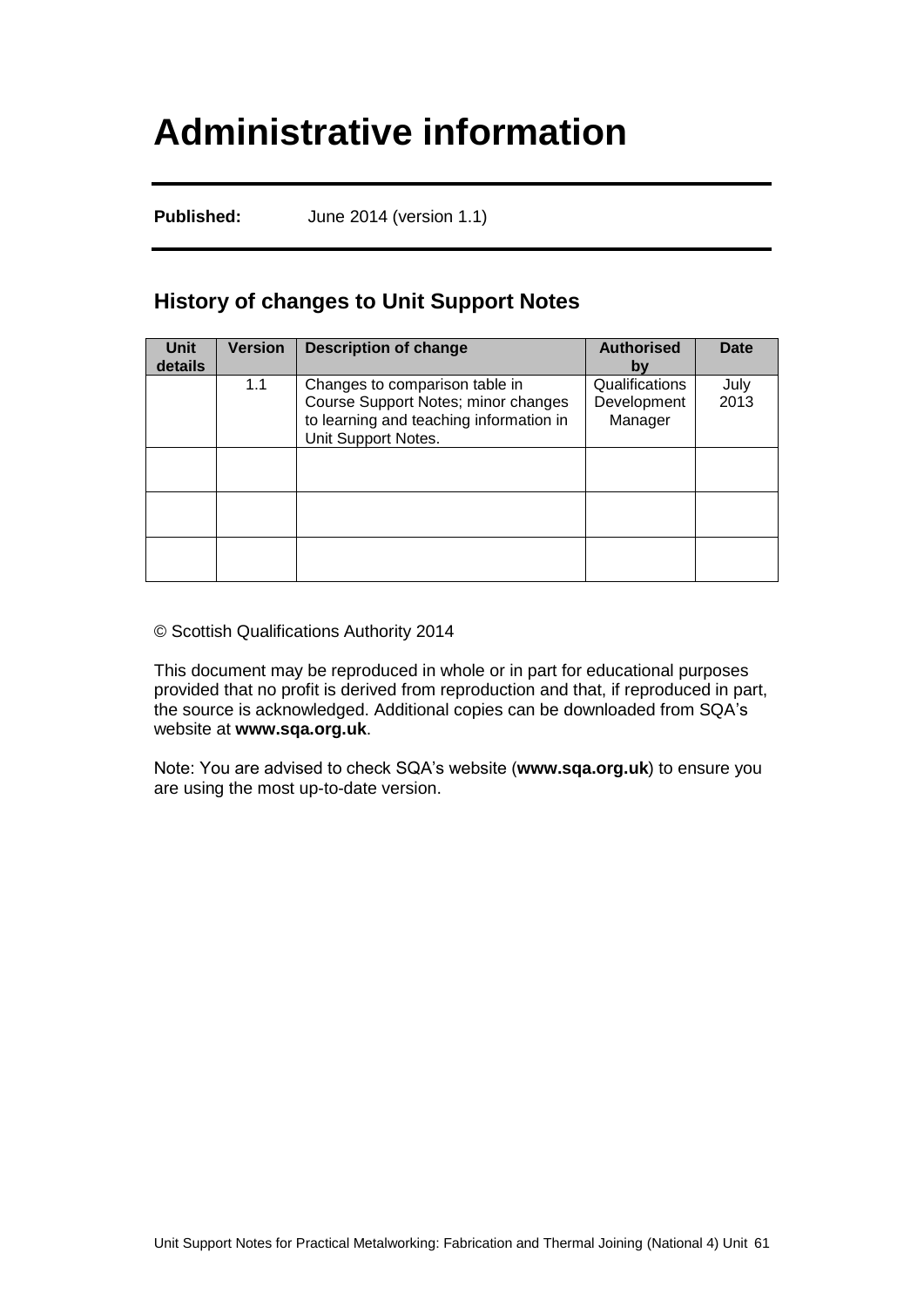# Administrative information

**Published:** June 2014 (version 1.1)

## History of changes to Unit Support Notes

| Unit details | Version | Description of change | Authorised by | Date |
|---|---|---|---|---|
| | 1.1 | Changes to comparison table in Course Support Notes; minor changes to learning and teaching information in Unit Support Notes. | Qualifications Development Manager | July 2013 |
| | | | | |
| | | | | |
| | | | | |

© Scottish Qualifications Authority 2014

This document may be reproduced in whole or in part for educational purposes provided that no profit is derived from reproduction and that, if reproduced in part, the source is acknowledged. Additional copies can be downloaded from SQA's website at **www.sqa.org.uk**.

Note: You are advised to check SQA's website (**www.sqa.org.uk**) to ensure you are using the most up-to-date version.